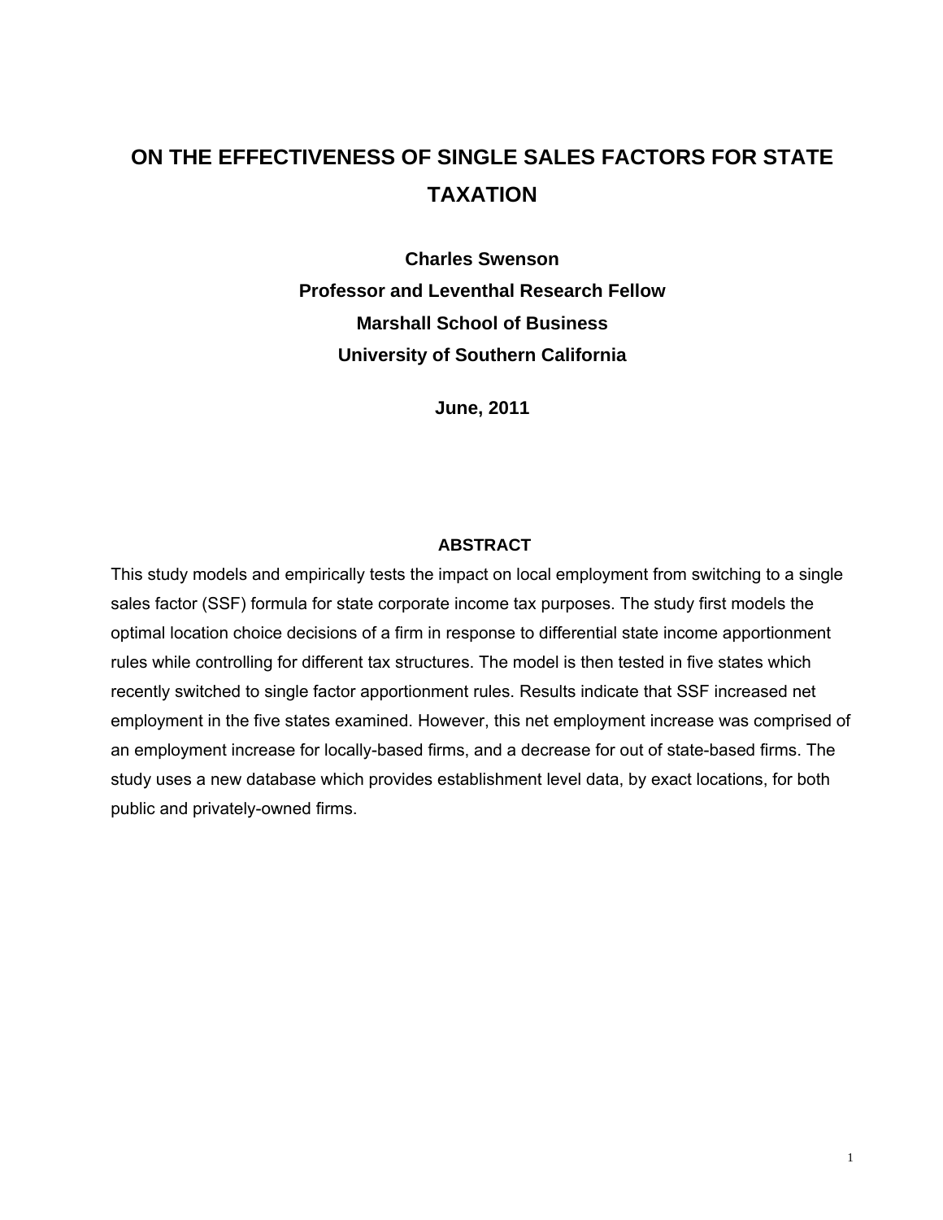# ON THE EFFECTIVENESS OF SINGLE SALES FACTORS FOR STATE TAXATION

**Charles Swenson**
**Professor and Leventhal Research Fellow**
**Marshall School of Business**
**University of Southern California**

**June, 2011**

## ABSTRACT

This study models and empirically tests the impact on local employment from switching to a single sales factor (SSF) formula for state corporate income tax purposes. The study first models the optimal location choice decisions of a firm in response to differential state income apportionment rules while controlling for different tax structures. The model is then tested in five states which recently switched to single factor apportionment rules. Results indicate that SSF increased net employment in the five states examined. However, this net employment increase was comprised of an employment increase for locally-based firms, and a decrease for out of state-based firms. The study uses a new database which provides establishment level data, by exact locations, for both public and privately-owned firms.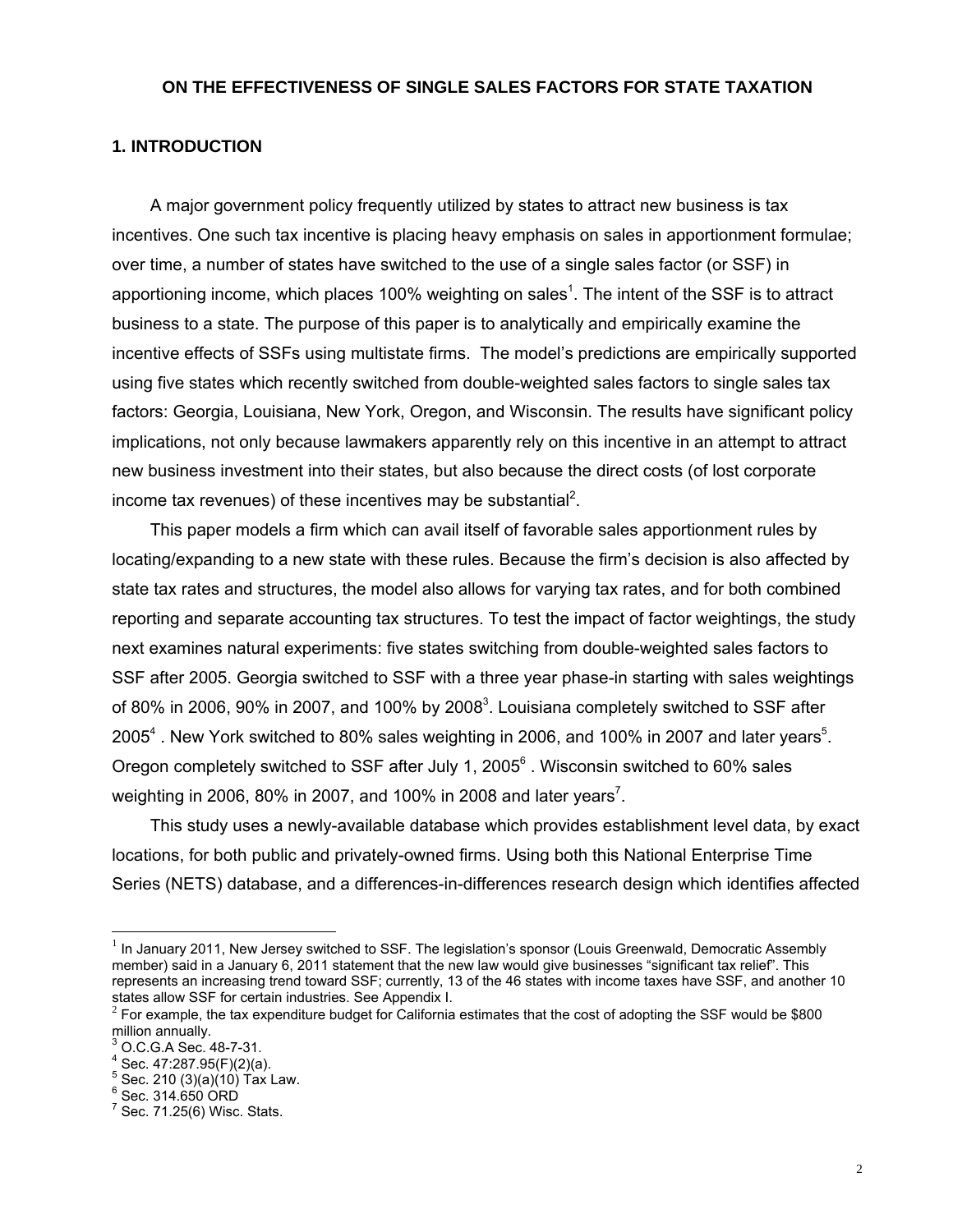**ON THE EFFECTIVENESS OF SINGLE SALES FACTORS FOR STATE TAXATION**

## 1. INTRODUCTION

A major government policy frequently utilized by states to attract new business is tax incentives. One such tax incentive is placing heavy emphasis on sales in apportionment formulae; over time, a number of states have switched to the use of a single sales factor (or SSF) in apportioning income, which places 100% weighting on sales[1]. The intent of the SSF is to attract business to a state. The purpose of this paper is to analytically and empirically examine the incentive effects of SSFs using multistate firms. The model's predictions are empirically supported using five states which recently switched from double-weighted sales factors to single sales tax factors: Georgia, Louisiana, New York, Oregon, and Wisconsin. The results have significant policy implications, not only because lawmakers apparently rely on this incentive in an attempt to attract new business investment into their states, but also because the direct costs (of lost corporate income tax revenues) of these incentives may be substantial[2].

This paper models a firm which can avail itself of favorable sales apportionment rules by locating/expanding to a new state with these rules. Because the firm's decision is also affected by state tax rates and structures, the model also allows for varying tax rates, and for both combined reporting and separate accounting tax structures. To test the impact of factor weightings, the study next examines natural experiments: five states switching from double-weighted sales factors to SSF after 2005. Georgia switched to SSF with a three year phase-in starting with sales weightings of 80% in 2006, 90% in 2007, and 100% by 2008[3]. Louisiana completely switched to SSF after 2005[4] . New York switched to 80% sales weighting in 2006, and 100% in 2007 and later years[5]. Oregon completely switched to SSF after July 1, 2005[6] . Wisconsin switched to 60% sales weighting in 2006, 80% in 2007, and 100% in 2008 and later years[7].

This study uses a newly-available database which provides establishment level data, by exact locations, for both public and privately-owned firms. Using both this National Enterprise Time Series (NETS) database, and a differences-in-differences research design which identifies affected

---

[1] In January 2011, New Jersey switched to SSF. The legislation's sponsor (Louis Greenwald, Democratic Assembly member) said in a January 6, 2011 statement that the new law would give businesses "significant tax relief". This represents an increasing trend toward SSF; currently, 13 of the 46 states with income taxes have SSF, and another 10 states allow SSF for certain industries. See Appendix I.

[2] For example, the tax expenditure budget for California estimates that the cost of adopting the SSF would be $800 million annually.

[3] O.C.G.A Sec. 48-7-31.

[4] Sec. 47:287.95(F)(2)(a).

[5] Sec. 210 (3)(a)(10) Tax Law.

[6] Sec. 314.650 ORD

[7] Sec. 71.25(6) Wisc. Stats.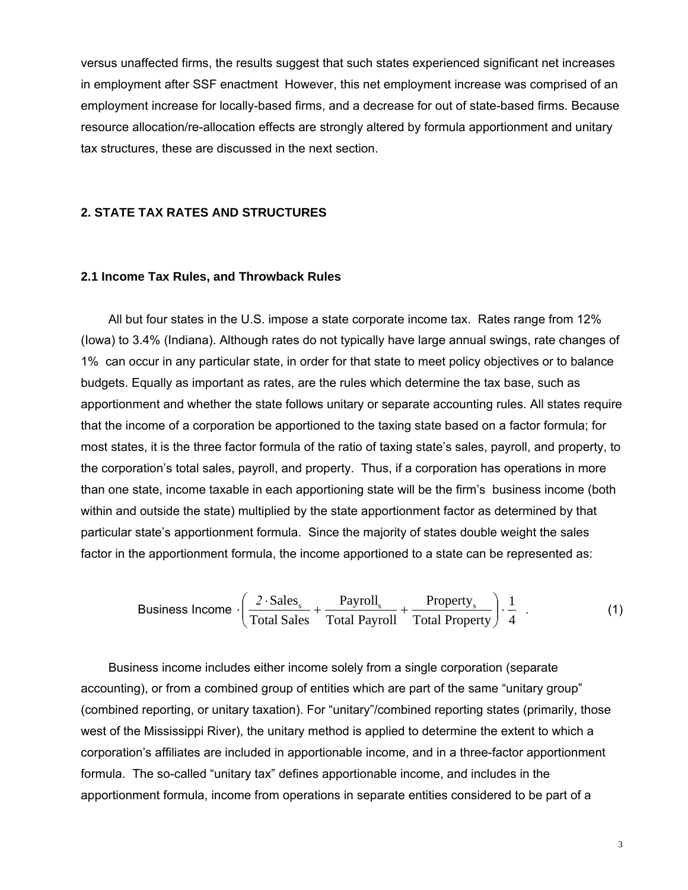versus unaffected firms, the results suggest that such states experienced significant net increases in employment after SSF enactment However, this net employment increase was comprised of an employment increase for locally-based firms, and a decrease for out of state-based firms. Because resource allocation/re-allocation effects are strongly altered by formula apportionment and unitary tax structures, these are discussed in the next section.

## 2. STATE TAX RATES AND STRUCTURES

### 2.1 Income Tax Rules, and Throwback Rules

All but four states in the U.S. impose a state corporate income tax. Rates range from 12% (Iowa) to 3.4% (Indiana). Although rates do not typically have large annual swings, rate changes of 1% can occur in any particular state, in order for that state to meet policy objectives or to balance budgets. Equally as important as rates, are the rules which determine the tax base, such as apportionment and whether the state follows unitary or separate accounting rules. All states require that the income of a corporation be apportioned to the taxing state based on a factor formula; for most states, it is the three factor formula of the ratio of taxing state's sales, payroll, and property, to the corporation's total sales, payroll, and property. Thus, if a corporation has operations in more than one state, income taxable in each apportioning state will be the firm's business income (both within and outside the state) multiplied by the state apportionment factor as determined by that particular state's apportionment formula. Since the majority of states double weight the sales factor in the apportionment formula, the income apportioned to a state can be represented as:

$$\text{Business Income} \cdot \left( \frac{2 \cdot \text{Sales}_s}{\text{Total Sales}} + \frac{\text{Payroll}_s}{\text{Total Payroll}} + \frac{\text{Property}_s}{\text{Total Property}} \right) \cdot \frac{1}{4} \quad . \tag{1}$$

Business income includes either income solely from a single corporation (separate accounting), or from a combined group of entities which are part of the same "unitary group" (combined reporting, or unitary taxation). For "unitary"/combined reporting states (primarily, those west of the Mississippi River), the unitary method is applied to determine the extent to which a corporation's affiliates are included in apportionable income, and in a three-factor apportionment formula. The so-called "unitary tax" defines apportionable income, and includes in the apportionment formula, income from operations in separate entities considered to be part of a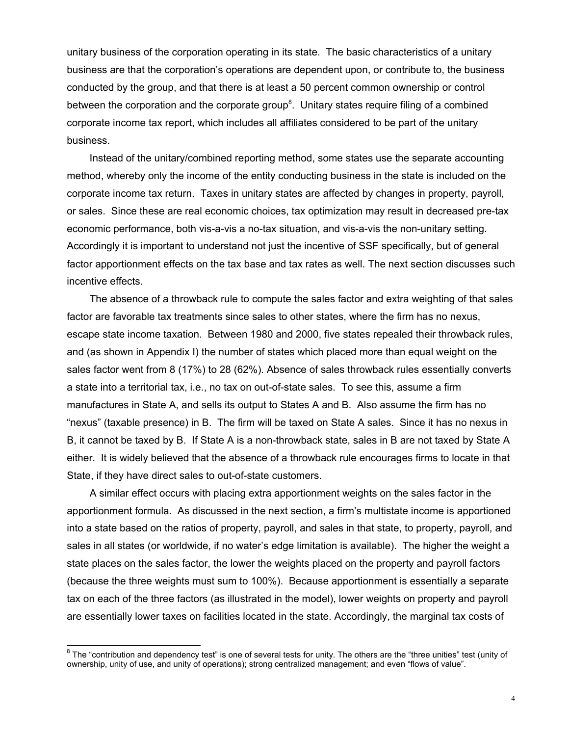unitary business of the corporation operating in its state. The basic characteristics of a unitary business are that the corporation's operations are dependent upon, or contribute to, the business conducted by the group, and that there is at least a 50 percent common ownership or control between the corporation and the corporate group[8]. Unitary states require filing of a combined corporate income tax report, which includes all affiliates considered to be part of the unitary business.

Instead of the unitary/combined reporting method, some states use the separate accounting method, whereby only the income of the entity conducting business in the state is included on the corporate income tax return. Taxes in unitary states are affected by changes in property, payroll, or sales. Since these are real economic choices, tax optimization may result in decreased pre-tax economic performance, both vis-a-vis a no-tax situation, and vis-a-vis the non-unitary setting. Accordingly it is important to understand not just the incentive of SSF specifically, but of general factor apportionment effects on the tax base and tax rates as well. The next section discusses such incentive effects.

The absence of a throwback rule to compute the sales factor and extra weighting of that sales factor are favorable tax treatments since sales to other states, where the firm has no nexus, escape state income taxation. Between 1980 and 2000, five states repealed their throwback rules, and (as shown in Appendix I) the number of states which placed more than equal weight on the sales factor went from 8 (17%) to 28 (62%). Absence of sales throwback rules essentially converts a state into a territorial tax, i.e., no tax on out-of-state sales. To see this, assume a firm manufactures in State A, and sells its output to States A and B. Also assume the firm has no "nexus" (taxable presence) in B. The firm will be taxed on State A sales. Since it has no nexus in B, it cannot be taxed by B. If State A is a non-throwback state, sales in B are not taxed by State A either. It is widely believed that the absence of a throwback rule encourages firms to locate in that State, if they have direct sales to out-of-state customers.

A similar effect occurs with placing extra apportionment weights on the sales factor in the apportionment formula. As discussed in the next section, a firm's multistate income is apportioned into a state based on the ratios of property, payroll, and sales in that state, to property, payroll, and sales in all states (or worldwide, if no water's edge limitation is available). The higher the weight a state places on the sales factor, the lower the weights placed on the property and payroll factors (because the three weights must sum to 100%). Because apportionment is essentially a separate tax on each of the three factors (as illustrated in the model), lower weights on property and payroll are essentially lower taxes on facilities located in the state. Accordingly, the marginal tax costs of

[8] The "contribution and dependency test" is one of several tests for unity. The others are the "three unities" test (unity of ownership, unity of use, and unity of operations); strong centralized management; and even "flows of value".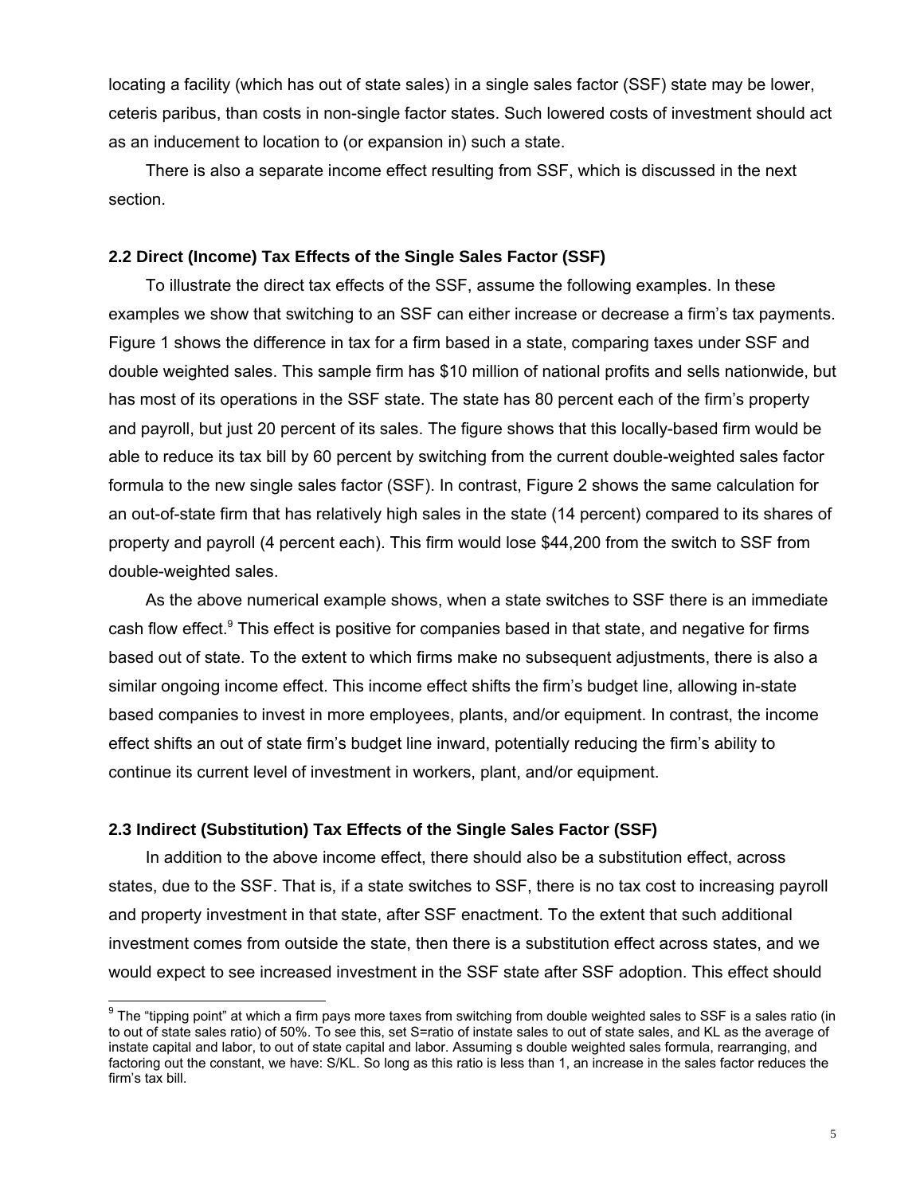locating a facility (which has out of state sales) in a single sales factor (SSF) state may be lower, ceteris paribus, than costs in non-single factor states. Such lowered costs of investment should act as an inducement to location to (or expansion in) such a state.

There is also a separate income effect resulting from SSF, which is discussed in the next section.

### 2.2 Direct (Income) Tax Effects of the Single Sales Factor (SSF)

To illustrate the direct tax effects of the SSF, assume the following examples. In these examples we show that switching to an SSF can either increase or decrease a firm's tax payments. Figure 1 shows the difference in tax for a firm based in a state, comparing taxes under SSF and double weighted sales. This sample firm has $10 million of national profits and sells nationwide, but has most of its operations in the SSF state. The state has 80 percent each of the firm's property and payroll, but just 20 percent of its sales. The figure shows that this locally-based firm would be able to reduce its tax bill by 60 percent by switching from the current double-weighted sales factor formula to the new single sales factor (SSF). In contrast, Figure 2 shows the same calculation for an out-of-state firm that has relatively high sales in the state (14 percent) compared to its shares of property and payroll (4 percent each). This firm would lose $44,200 from the switch to SSF from double-weighted sales.

As the above numerical example shows, when a state switches to SSF there is an immediate cash flow effect.[9] This effect is positive for companies based in that state, and negative for firms based out of state. To the extent to which firms make no subsequent adjustments, there is also a similar ongoing income effect. This income effect shifts the firm's budget line, allowing in-state based companies to invest in more employees, plants, and/or equipment. In contrast, the income effect shifts an out of state firm's budget line inward, potentially reducing the firm's ability to continue its current level of investment in workers, plant, and/or equipment.

### 2.3 Indirect (Substitution) Tax Effects of the Single Sales Factor (SSF)

In addition to the above income effect, there should also be a substitution effect, across states, due to the SSF. That is, if a state switches to SSF, there is no tax cost to increasing payroll and property investment in that state, after SSF enactment. To the extent that such additional investment comes from outside the state, then there is a substitution effect across states, and we would expect to see increased investment in the SSF state after SSF adoption. This effect should

[9] The "tipping point" at which a firm pays more taxes from switching from double weighted sales to SSF is a sales ratio (in to out of state sales ratio) of 50%. To see this, set S=ratio of instate sales to out of state sales, and KL as the average of instate capital and labor, to out of state capital and labor. Assuming s double weighted sales formula, rearranging, and factoring out the constant, we have: S/KL. So long as this ratio is less than 1, an increase in the sales factor reduces the firm's tax bill.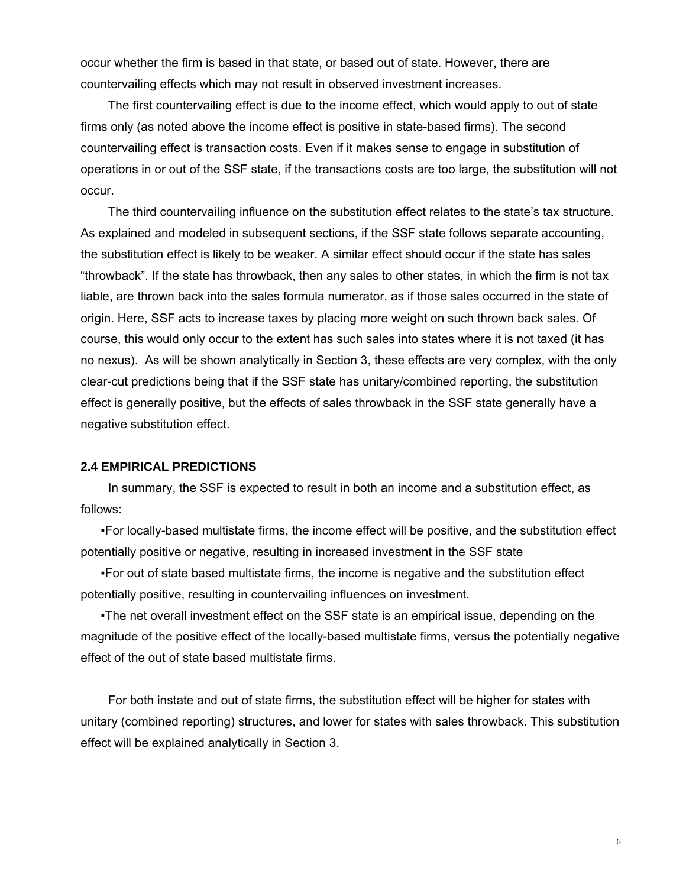occur whether the firm is based in that state, or based out of state. However, there are countervailing effects which may not result in observed investment increases.

The first countervailing effect is due to the income effect, which would apply to out of state firms only (as noted above the income effect is positive in state-based firms). The second countervailing effect is transaction costs. Even if it makes sense to engage in substitution of operations in or out of the SSF state, if the transactions costs are too large, the substitution will not occur.

The third countervailing influence on the substitution effect relates to the state's tax structure. As explained and modeled in subsequent sections, if the SSF state follows separate accounting, the substitution effect is likely to be weaker. A similar effect should occur if the state has sales "throwback". If the state has throwback, then any sales to other states, in which the firm is not tax liable, are thrown back into the sales formula numerator, as if those sales occurred in the state of origin. Here, SSF acts to increase taxes by placing more weight on such thrown back sales. Of course, this would only occur to the extent has such sales into states where it is not taxed (it has no nexus). As will be shown analytically in Section 3, these effects are very complex, with the only clear-cut predictions being that if the SSF state has unitary/combined reporting, the substitution effect is generally positive, but the effects of sales throwback in the SSF state generally have a negative substitution effect.

### 2.4 EMPIRICAL PREDICTIONS

In summary, the SSF is expected to result in both an income and a substitution effect, as follows:

▪For locally-based multistate firms, the income effect will be positive, and the substitution effect potentially positive or negative, resulting in increased investment in the SSF state

▪For out of state based multistate firms, the income is negative and the substitution effect potentially positive, resulting in countervailing influences on investment.

▪The net overall investment effect on the SSF state is an empirical issue, depending on the magnitude of the positive effect of the locally-based multistate firms, versus the potentially negative effect of the out of state based multistate firms.

For both instate and out of state firms, the substitution effect will be higher for states with unitary (combined reporting) structures, and lower for states with sales throwback. This substitution effect will be explained analytically in Section 3.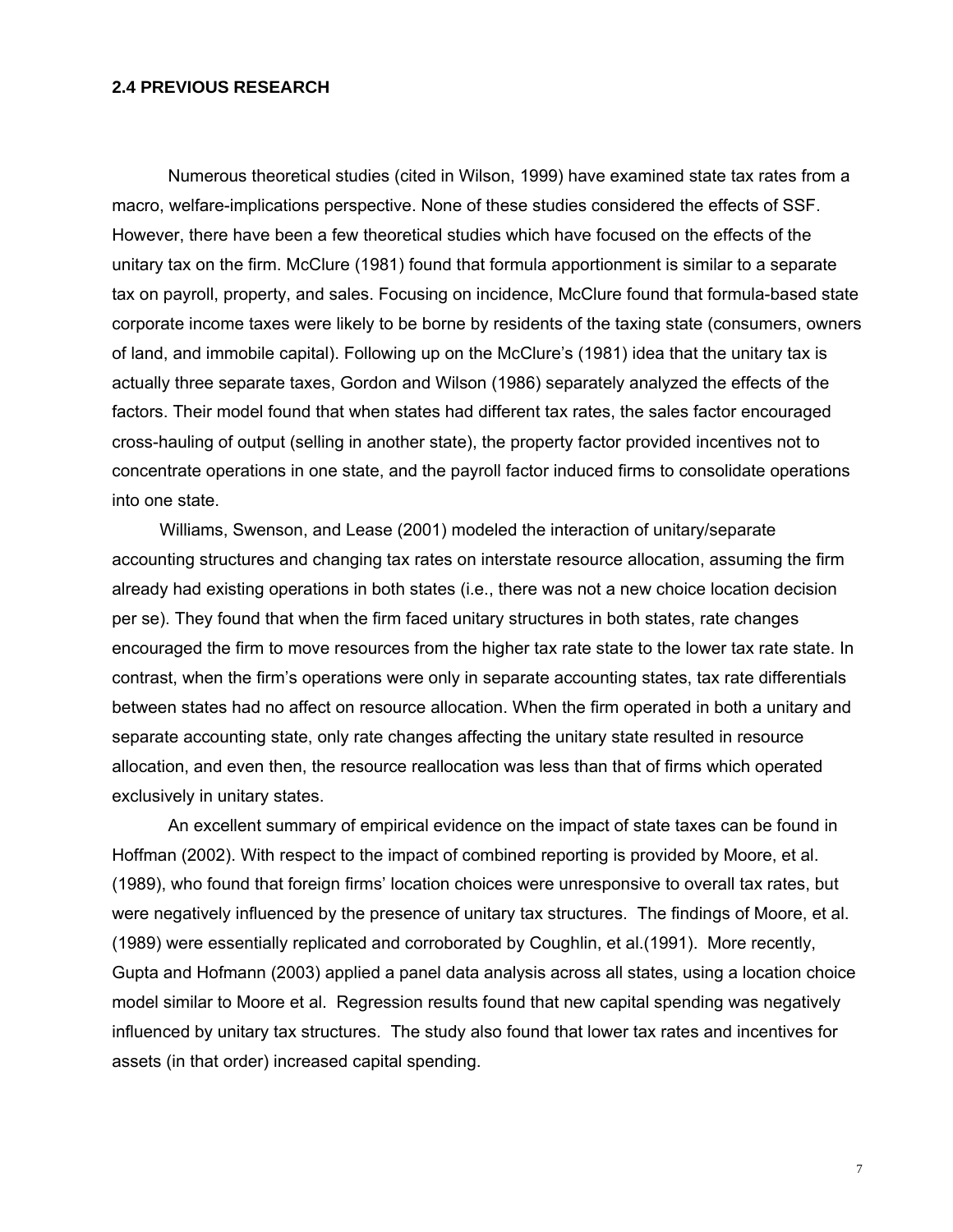### 2.4 PREVIOUS RESEARCH

Numerous theoretical studies (cited in Wilson, 1999) have examined state tax rates from a macro, welfare-implications perspective. None of these studies considered the effects of SSF. However, there have been a few theoretical studies which have focused on the effects of the unitary tax on the firm. McClure (1981) found that formula apportionment is similar to a separate tax on payroll, property, and sales. Focusing on incidence, McClure found that formula-based state corporate income taxes were likely to be borne by residents of the taxing state (consumers, owners of land, and immobile capital). Following up on the McClure's (1981) idea that the unitary tax is actually three separate taxes, Gordon and Wilson (1986) separately analyzed the effects of the factors. Their model found that when states had different tax rates, the sales factor encouraged cross-hauling of output (selling in another state), the property factor provided incentives not to concentrate operations in one state, and the payroll factor induced firms to consolidate operations into one state.

Williams, Swenson, and Lease (2001) modeled the interaction of unitary/separate accounting structures and changing tax rates on interstate resource allocation, assuming the firm already had existing operations in both states (i.e., there was not a new choice location decision per se). They found that when the firm faced unitary structures in both states, rate changes encouraged the firm to move resources from the higher tax rate state to the lower tax rate state. In contrast, when the firm's operations were only in separate accounting states, tax rate differentials between states had no affect on resource allocation. When the firm operated in both a unitary and separate accounting state, only rate changes affecting the unitary state resulted in resource allocation, and even then, the resource reallocation was less than that of firms which operated exclusively in unitary states.

An excellent summary of empirical evidence on the impact of state taxes can be found in Hoffman (2002). With respect to the impact of combined reporting is provided by Moore, et al. (1989), who found that foreign firms' location choices were unresponsive to overall tax rates, but were negatively influenced by the presence of unitary tax structures. The findings of Moore, et al. (1989) were essentially replicated and corroborated by Coughlin, et al.(1991). More recently, Gupta and Hofmann (2003) applied a panel data analysis across all states, using a location choice model similar to Moore et al. Regression results found that new capital spending was negatively influenced by unitary tax structures. The study also found that lower tax rates and incentives for assets (in that order) increased capital spending.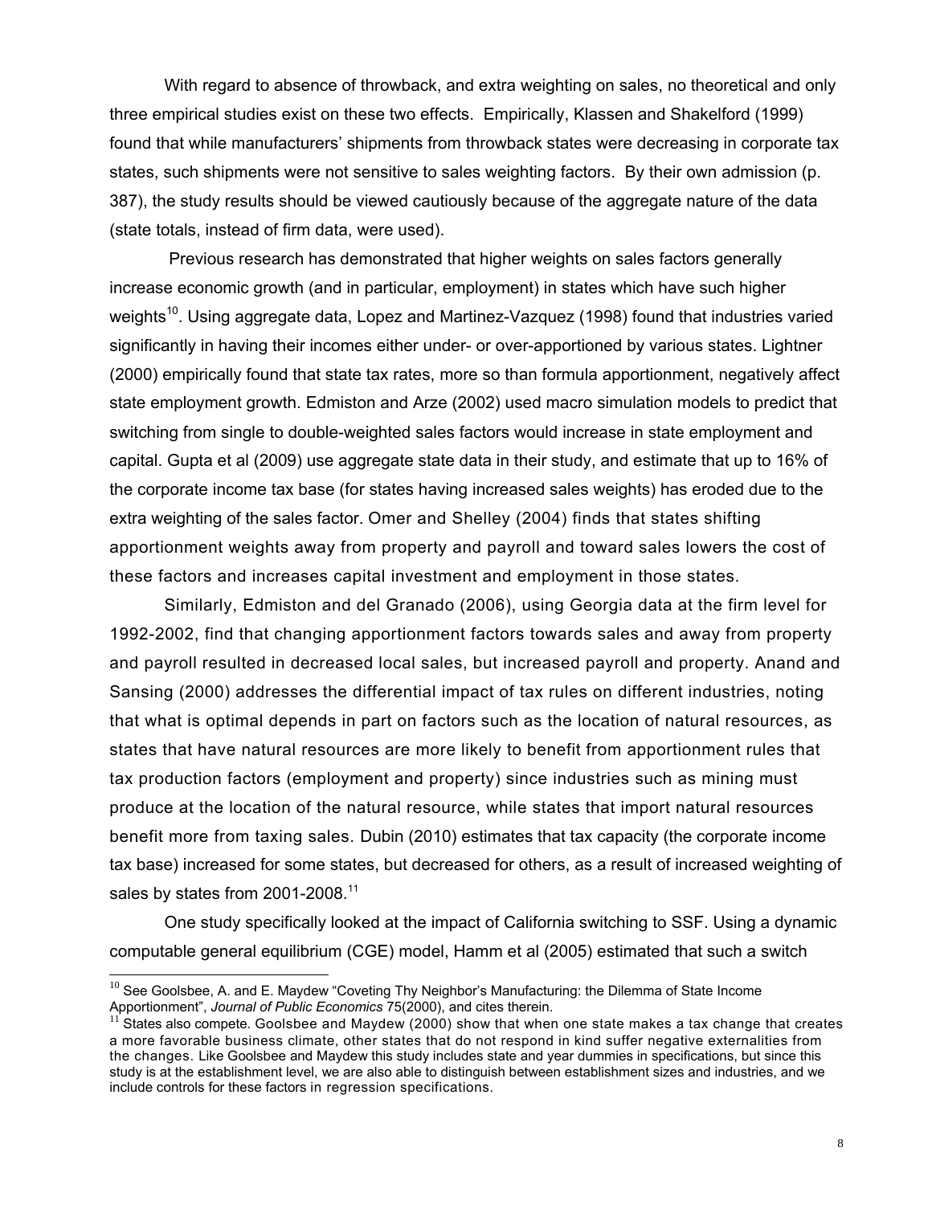With regard to absence of throwback, and extra weighting on sales, no theoretical and only three empirical studies exist on these two effects. Empirically, Klassen and Shakelford (1999) found that while manufacturers' shipments from throwback states were decreasing in corporate tax states, such shipments were not sensitive to sales weighting factors. By their own admission (p. 387), the study results should be viewed cautiously because of the aggregate nature of the data (state totals, instead of firm data, were used).

Previous research has demonstrated that higher weights on sales factors generally increase economic growth (and in particular, employment) in states which have such higher weights[10]. Using aggregate data, Lopez and Martinez-Vazquez (1998) found that industries varied significantly in having their incomes either under- or over-apportioned by various states. Lightner (2000) empirically found that state tax rates, more so than formula apportionment, negatively affect state employment growth. Edmiston and Arze (2002) used macro simulation models to predict that switching from single to double-weighted sales factors would increase in state employment and capital. Gupta et al (2009) use aggregate state data in their study, and estimate that up to 16% of the corporate income tax base (for states having increased sales weights) has eroded due to the extra weighting of the sales factor. Omer and Shelley (2004) finds that states shifting apportionment weights away from property and payroll and toward sales lowers the cost of these factors and increases capital investment and employment in those states.

Similarly, Edmiston and del Granado (2006), using Georgia data at the firm level for 1992-2002, find that changing apportionment factors towards sales and away from property and payroll resulted in decreased local sales, but increased payroll and property. Anand and Sansing (2000) addresses the differential impact of tax rules on different industries, noting that what is optimal depends in part on factors such as the location of natural resources, as states that have natural resources are more likely to benefit from apportionment rules that tax production factors (employment and property) since industries such as mining must produce at the location of the natural resource, while states that import natural resources benefit more from taxing sales. Dubin (2010) estimates that tax capacity (the corporate income tax base) increased for some states, but decreased for others, as a result of increased weighting of sales by states from 2001-2008.[11]

One study specifically looked at the impact of California switching to SSF. Using a dynamic computable general equilibrium (CGE) model, Hamm et al (2005) estimated that such a switch

---

[10] See Goolsbee, A. and E. Maydew "Coveting Thy Neighbor's Manufacturing: the Dilemma of State Income Apportionment", *Journal of Public Economics* 75(2000), and cites therein.

[11] States also compete. Goolsbee and Maydew (2000) show that when one state makes a tax change that creates a more favorable business climate, other states that do not respond in kind suffer negative externalities from the changes. Like Goolsbee and Maydew this study includes state and year dummies in specifications, but since this study is at the establishment level, we are also able to distinguish between establishment sizes and industries, and we include controls for these factors in regression specifications.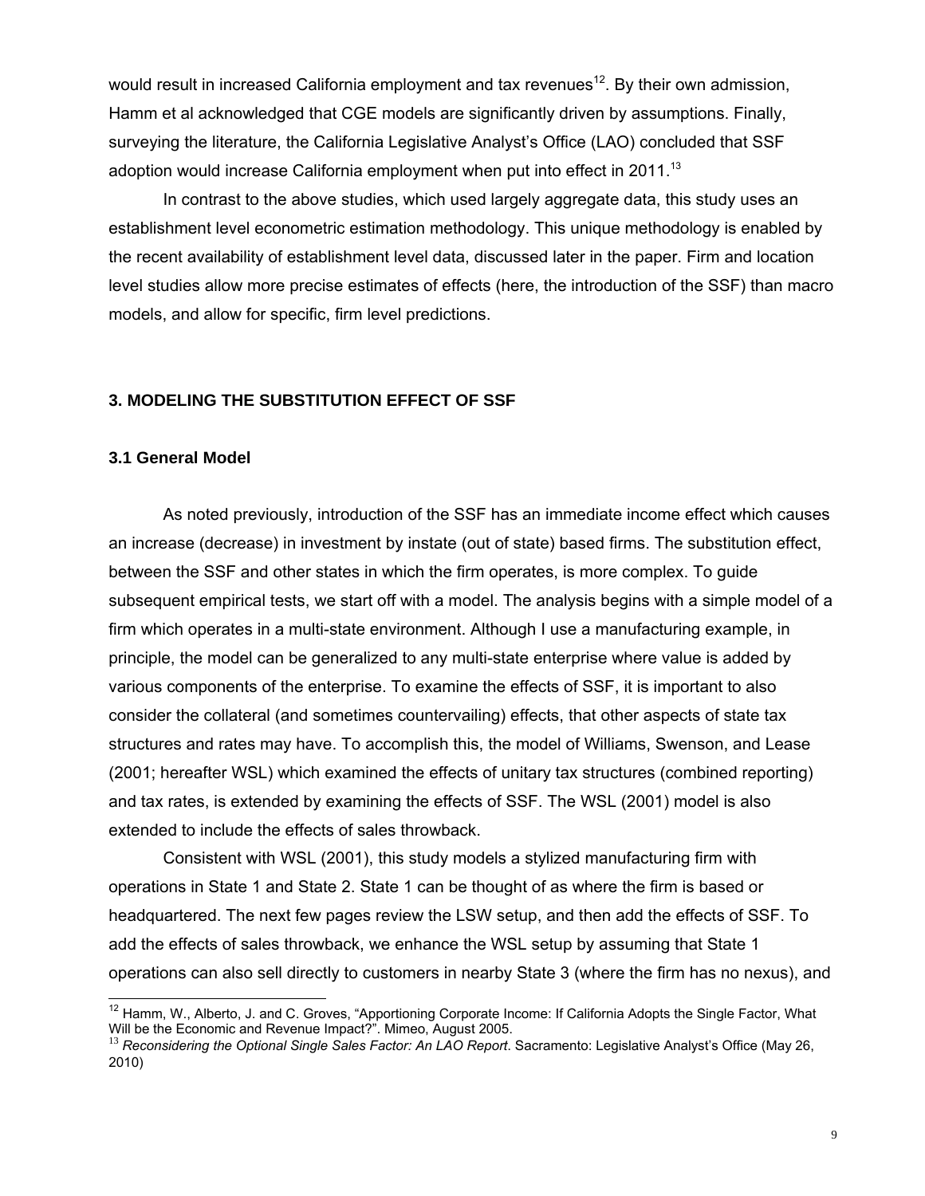would result in increased California employment and tax revenues[12]. By their own admission, Hamm et al acknowledged that CGE models are significantly driven by assumptions. Finally, surveying the literature, the California Legislative Analyst's Office (LAO) concluded that SSF adoption would increase California employment when put into effect in 2011.[13]

In contrast to the above studies, which used largely aggregate data, this study uses an establishment level econometric estimation methodology. This unique methodology is enabled by the recent availability of establishment level data, discussed later in the paper. Firm and location level studies allow more precise estimates of effects (here, the introduction of the SSF) than macro models, and allow for specific, firm level predictions.

## 3. MODELING THE SUBSTITUTION EFFECT OF SSF

### 3.1 General Model

As noted previously, introduction of the SSF has an immediate income effect which causes an increase (decrease) in investment by instate (out of state) based firms. The substitution effect, between the SSF and other states in which the firm operates, is more complex. To guide subsequent empirical tests, we start off with a model. The analysis begins with a simple model of a firm which operates in a multi-state environment. Although I use a manufacturing example, in principle, the model can be generalized to any multi-state enterprise where value is added by various components of the enterprise. To examine the effects of SSF, it is important to also consider the collateral (and sometimes countervailing) effects, that other aspects of state tax structures and rates may have. To accomplish this, the model of Williams, Swenson, and Lease (2001; hereafter WSL) which examined the effects of unitary tax structures (combined reporting) and tax rates, is extended by examining the effects of SSF. The WSL (2001) model is also extended to include the effects of sales throwback.

Consistent with WSL (2001), this study models a stylized manufacturing firm with operations in State 1 and State 2. State 1 can be thought of as where the firm is based or headquartered. The next few pages review the LSW setup, and then add the effects of SSF. To add the effects of sales throwback, we enhance the WSL setup by assuming that State 1 operations can also sell directly to customers in nearby State 3 (where the firm has no nexus), and

---

[12] Hamm, W., Alberto, J. and C. Groves, "Apportioning Corporate Income: If California Adopts the Single Factor, What Will be the Economic and Revenue Impact?". Mimeo, August 2005.

[13] *Reconsidering the Optional Single Sales Factor: An LAO Report*. Sacramento: Legislative Analyst's Office (May 26, 2010)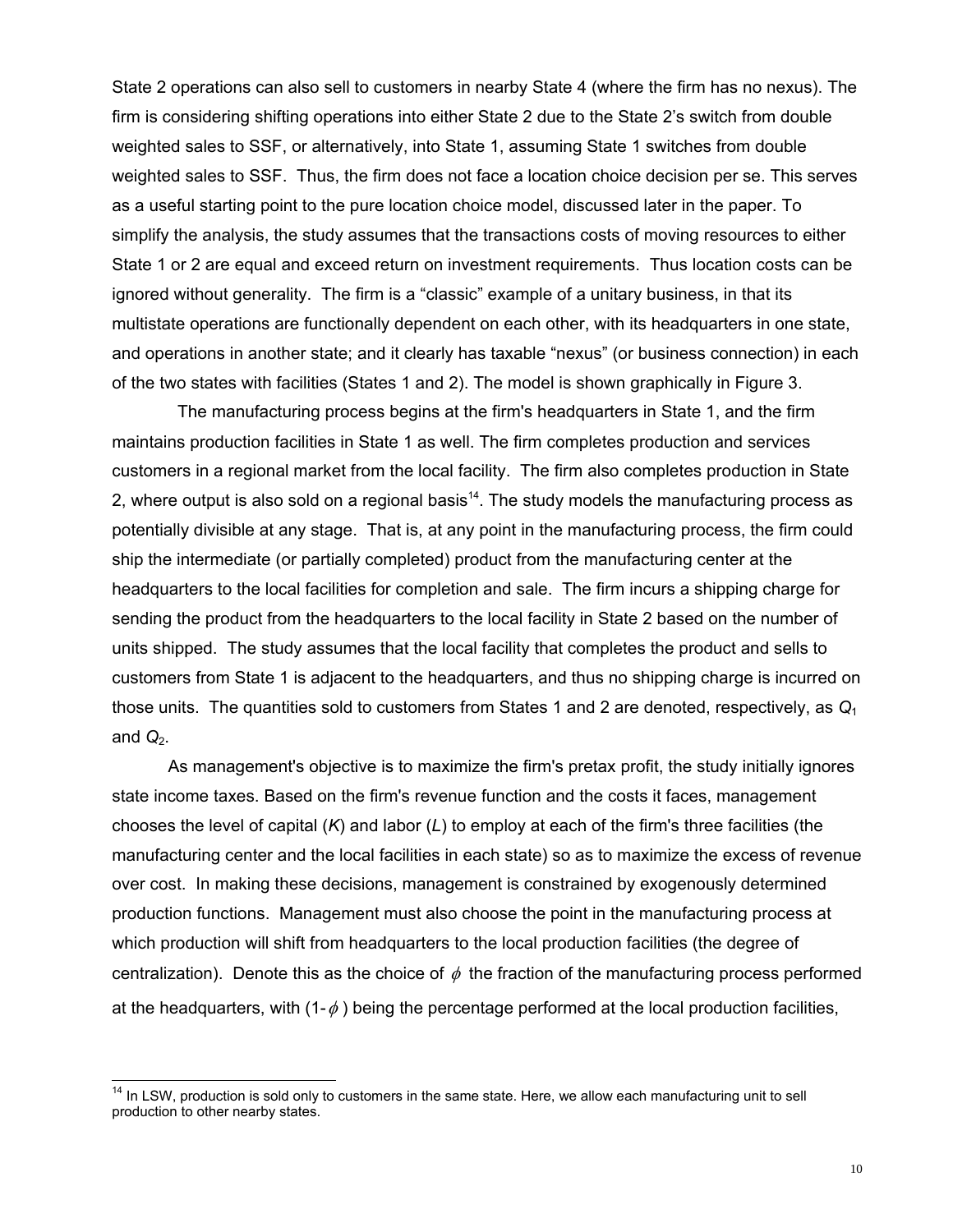State 2 operations can also sell to customers in nearby State 4 (where the firm has no nexus). The firm is considering shifting operations into either State 2 due to the State 2's switch from double weighted sales to SSF, or alternatively, into State 1, assuming State 1 switches from double weighted sales to SSF. Thus, the firm does not face a location choice decision per se. This serves as a useful starting point to the pure location choice model, discussed later in the paper. To simplify the analysis, the study assumes that the transactions costs of moving resources to either State 1 or 2 are equal and exceed return on investment requirements. Thus location costs can be ignored without generality. The firm is a "classic" example of a unitary business, in that its multistate operations are functionally dependent on each other, with its headquarters in one state, and operations in another state; and it clearly has taxable "nexus" (or business connection) in each of the two states with facilities (States 1 and 2). The model is shown graphically in Figure 3.

The manufacturing process begins at the firm's headquarters in State 1, and the firm maintains production facilities in State 1 as well. The firm completes production and services customers in a regional market from the local facility. The firm also completes production in State 2, where output is also sold on a regional basis[14]. The study models the manufacturing process as potentially divisible at any stage. That is, at any point in the manufacturing process, the firm could ship the intermediate (or partially completed) product from the manufacturing center at the headquarters to the local facilities for completion and sale. The firm incurs a shipping charge for sending the product from the headquarters to the local facility in State 2 based on the number of units shipped. The study assumes that the local facility that completes the product and sells to customers from State 1 is adjacent to the headquarters, and thus no shipping charge is incurred on those units. The quantities sold to customers from States 1 and 2 are denoted, respectively, as $Q_1$ and $Q_2$.

As management's objective is to maximize the firm's pretax profit, the study initially ignores state income taxes. Based on the firm's revenue function and the costs it faces, management chooses the level of capital ($K$) and labor ($L$) to employ at each of the firm's three facilities (the manufacturing center and the local facilities in each state) so as to maximize the excess of revenue over cost. In making these decisions, management is constrained by exogenously determined production functions. Management must also choose the point in the manufacturing process at which production will shift from headquarters to the local production facilities (the degree of centralization). Denote this as the choice of $\phi$ the fraction of the manufacturing process performed at the headquarters, with ($1-\phi$) being the percentage performed at the local production facilities,

[14] In LSW, production is sold only to customers in the same state. Here, we allow each manufacturing unit to sell production to other nearby states.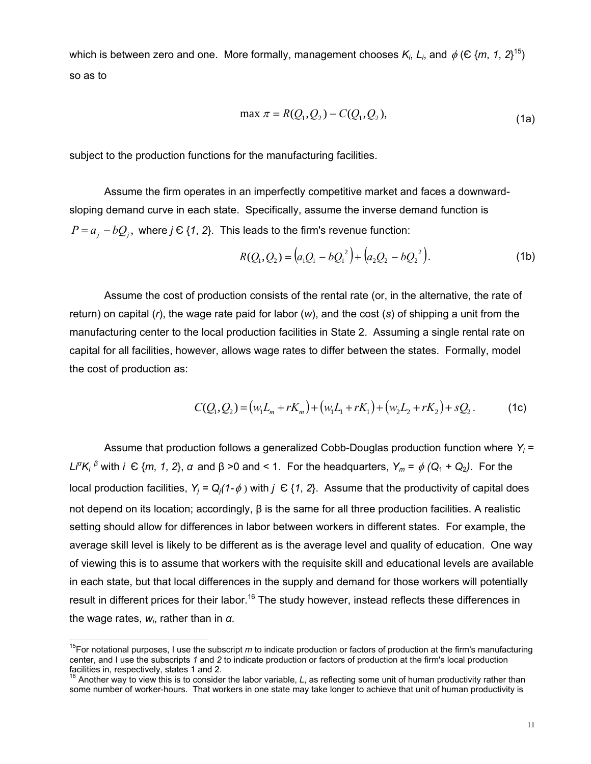which is between zero and one. More formally, management chooses $K_i$, $L_i$, and $\phi$ (Є {*m*, *1*, *2*}[15]) so as to

$$\max \pi = R(Q_1, Q_2) - C(Q_1, Q_2), \tag{1a}$$

subject to the production functions for the manufacturing facilities.

Assume the firm operates in an imperfectly competitive market and faces a downward-sloping demand curve in each state. Specifically, assume the inverse demand function is $P = a_j - bQ_j$, where *j* Є {*1*, *2*}. This leads to the firm's revenue function:

$$R(Q_1, Q_2) = \left(a_1 Q_1 - bQ_1^{\ 2}\right) + \left(a_2 Q_2 - bQ_2^{\ 2}\right). \tag{1b}$$

Assume the cost of production consists of the rental rate (or, in the alternative, the rate of return) on capital (*r*), the wage rate paid for labor (*w*), and the cost (*s*) of shipping a unit from the manufacturing center to the local production facilities in State 2. Assuming a single rental rate on capital for all facilities, however, allows wage rates to differ between the states. Formally, model the cost of production as:

$$C(Q_1, Q_2) = \left(w_1 L_m + rK_m\right) + \left(w_1 L_1 + rK_1\right) + \left(w_2 L_2 + rK_2\right) + sQ_2. \tag{1c}$$

Assume that production follows a generalized Cobb-Douglas production function where $Y_i = L_i^{\alpha} K_i^{\ \beta}$ with *i* Є {*m*, *1*, *2*}, $\alpha$ and β >0 and < 1. For the headquarters, $Y_m = \phi\,(Q_1 + Q_2)$. For the local production facilities, $Y_j = Q_j(1-\phi)$ with *j* Є {*1*, *2*}. Assume that the productivity of capital does not depend on its location; accordingly, β is the same for all three production facilities. A realistic setting should allow for differences in labor between workers in different states. For example, the average skill level is likely to be different as is the average level and quality of education. One way of viewing this is to assume that workers with the requisite skill and educational levels are available in each state, but that local differences in the supply and demand for those workers will potentially result in different prices for their labor.[16] The study however, instead reflects these differences in the wage rates, $w_i$, rather than in $\alpha$.

---

[15] For notational purposes, I use the subscript *m* to indicate production or factors of production at the firm's manufacturing center, and I use the subscripts *1* and *2* to indicate production or factors of production at the firm's local production facilities in, respectively, states 1 and 2.

[16] Another way to view this is to consider the labor variable, *L*, as reflecting some unit of human productivity rather than some number of worker-hours. That workers in one state may take longer to achieve that unit of human productivity is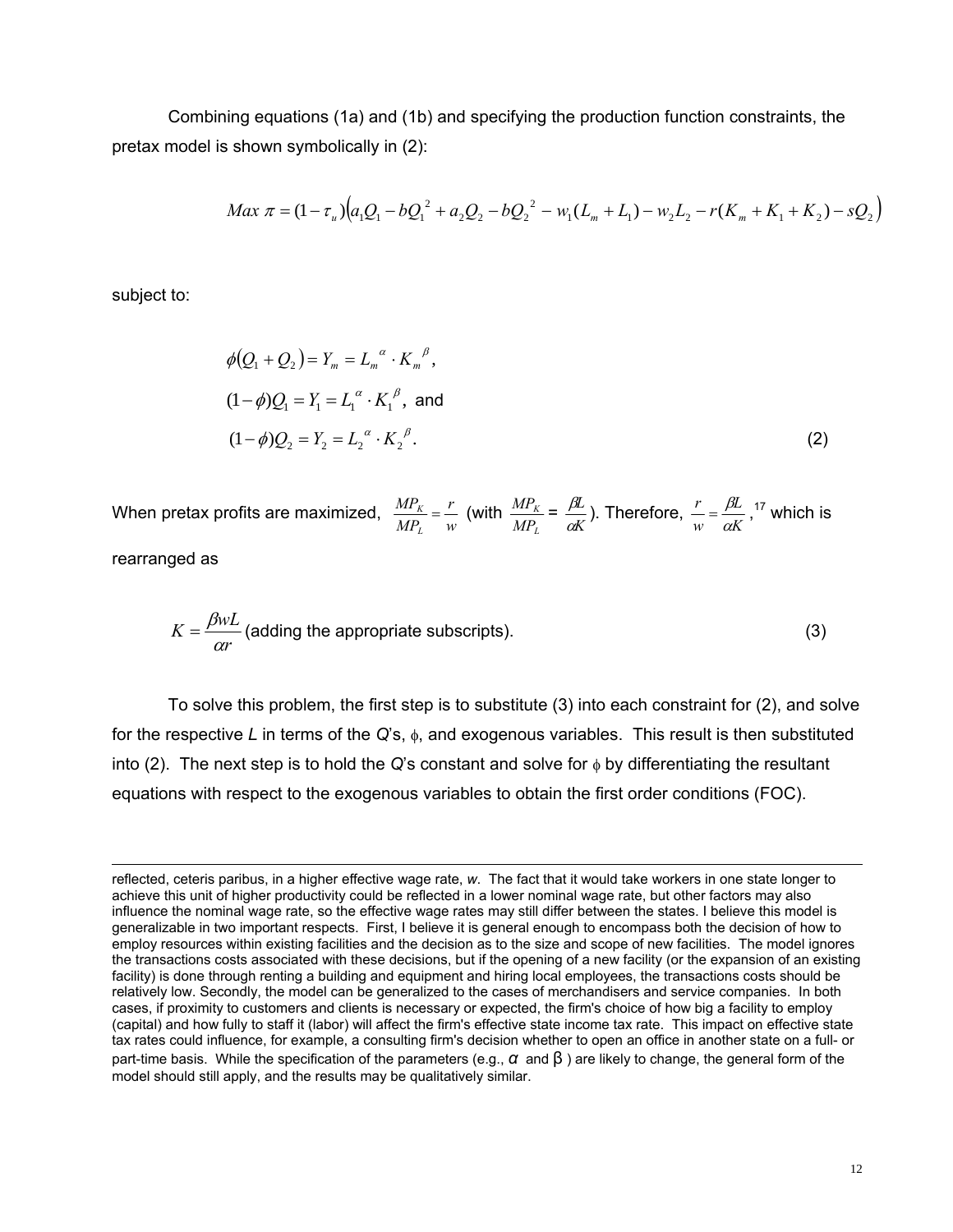Combining equations (1a) and (1b) and specifying the production function constraints, the pretax model is shown symbolically in (2):

$$Max\ \pi = (1-\tau_u)\left(a_1 Q_1 - bQ_1^{\ 2} + a_2 Q_2 - bQ_2^{\ 2} - w_1(L_m + L_1) - w_2 L_2 - r(K_m + K_1 + K_2) - sQ_2\right)$$

subject to:

$$\phi(Q_1 + Q_2) = Y_m = L_m^{\ \alpha} \cdot K_m^{\ \beta},$$

$$(1-\phi)Q_1 = Y_1 = L_1^{\ \alpha} \cdot K_1^{\ \beta}, \text{ and}$$

$$(1-\phi)Q_2 = Y_2 = L_2^{\ \alpha} \cdot K_2^{\ \beta}. \qquad (2)$$

When pretax profits are maximized, $\frac{MP_K}{MP_L} = \frac{r}{w}$ (with $\frac{MP_K}{MP_L} = \frac{\beta L}{\alpha K}$). Therefore, $\frac{r}{w} = \frac{\beta L}{\alpha K}$,[17] which is rearranged as

$$K = \frac{\beta w L}{\alpha r} \text{ (adding the appropriate subscripts).} \qquad (3)$$

To solve this problem, the first step is to substitute (3) into each constraint for (2), and solve for the respective *L* in terms of the *Q*'s, $\phi$, and exogenous variables. This result is then substituted into (2). The next step is to hold the *Q*'s constant and solve for $\phi$ by differentiating the resultant equations with respect to the exogenous variables to obtain the first order conditions (FOC).

---

reflected, ceteris paribus, in a higher effective wage rate, *w*. The fact that it would take workers in one state longer to achieve this unit of higher productivity could be reflected in a lower nominal wage rate, but other factors may also influence the nominal wage rate, so the effective wage rates may still differ between the states. I believe this model is generalizable in two important respects. First, I believe it is general enough to encompass both the decision of how to employ resources within existing facilities and the decision as to the size and scope of new facilities. The model ignores the transactions costs associated with these decisions, but if the opening of a new facility (or the expansion of an existing facility) is done through renting a building and equipment and hiring local employees, the transactions costs should be relatively low. Secondly, the model can be generalized to the cases of merchandisers and service companies. In both cases, if proximity to customers and clients is necessary or expected, the firm's choice of how big a facility to employ (capital) and how fully to staff it (labor) will affect the firm's effective state income tax rate. This impact on effective state tax rates could influence, for example, a consulting firm's decision whether to open an office in another state on a full- or part-time basis. While the specification of the parameters (e.g., $\alpha$ and $\beta$ ) are likely to change, the general form of the model should still apply, and the results may be qualitatively similar.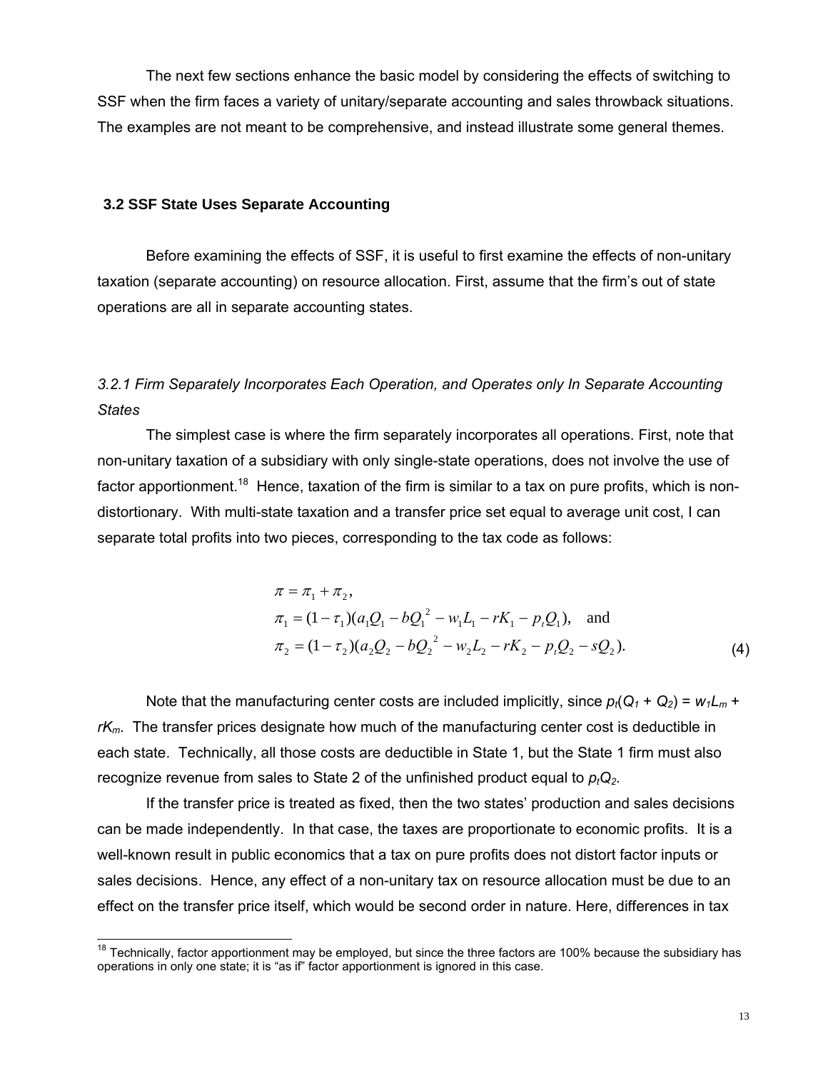The next few sections enhance the basic model by considering the effects of switching to SSF when the firm faces a variety of unitary/separate accounting and sales throwback situations. The examples are not meant to be comprehensive, and instead illustrate some general themes.

### 3.2 SSF State Uses Separate Accounting

Before examining the effects of SSF, it is useful to first examine the effects of non-unitary taxation (separate accounting) on resource allocation. First, assume that the firm's out of state operations are all in separate accounting states.

#### *3.2.1 Firm Separately Incorporates Each Operation, and Operates only In Separate Accounting States*

The simplest case is where the firm separately incorporates all operations. First, note that non-unitary taxation of a subsidiary with only single-state operations, does not involve the use of factor apportionment.[18] Hence, taxation of the firm is similar to a tax on pure profits, which is non-distortionary. With multi-state taxation and a transfer price set equal to average unit cost, I can separate total profits into two pieces, corresponding to the tax code as follows:

$$
\begin{aligned}
&\pi = \pi_1 + \pi_2, \\
&\pi_1 = (1-\tau_1)(a_1Q_1 - bQ_1^{\,2} - w_1L_1 - rK_1 - p_tQ_1), \quad \text{and} \\
&\pi_2 = (1-\tau_2)(a_2Q_2 - bQ_2^{\,2} - w_2L_2 - rK_2 - p_tQ_2 - sQ_2).
\end{aligned} \tag{4}
$$

Note that the manufacturing center costs are included implicitly, since $p_t(Q_1 + Q_2) = w_1L_m + rK_m$. The transfer prices designate how much of the manufacturing center cost is deductible in each state. Technically, all those costs are deductible in State 1, but the State 1 firm must also recognize revenue from sales to State 2 of the unfinished product equal to $p_tQ_2$.

If the transfer price is treated as fixed, then the two states' production and sales decisions can be made independently. In that case, the taxes are proportionate to economic profits. It is a well-known result in public economics that a tax on pure profits does not distort factor inputs or sales decisions. Hence, any effect of a non-unitary tax on resource allocation must be due to an effect on the transfer price itself, which would be second order in nature. Here, differences in tax

[18] Technically, factor apportionment may be employed, but since the three factors are 100% because the subsidiary has operations in only one state; it is "as if" factor apportionment is ignored in this case.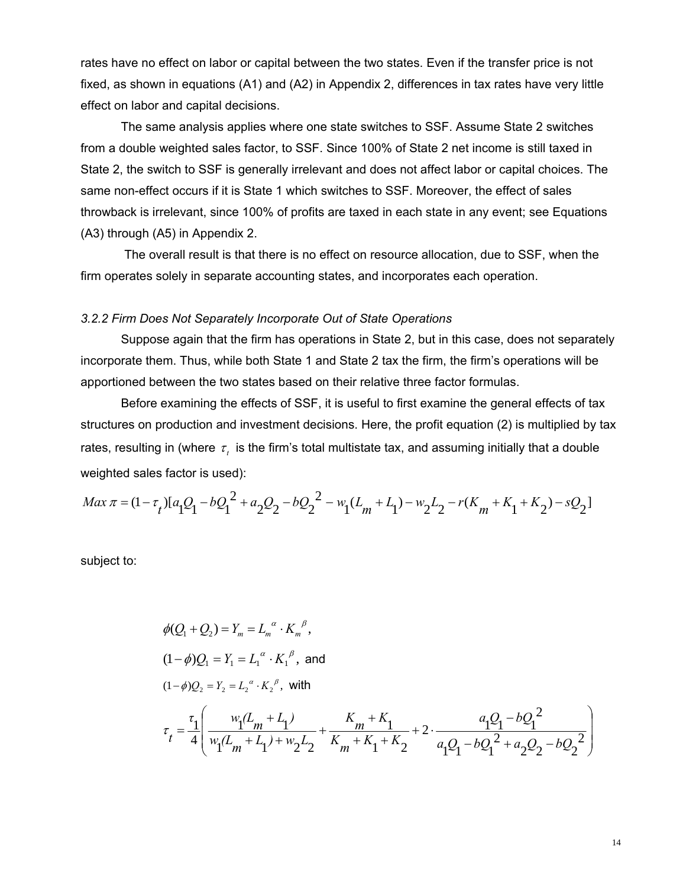rates have no effect on labor or capital between the two states. Even if the transfer price is not fixed, as shown in equations (A1) and (A2) in Appendix 2, differences in tax rates have very little effect on labor and capital decisions.

The same analysis applies where one state switches to SSF. Assume State 2 switches from a double weighted sales factor, to SSF. Since 100% of State 2 net income is still taxed in State 2, the switch to SSF is generally irrelevant and does not affect labor or capital choices. The same non-effect occurs if it is State 1 which switches to SSF. Moreover, the effect of sales throwback is irrelevant, since 100% of profits are taxed in each state in any event; see Equations (A3) through (A5) in Appendix 2.

The overall result is that there is no effect on resource allocation, due to SSF, when the firm operates solely in separate accounting states, and incorporates each operation.

*3.2.2 Firm Does Not Separately Incorporate Out of State Operations*

Suppose again that the firm has operations in State 2, but in this case, does not separately incorporate them. Thus, while both State 1 and State 2 tax the firm, the firm's operations will be apportioned between the two states based on their relative three factor formulas.

Before examining the effects of SSF, it is useful to first examine the general effects of tax structures on production and investment decisions. Here, the profit equation (2) is multiplied by tax rates, resulting in (where $\tau_t$ is the firm's total multistate tax, and assuming initially that a double weighted sales factor is used):

$$Max\ \pi = (1-\tau_t)[a_1Q_1 - bQ_1^2 + a_2Q_2 - bQ_2^2 - w_1(L_m + L_1) - w_2L_2 - r(K_m + K_1 + K_2) - sQ_2]$$

subject to:

$$\phi(Q_1 + Q_2) = Y_m = L_m^{\alpha} \cdot K_m^{\beta},$$

$$(1-\phi)Q_1 = Y_1 = L_1^{\alpha} \cdot K_1^{\beta}, \text{ and}$$

$$(1-\phi)Q_2 = Y_2 = L_2^{\alpha} \cdot K_2^{\beta}, \text{ with}$$

$$\tau_t = \frac{\tau_1}{4}\left(\frac{w_1(L_m + L_1)}{w_1(L_m + L_1) + w_2L_2} + \frac{K_m + K_1}{K_m + K_1 + K_2} + 2 \cdot \frac{a_1Q_1 - bQ_1^2}{a_1Q_1 - bQ_1^2 + a_2Q_2 - bQ_2^2}\right)$$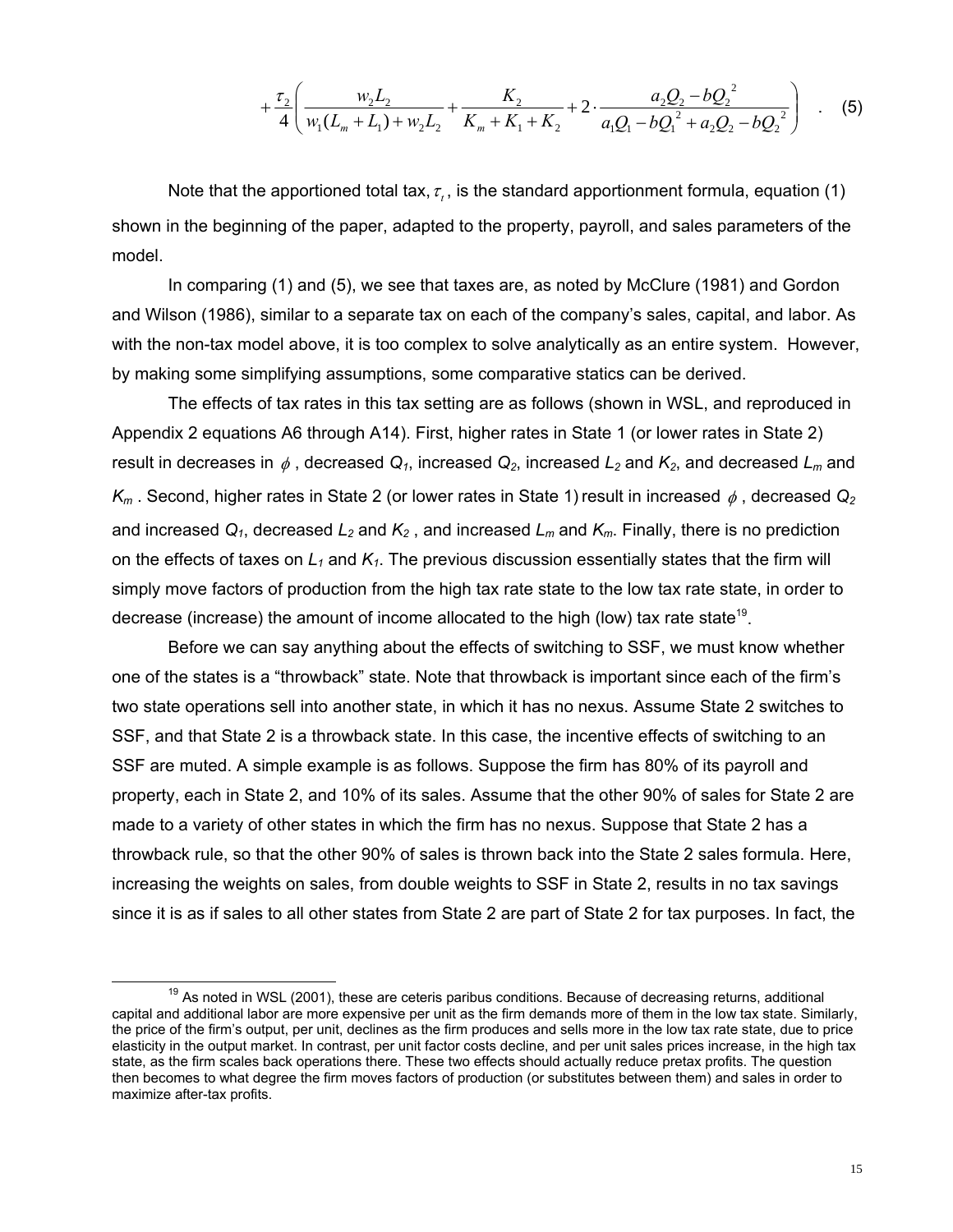$$+\frac{\tau_2}{4}\left(\frac{w_2L_2}{w_1(L_m+L_1)+w_2L_2}+\frac{K_2}{K_m+K_1+K_2}+2\cdot\frac{a_2Q_2-bQ_2^{\ 2}}{a_1Q_1-bQ_1^{\ 2}+a_2Q_2-bQ_2^{\ 2}}\right) \quad . \quad (5)$$

Note that the apportioned total tax, $\tau_t$, is the standard apportionment formula, equation (1) shown in the beginning of the paper, adapted to the property, payroll, and sales parameters of the model.

In comparing (1) and (5), we see that taxes are, as noted by McClure (1981) and Gordon and Wilson (1986), similar to a separate tax on each of the company's sales, capital, and labor. As with the non-tax model above, it is too complex to solve analytically as an entire system. However, by making some simplifying assumptions, some comparative statics can be derived.

The effects of tax rates in this tax setting are as follows (shown in WSL, and reproduced in Appendix 2 equations A6 through A14). First, higher rates in State 1 (or lower rates in State 2) result in decreases in $\phi$, decreased $Q_1$, increased $Q_2$, increased $L_2$ and $K_2$, and decreased $L_m$ and $K_m$. Second, higher rates in State 2 (or lower rates in State 1) result in increased $\phi$, decreased $Q_2$ and increased $Q_1$, decreased $L_2$ and $K_2$, and increased $L_m$ and $K_m$. Finally, there is no prediction on the effects of taxes on $L_1$ and $K_1$. The previous discussion essentially states that the firm will simply move factors of production from the high tax rate state to the low tax rate state, in order to decrease (increase) the amount of income allocated to the high (low) tax rate state[19].

Before we can say anything about the effects of switching to SSF, we must know whether one of the states is a "throwback" state. Note that throwback is important since each of the firm's two state operations sell into another state, in which it has no nexus. Assume State 2 switches to SSF, and that State 2 is a throwback state. In this case, the incentive effects of switching to an SSF are muted. A simple example is as follows. Suppose the firm has 80% of its payroll and property, each in State 2, and 10% of its sales. Assume that the other 90% of sales for State 2 are made to a variety of other states in which the firm has no nexus. Suppose that State 2 has a throwback rule, so that the other 90% of sales is thrown back into the State 2 sales formula. Here, increasing the weights on sales, from double weights to SSF in State 2, results in no tax savings since it is as if sales to all other states from State 2 are part of State 2 for tax purposes. In fact, the

[19] As noted in WSL (2001), these are ceteris paribus conditions. Because of decreasing returns, additional capital and additional labor are more expensive per unit as the firm demands more of them in the low tax state. Similarly, the price of the firm's output, per unit, declines as the firm produces and sells more in the low tax rate state, due to price elasticity in the output market. In contrast, per unit factor costs decline, and per unit sales prices increase, in the high tax state, as the firm scales back operations there. These two effects should actually reduce pretax profits. The question then becomes to what degree the firm moves factors of production (or substitutes between them) and sales in order to maximize after-tax profits.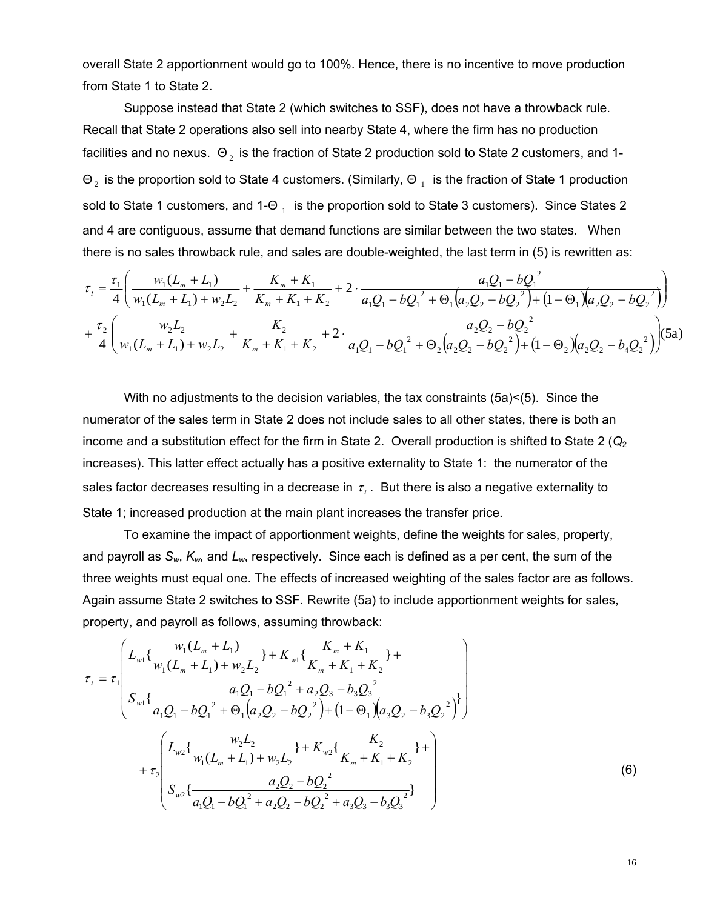overall State 2 apportionment would go to 100%. Hence, there is no incentive to move production from State 1 to State 2.

Suppose instead that State 2 (which switches to SSF), does not have a throwback rule. Recall that State 2 operations also sell into nearby State 4, where the firm has no production facilities and no nexus. $\Theta_2$ is the fraction of State 2 production sold to State 2 customers, and 1-$\Theta_2$ is the proportion sold to State 4 customers. (Similarly, $\Theta_1$ is the fraction of State 1 production sold to State 1 customers, and 1-$\Theta_1$ is the proportion sold to State 3 customers). Since States 2 and 4 are contiguous, assume that demand functions are similar between the two states. When there is no sales throwback rule, and sales are double-weighted, the last term in (5) is rewritten as:

$$\tau_t = \frac{\tau_1}{4}\left(\frac{w_1(L_m+L_1)}{w_1(L_m+L_1)+w_2L_2} + \frac{K_m+K_1}{K_m+K_1+K_2} + 2\cdot\frac{a_1Q_1-bQ_1^2}{a_1Q_1-bQ_1^2+\Theta_1\left(a_2Q_2-bQ_2^2\right)+\left(1-\Theta_1\right)\left(a_2Q_2-bQ_2^2\right)}\right)$$
$$+\frac{\tau_2}{4}\left(\frac{w_2L_2}{w_1(L_m+L_1)+w_2L_2} + \frac{K_2}{K_m+K_1+K_2} + 2\cdot\frac{a_2Q_2-bQ_2^2}{a_1Q_1-bQ_1^2+\Theta_2\left(a_2Q_2-bQ_2^2\right)+\left(1-\Theta_2\right)\left(a_2Q_2-b_4Q_2^2\right)}\right) \quad (5a)$$

With no adjustments to the decision variables, the tax constraints (5a)<(5). Since the numerator of the sales term in State 2 does not include sales to all other states, there is both an income and a substitution effect for the firm in State 2. Overall production is shifted to State 2 ($Q_2$ increases). This latter effect actually has a positive externality to State 1: the numerator of the sales factor decreases resulting in a decrease in $\tau_t$. But there is also a negative externality to State 1; increased production at the main plant increases the transfer price.

To examine the impact of apportionment weights, define the weights for sales, property, and payroll as $S_w$, $K_w$, and $L_w$, respectively. Since each is defined as a per cent, the sum of the three weights must equal one. The effects of increased weighting of the sales factor are as follows. Again assume State 2 switches to SSF. Rewrite (5a) to include apportionment weights for sales, property, and payroll as follows, assuming throwback:

$$\tau_t = \tau_1\left(\begin{array}{l} L_{w1}\{\dfrac{w_1(L_m+L_1)}{w_1(L_m+L_1)+w_2L_2}\} + K_{w1}\{\dfrac{K_m+K_1}{K_m+K_1+K_2}\} + \\ S_{w1}\{\dfrac{a_1Q_1-bQ_1^2+a_2Q_3-b_3Q_3^2}{a_1Q_1-bQ_1^2+\Theta_1\left(a_2Q_2-bQ_2^2\right)+\left(1-\Theta_1\right)\left(a_3Q_2-b_3Q_2^2\right)}\} \end{array}\right)$$
$$+\tau_2\left(\begin{array}{l} L_{w2}\{\dfrac{w_2L_2}{w_1(L_m+L_1)+w_2L_2}\} + K_{w2}\{\dfrac{K_2}{K_m+K_1+K_2}\} + \\ S_{w2}\{\dfrac{a_2Q_2-bQ_2^2}{a_1Q_1-bQ_1^2+a_2Q_2-bQ_2^2+a_3Q_3-b_3Q_3^2}\} \end{array}\right) \quad (6)$$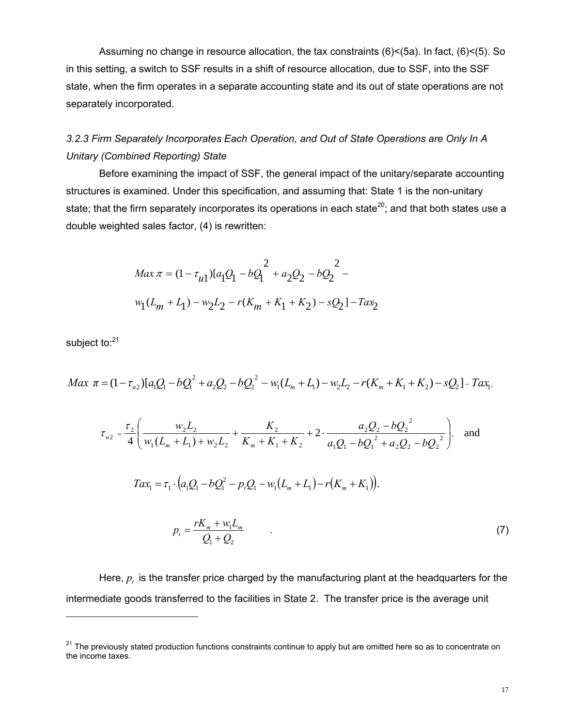Assuming no change in resource allocation, the tax constraints (6)<(5a). In fact, (6)<(5). So in this setting, a switch to SSF results in a shift of resource allocation, due to SSF, into the SSF state, when the firm operates in a separate accounting state and its out of state operations are not separately incorporated.

### *3.2.3 Firm Separately Incorporates Each Operation, and Out of State Operations are Only In A Unitary (Combined Reporting) State*

Before examining the impact of SSF, the general impact of the unitary/separate accounting structures is examined. Under this specification, and assuming that: State 1 is the non-unitary state; that the firm separately incorporates its operations in each state[20]; and that both states use a double weighted sales factor, (4) is rewritten:

$$Max\ \pi = (1-\tau_{u1})[a_1Q_1 - bQ_1^2 + a_2Q_2 - bQ_2^2 -$$

$$w_1(L_m + L_1) - w_2L_2 - r(K_m + K_1 + K_2) - sQ_2] - Tax_2$$

subject to:[21]

$$Max\ \pi = (1-\tau_{u2})[a_1Q_1 - bQ_1^2 + a_2Q_2 - bQ_2^2 - w_1(L_m + L_1) - w_2L_2 - r(K_m + K_1 + K_2) - sQ_2] - Tax_1,$$

$$\tau_{u2} = \frac{\tau_2}{4}\left(\frac{w_2L_2}{w_1(L_m + L_1) + w_2L_2} + \frac{K_2}{K_m + K_1 + K_2} + 2\cdot\frac{a_2Q_2 - bQ_2^2}{a_1Q_1 - bQ_1^2 + a_2Q_2 - bQ_2^2}\right), \quad \text{and}$$

$$Tax_1 = \tau_1 \cdot \left(a_1Q_1 - bQ_1^2 - p_tQ_1 - w_1(L_m + L_1) - r(K_m + K_1)\right).$$

$$p_t = \frac{rK_m + w_1L_m}{Q_1 + Q_2} \qquad . \tag{7}$$

Here, $p_t$ is the transfer price charged by the manufacturing plant at the headquarters for the intermediate goods transferred to the facilities in State 2. The transfer price is the average unit

[21] The previously stated production functions constraints continue to apply but are omitted here so as to concentrate on the income taxes.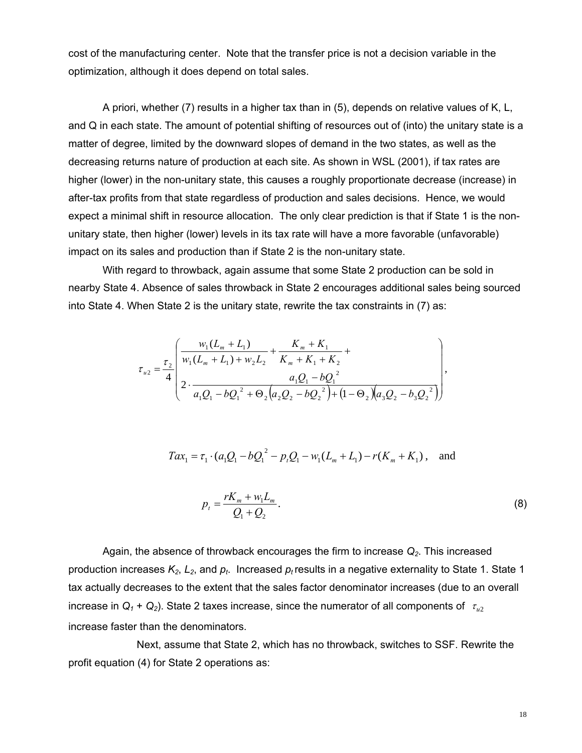cost of the manufacturing center. Note that the transfer price is not a decision variable in the optimization, although it does depend on total sales.

A priori, whether (7) results in a higher tax than in (5), depends on relative values of K, L, and Q in each state. The amount of potential shifting of resources out of (into) the unitary state is a matter of degree, limited by the downward slopes of demand in the two states, as well as the decreasing returns nature of production at each site. As shown in WSL (2001), if tax rates are higher (lower) in the non-unitary state, this causes a roughly proportionate decrease (increase) in after-tax profits from that state regardless of production and sales decisions. Hence, we would expect a minimal shift in resource allocation. The only clear prediction is that if State 1 is the non-unitary state, then higher (lower) levels in its tax rate will have a more favorable (unfavorable) impact on its sales and production than if State 2 is the non-unitary state.

With regard to throwback, again assume that some State 2 production can be sold in nearby State 4. Absence of sales throwback in State 2 encourages additional sales being sourced into State 4. When State 2 is the unitary state, rewrite the tax constraints in (7) as:

$$\tau_{u2} = \frac{\tau_2}{4}\left( \begin{array}{l} \dfrac{w_1(L_m + L_1)}{w_1(L_m + L_1) + w_2 L_2} + \dfrac{K_m + K_1}{K_m + K_1 + K_2} + \\ 2 \cdot \dfrac{a_1 Q_1 - bQ_1^{\,2}}{a_1 Q_1 - bQ_1^{\,2} + \Theta_2\left(a_2 Q_2 - bQ_2^{\,2}\right) + \left(1 - \Theta_2\right)\left(a_3 Q_2 - b_3 Q_2^{\,2}\right)} \end{array} \right),$$

$$Tax_1 = \tau_1 \cdot (a_1 Q_1 - bQ_1^{\,2} - p_t Q_1 - w_1(L_m + L_1) - r(K_m + K_1)\,, \quad \text{and}$$

$$p_t = \frac{rK_m + w_1 L_m}{Q_1 + Q_2}. \tag{8}$$

Again, the absence of throwback encourages the firm to increase $Q_2$. This increased production increases $K_2$, $L_2$, and $p_t$. Increased $p_t$ results in a negative externality to State 1. State 1 tax actually decreases to the extent that the sales factor denominator increases (due to an overall increase in $Q_1 + Q_2$). State 2 taxes increase, since the numerator of all components of $\tau_{u2}$ increase faster than the denominators.

Next, assume that State 2, which has no throwback, switches to SSF. Rewrite the profit equation (4) for State 2 operations as: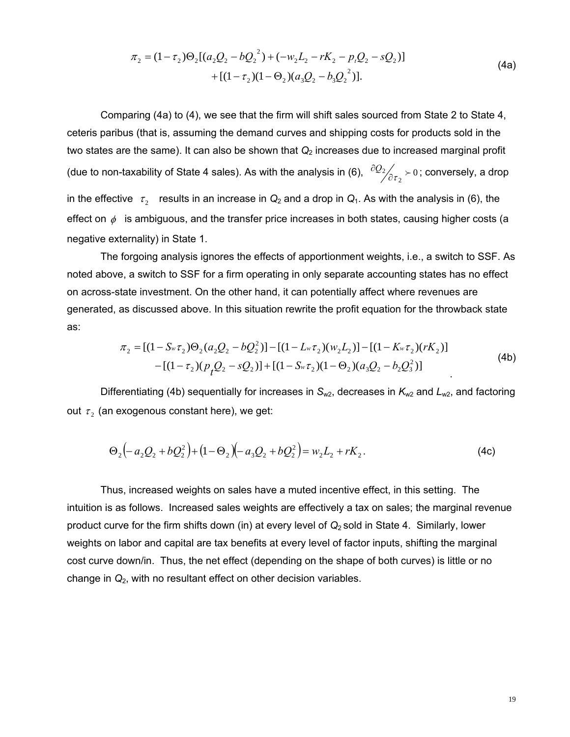$$\pi_2 = (1-\tau_2)\Theta_2[(a_2Q_2 - bQ_2^{\ 2}) + (-w_2L_2 - rK_2 - p_tQ_2 - sQ_2)] \\ + [(1-\tau_2)(1-\Theta_2)(a_3Q_2 - b_3Q_2^{\ 2})]. \tag{4a}$$

Comparing (4a) to (4), we see that the firm will shift sales sourced from State 2 to State 4, ceteris paribus (that is, assuming the demand curves and shipping costs for products sold in the two states are the same). It can also be shown that $Q_2$ increases due to increased marginal profit (due to non-taxability of State 4 sales). As with the analysis in (6), $\partial Q_2 / \partial \tau_2 \succ 0$; conversely, a drop in the effective $\tau_2$ results in an increase in $Q_2$ and a drop in $Q_1$. As with the analysis in (6), the effect on $\phi$ is ambiguous, and the transfer price increases in both states, causing higher costs (a negative externality) in State 1.

The forgoing analysis ignores the effects of apportionment weights, i.e., a switch to SSF. As noted above, a switch to SSF for a firm operating in only separate accounting states has no effect on across-state investment. On the other hand, it can potentially affect where revenues are generated, as discussed above. In this situation rewrite the profit equation for the throwback state as:

$$\pi_2 = [(1-S_w\tau_2)\Theta_2(a_2Q_2 - bQ_2^2)] - [(1-L_w\tau_2)(w_2L_2)] - [(1-K_w\tau_2)(rK_2)] \\ - [(1-\tau_2)(p_tQ_2 - sQ_2)] + [(1-S_w\tau_2)(1-\Theta_2)(a_3Q_2 - b_2Q_3^2)] \tag{4b}$$

Differentiating (4b) sequentially for increases in $S_{w2}$, decreases in $K_{w2}$ and $L_{w2}$, and factoring out $\tau_2$ (an exogenous constant here), we get:

$$\Theta_2\left(-a_2Q_2 + bQ_2^2\right) + \left(1-\Theta_2\right)\left(-a_3Q_2 + bQ_2^2\right) = w_2L_2 + rK_2. \tag{4c}$$

Thus, increased weights on sales have a muted incentive effect, in this setting. The intuition is as follows. Increased sales weights are effectively a tax on sales; the marginal revenue product curve for the firm shifts down (in) at every level of $Q_2$ sold in State 4. Similarly, lower weights on labor and capital are tax benefits at every level of factor inputs, shifting the marginal cost curve down/in. Thus, the net effect (depending on the shape of both curves) is little or no change in $Q_2$, with no resultant effect on other decision variables.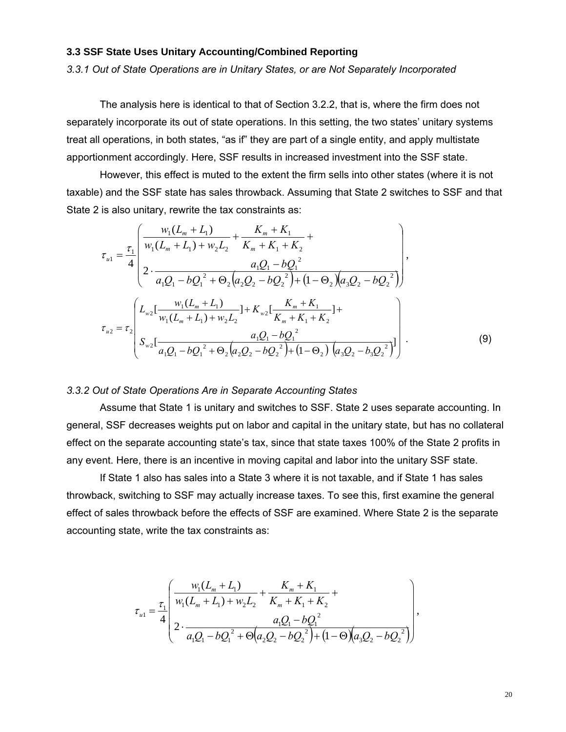### 3.3 SSF State Uses Unitary Accounting/Combined Reporting

*3.3.1 Out of State Operations are in Unitary States, or are Not Separately Incorporated*

The analysis here is identical to that of Section 3.2.2, that is, where the firm does not separately incorporate its out of state operations. In this setting, the two states' unitary systems treat all operations, in both states, "as if" they are part of a single entity, and apply multistate apportionment accordingly. Here, SSF results in increased investment into the SSF state.

However, this effect is muted to the extent the firm sells into other states (where it is not taxable) and the SSF state has sales throwback. Assuming that State 2 switches to SSF and that State 2 is also unitary, rewrite the tax constraints as:

$$\tau_{u1} = \frac{\tau_1}{4}\left( \begin{array}{l} \dfrac{w_1(L_m + L_1)}{w_1(L_m + L_1) + w_2 L_2} + \dfrac{K_m + K_1}{K_m + K_1 + K_2} + \\ 2 \cdot \dfrac{a_1 Q_1 - bQ_1^2}{a_1 Q_1 - bQ_1^2 + \Theta_2\left(a_2 Q_2 - bQ_2^2\right) + \left(1 - \Theta_2\right)\left(a_3 Q_2 - bQ_2^2\right)} \end{array} \right),$$

$$\tau_{u2} = \tau_2 \left( \begin{array}{l} L_{w2}\left[\dfrac{w_1(L_m + L_1)}{w_1(L_m + L_1) + w_2 L_2}\right] + K_{w2}\left[\dfrac{K_m + K_1}{K_m + K_1 + K_2}\right] + \\ S_{w2}\left[\dfrac{a_1 Q_1 - bQ_1^2}{a_1 Q_1 - bQ_1^2 + \Theta_2\left(a_2 Q_2 - bQ_2^2\right) + \left(1 - \Theta_2\right)\left(a_3 Q_2 - b_3 Q_2^2\right)}\right] \end{array} \right). \tag{9}$$

*3.3.2 Out of State Operations Are in Separate Accounting States*

Assume that State 1 is unitary and switches to SSF. State 2 uses separate accounting. In general, SSF decreases weights put on labor and capital in the unitary state, but has no collateral effect on the separate accounting state's tax, since that state taxes 100% of the State 2 profits in any event. Here, there is an incentive in moving capital and labor into the unitary SSF state.

If State 1 also has sales into a State 3 where it is not taxable, and if State 1 has sales throwback, switching to SSF may actually increase taxes. To see this, first examine the general effect of sales throwback before the effects of SSF are examined. Where State 2 is the separate accounting state, write the tax constraints as:

$$\tau_{u1} = \frac{\tau_1}{4}\left( \begin{array}{l} \dfrac{w_1(L_m + L_1)}{w_1(L_m + L_1) + w_2 L_2} + \dfrac{K_m + K_1}{K_m + K_1 + K_2} + \\ 2 \cdot \dfrac{a_1 Q_1 - bQ_1^2}{a_1 Q_1 - bQ_1^2 + \Theta\left(a_2 Q_2 - bQ_2^2\right) + \left(1 - \Theta\right)\left(a_3 Q_2 - bQ_2^2\right)} \end{array} \right),$$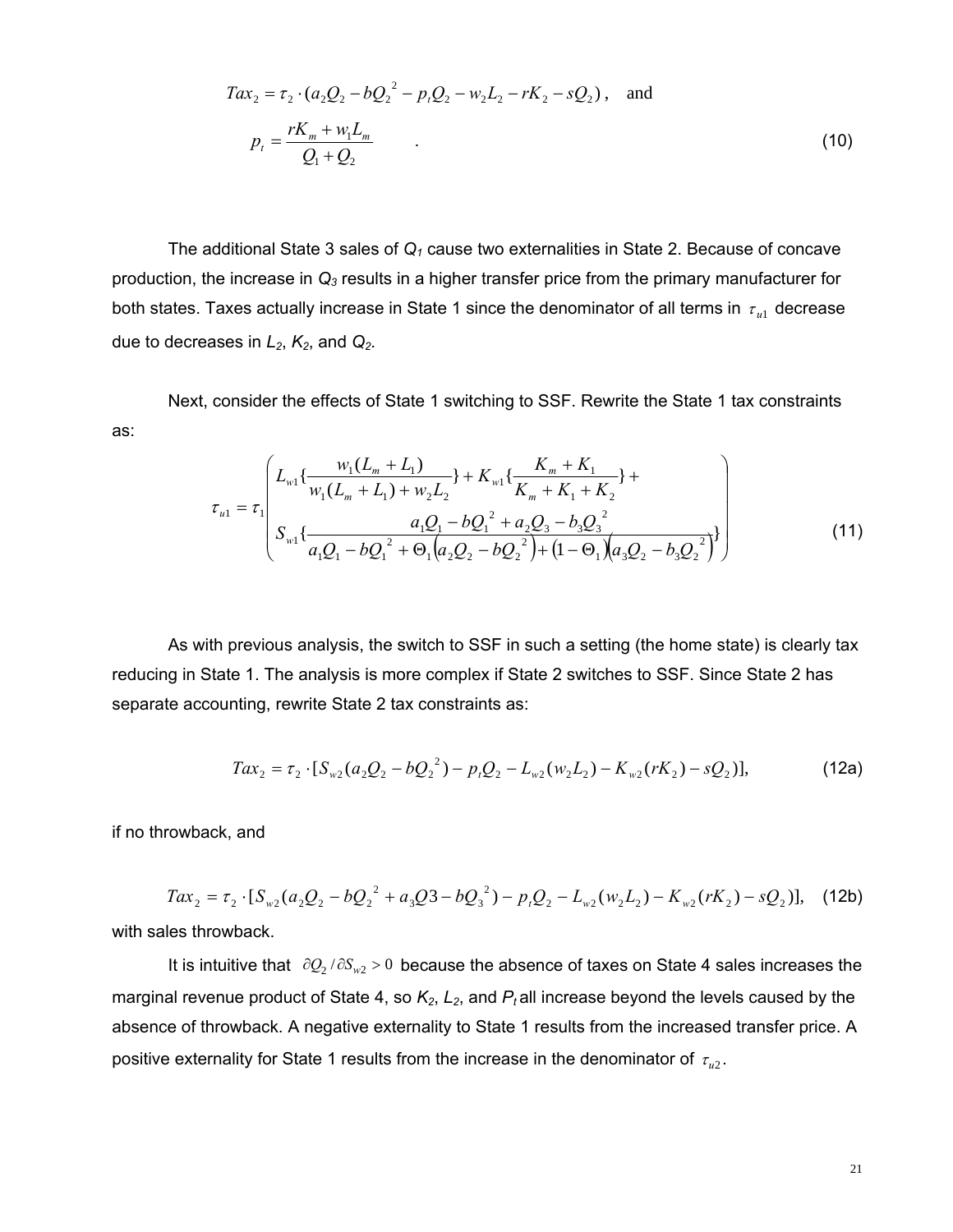$$Tax_2 = \tau_2 \cdot (a_2 Q_2 - bQ_2^{\,2} - p_t Q_2 - w_2 L_2 - rK_2 - sQ_2)\,, \quad \text{and}$$

$$p_t = \frac{rK_m + w_1 L_m}{Q_1 + Q_2} \qquad . \tag{10}$$

The additional State 3 sales of $Q_1$ cause two externalities in State 2. Because of concave production, the increase in $Q_3$ results in a higher transfer price from the primary manufacturer for both states. Taxes actually increase in State 1 since the denominator of all terms in $\tau_{u1}$ decrease due to decreases in $L_2$, $K_2$, and $Q_2$.

Next, consider the effects of State 1 switching to SSF. Rewrite the State 1 tax constraints as:

$$\tau_{u1} = \tau_1 \left( \begin{array}{l} L_{w1}\{\dfrac{w_1(L_m + L_1)}{w_1(L_m + L_1) + w_2 L_2}\} + K_{w1}\{\dfrac{K_m + K_1}{K_m + K_1 + K_2}\} + \\ S_{w1}\{\dfrac{a_1 Q_1 - bQ_1^{\,2} + a_2 Q_3 - b_3 Q_3^{\,2}}{a_1 Q_1 - bQ_1^{\,2} + \Theta_1\left(a_2 Q_2 - bQ_2^{\,2}\right) + \left(1 - \Theta_1\right)\left(a_3 Q_2 - b_3 Q_2^{\,2}\right)}\} \end{array} \right) \tag{11}$$

As with previous analysis, the switch to SSF in such a setting (the home state) is clearly tax reducing in State 1. The analysis is more complex if State 2 switches to SSF. Since State 2 has separate accounting, rewrite State 2 tax constraints as:

$$Tax_2 = \tau_2 \cdot [S_{w2}(a_2 Q_2 - bQ_2^{\,2}) - p_t Q_2 - L_{w2}(w_2 L_2) - K_{w2}(rK_2) - sQ_2)], \tag{12a}$$

if no throwback, and

$$Tax_2 = \tau_2 \cdot [S_{w2}(a_2 Q_2 - bQ_2^{\,2} + a_3 Q3 - bQ_3^{\,2}) - p_t Q_2 - L_{w2}(w_2 L_2) - K_{w2}(rK_2) - sQ_2)], \tag{12b}$$

with sales throwback.

It is intuitive that $\partial Q_2 / \partial S_{w2} > 0$ because the absence of taxes on State 4 sales increases the marginal revenue product of State 4, so $K_2$, $L_2$, and $P_t$ all increase beyond the levels caused by the absence of throwback. A negative externality to State 1 results from the increased transfer price. A positive externality for State 1 results from the increase in the denominator of $\tau_{u2}$.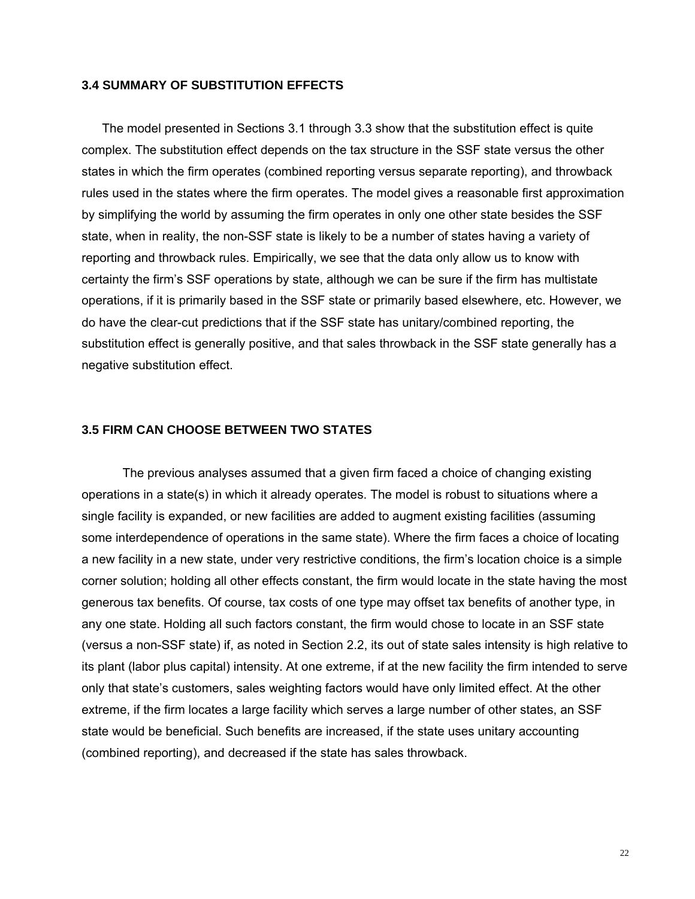### 3.4 SUMMARY OF SUBSTITUTION EFFECTS

The model presented in Sections 3.1 through 3.3 show that the substitution effect is quite complex. The substitution effect depends on the tax structure in the SSF state versus the other states in which the firm operates (combined reporting versus separate reporting), and throwback rules used in the states where the firm operates. The model gives a reasonable first approximation by simplifying the world by assuming the firm operates in only one other state besides the SSF state, when in reality, the non-SSF state is likely to be a number of states having a variety of reporting and throwback rules. Empirically, we see that the data only allow us to know with certainty the firm's SSF operations by state, although we can be sure if the firm has multistate operations, if it is primarily based in the SSF state or primarily based elsewhere, etc. However, we do have the clear-cut predictions that if the SSF state has unitary/combined reporting, the substitution effect is generally positive, and that sales throwback in the SSF state generally has a negative substitution effect.

### 3.5 FIRM CAN CHOOSE BETWEEN TWO STATES

The previous analyses assumed that a given firm faced a choice of changing existing operations in a state(s) in which it already operates. The model is robust to situations where a single facility is expanded, or new facilities are added to augment existing facilities (assuming some interdependence of operations in the same state). Where the firm faces a choice of locating a new facility in a new state, under very restrictive conditions, the firm's location choice is a simple corner solution; holding all other effects constant, the firm would locate in the state having the most generous tax benefits. Of course, tax costs of one type may offset tax benefits of another type, in any one state. Holding all such factors constant, the firm would chose to locate in an SSF state (versus a non-SSF state) if, as noted in Section 2.2, its out of state sales intensity is high relative to its plant (labor plus capital) intensity. At one extreme, if at the new facility the firm intended to serve only that state's customers, sales weighting factors would have only limited effect. At the other extreme, if the firm locates a large facility which serves a large number of other states, an SSF state would be beneficial. Such benefits are increased, if the state uses unitary accounting (combined reporting), and decreased if the state has sales throwback.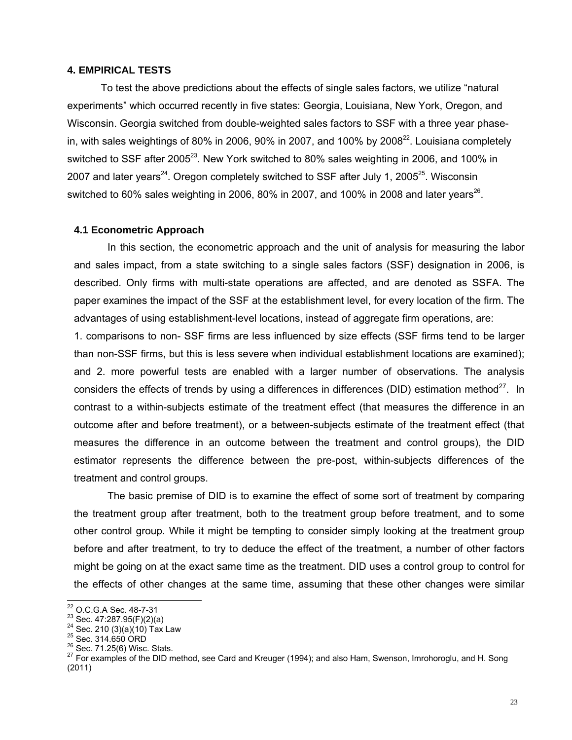## 4. EMPIRICAL TESTS

To test the above predictions about the effects of single sales factors, we utilize "natural experiments" which occurred recently in five states: Georgia, Louisiana, New York, Oregon, and Wisconsin. Georgia switched from double-weighted sales factors to SSF with a three year phase-in, with sales weightings of 80% in 2006, 90% in 2007, and 100% by 2008[22]. Louisiana completely switched to SSF after 2005[23]. New York switched to 80% sales weighting in 2006, and 100% in 2007 and later years[24]. Oregon completely switched to SSF after July 1, 2005[25]. Wisconsin switched to 60% sales weighting in 2006, 80% in 2007, and 100% in 2008 and later years[26].

### 4.1 Econometric Approach

In this section, the econometric approach and the unit of analysis for measuring the labor and sales impact, from a state switching to a single sales factors (SSF) designation in 2006, is described. Only firms with multi-state operations are affected, and are denoted as SSFA. The paper examines the impact of the SSF at the establishment level, for every location of the firm. The advantages of using establishment-level locations, instead of aggregate firm operations, are:

1. comparisons to non- SSF firms are less influenced by size effects (SSF firms tend to be larger than non-SSF firms, but this is less severe when individual establishment locations are examined); and 2. more powerful tests are enabled with a larger number of observations. The analysis considers the effects of trends by using a differences in differences (DID) estimation method[27]. In contrast to a within-subjects estimate of the treatment effect (that measures the difference in an outcome after and before treatment), or a between-subjects estimate of the treatment effect (that measures the difference in an outcome between the treatment and control groups), the DID estimator represents the difference between the pre-post, within-subjects differences of the treatment and control groups.

The basic premise of DID is to examine the effect of some sort of treatment by comparing the treatment group after treatment, both to the treatment group before treatment, and to some other control group. While it might be tempting to consider simply looking at the treatment group before and after treatment, to try to deduce the effect of the treatment, a number of other factors might be going on at the exact same time as the treatment. DID uses a control group to control for the effects of other changes at the same time, assuming that these other changes were similar

---

[22] O.C.G.A Sec. 48-7-31

[23] Sec. 47:287.95(F)(2)(a)

[24] Sec. 210 (3)(a)(10) Tax Law

[25] Sec. 314.650 ORD

[26] Sec. 71.25(6) Wisc. Stats.

[27] For examples of the DID method, see Card and Kreuger (1994); and also Ham, Swenson, Imrohoroglu, and H. Song (2011)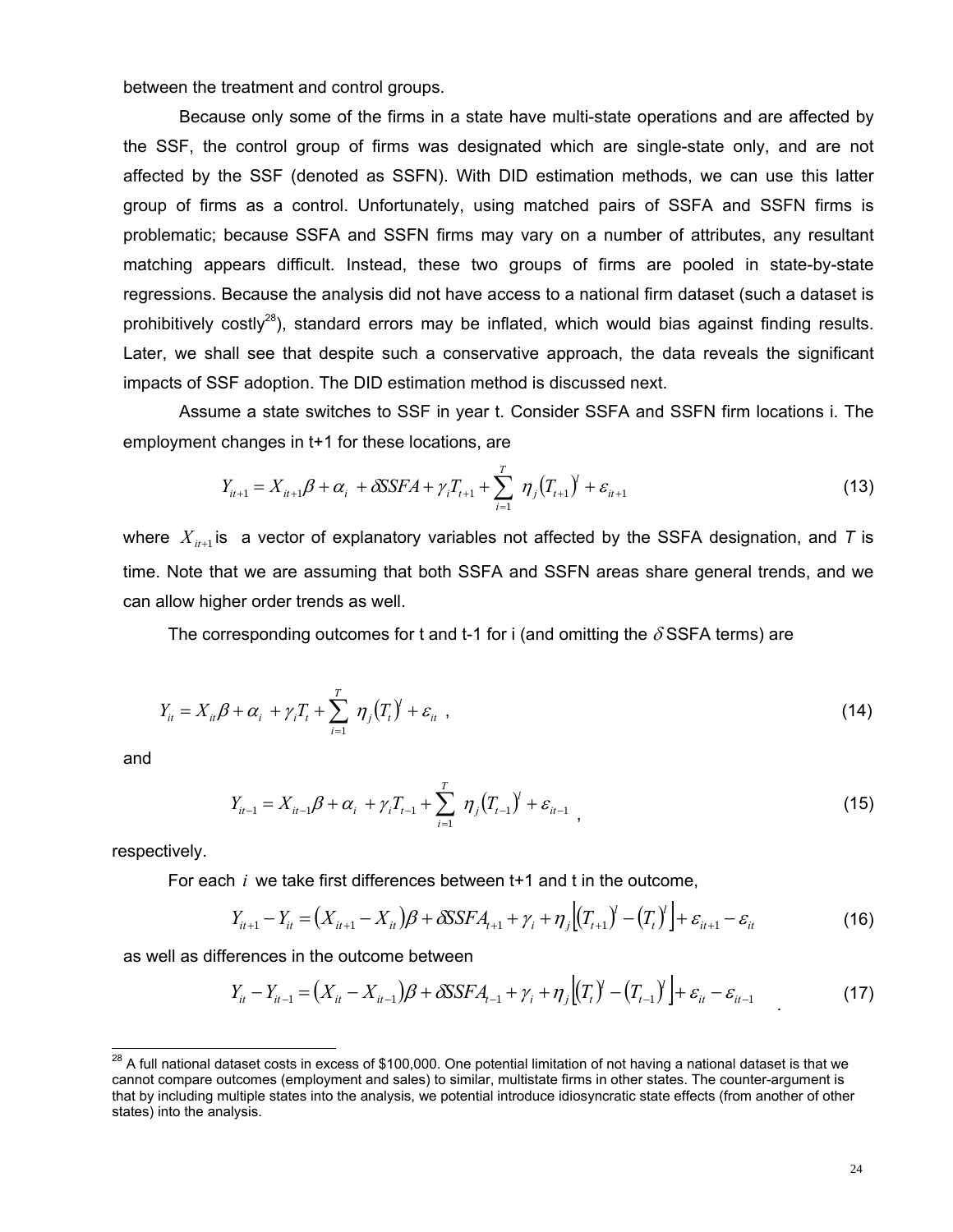between the treatment and control groups.

Because only some of the firms in a state have multi-state operations and are affected by the SSF, the control group of firms was designated which are single-state only, and are not affected by the SSF (denoted as SSFN). With DID estimation methods, we can use this latter group of firms as a control. Unfortunately, using matched pairs of SSFA and SSFN firms is problematic; because SSFA and SSFN firms may vary on a number of attributes, any resultant matching appears difficult. Instead, these two groups of firms are pooled in state-by-state regressions. Because the analysis did not have access to a national firm dataset (such a dataset is prohibitively costly[28]), standard errors may be inflated, which would bias against finding results. Later, we shall see that despite such a conservative approach, the data reveals the significant impacts of SSF adoption. The DID estimation method is discussed next.

Assume a state switches to SSF in year t. Consider SSFA and SSFN firm locations i. The employment changes in t+1 for these locations, are

$$Y_{it+1} = X_{it+1}\beta + \alpha_i + \delta SSFA + \gamma_i T_{t+1} + \sum_{i=1}^{T} \eta_j (T_{t+1})^y + \varepsilon_{it+1} \tag{13}$$

where $X_{it+1}$ is a vector of explanatory variables not affected by the SSFA designation, and *T* is time. Note that we are assuming that both SSFA and SSFN areas share general trends, and we can allow higher order trends as well.

The corresponding outcomes for t and t-1 for i (and omitting the $\delta$ SSFA terms) are

$$Y_{it} = X_{it}\beta + \alpha_i + \gamma_i T_t + \sum_{i=1}^{T} \eta_j (T_t)^y + \varepsilon_{it} \ , \tag{14}$$

and

$$Y_{it-1} = X_{it-1}\beta + \alpha_i + \gamma_i T_{t-1} + \sum_{i=1}^{T} \eta_j (T_{t-1})^y + \varepsilon_{it-1} \ , \tag{15}$$

respectively.

For each $i$ we take first differences between t+1 and t in the outcome,

$$Y_{it+1} - Y_{it} = (X_{it+1} - X_{it})\beta + \delta SSFA_{t+1} + \gamma_i + \eta_j \left[ (T_{t+1})^y - (T_t)^y \right] + \varepsilon_{it+1} - \varepsilon_{it} \tag{16}$$

as well as differences in the outcome between

$$Y_{it} - Y_{it-1} = (X_{it} - X_{it-1})\beta + \delta SSFA_{t-1} + \gamma_i + \eta_j \left[ (T_t)^y - (T_{t-1})^y \right] + \varepsilon_{it} - \varepsilon_{it-1} \tag{17}$$

---

[28] A full national dataset costs in excess of \$100,000. One potential limitation of not having a national dataset is that we cannot compare outcomes (employment and sales) to similar, multistate firms in other states. The counter-argument is that by including multiple states into the analysis, we potential introduce idiosyncratic state effects (from another of other states) into the analysis.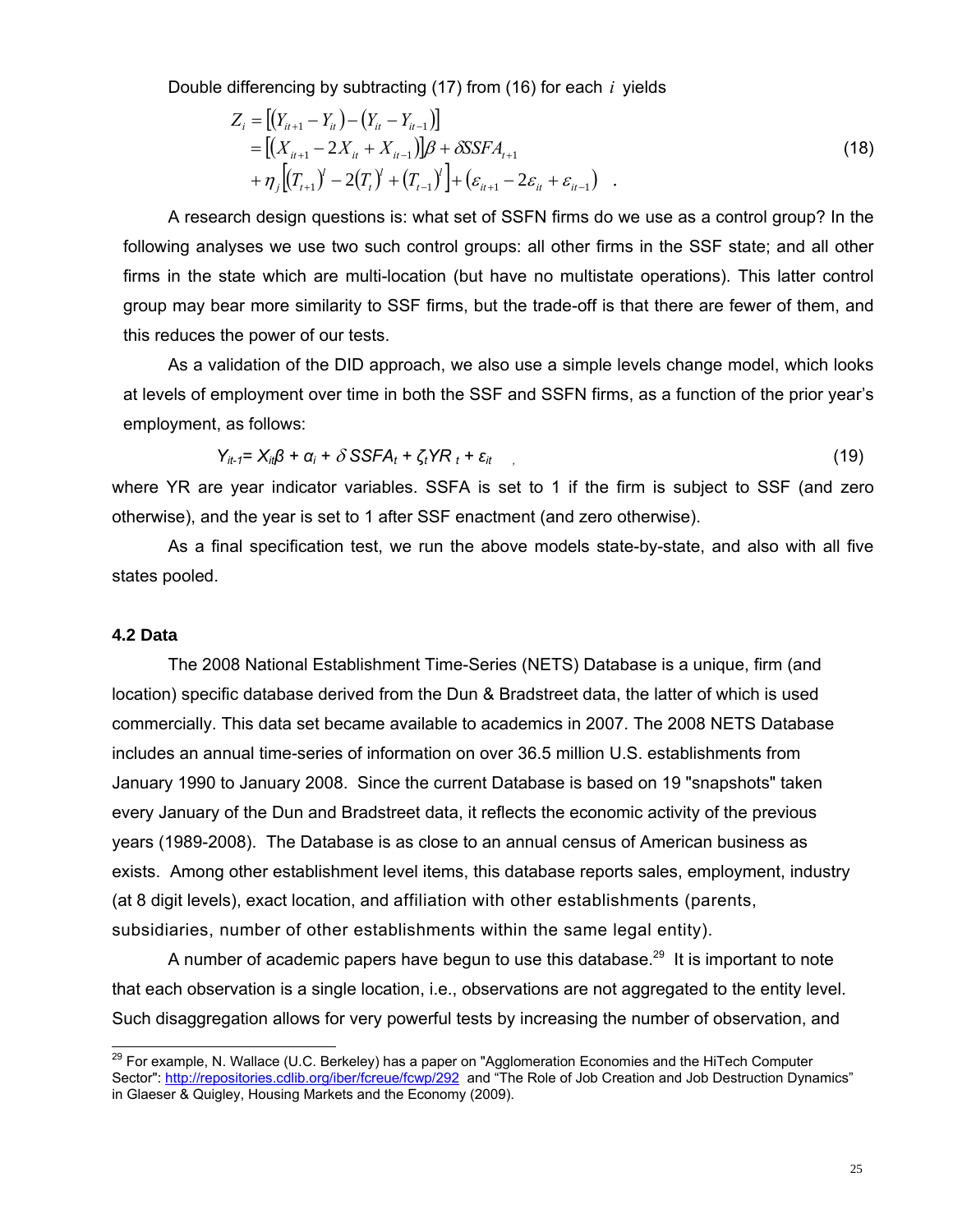Double differencing by subtracting (17) from (16) for each $i$ yields

$$
\begin{aligned}
Z_i &= \left[\left(Y_{it+1} - Y_{it}\right) - \left(Y_{it} - Y_{it-1}\right)\right] \\
&= \left[\left(X_{it+1} - 2X_{it} + X_{it-1}\right)\right]\beta + \delta SSFA_{t+1} \\
&+ \eta_j \left[\left(T_{t+1}\right)^{\prime} - 2\left(T_t\right)^{\prime} + \left(T_{t-1}\right)^{\prime}\right] + \left(\varepsilon_{it+1} - 2\varepsilon_{it} + \varepsilon_{it-1}\right) \quad .
\end{aligned}
\tag{18}
$$

A research design questions is: what set of SSFN firms do we use as a control group? In the following analyses we use two such control groups: all other firms in the SSF state; and all other firms in the state which are multi-location (but have no multistate operations). This latter control group may bear more similarity to SSF firms, but the trade-off is that there are fewer of them, and this reduces the power of our tests.

As a validation of the DID approach, we also use a simple levels change model, which looks at levels of employment over time in both the SSF and SSFN firms, as a function of the prior year's employment, as follows:

$$
Y_{it-1} = X_{it}\beta + \alpha_i + \delta\, SSFA_t + \zeta_t YR_t + \varepsilon_{it} \quad , \tag{19}
$$

where YR are year indicator variables. SSFA is set to 1 if the firm is subject to SSF (and zero otherwise), and the year is set to 1 after SSF enactment (and zero otherwise).

As a final specification test, we run the above models state-by-state, and also with all five states pooled.

### 4.2 Data

The 2008 National Establishment Time-Series (NETS) Database is a unique, firm (and location) specific database derived from the Dun & Bradstreet data, the latter of which is used commercially. This data set became available to academics in 2007. The 2008 NETS Database includes an annual time-series of information on over 36.5 million U.S. establishments from January 1990 to January 2008. Since the current Database is based on 19 "snapshots" taken every January of the Dun and Bradstreet data, it reflects the economic activity of the previous years (1989-2008). The Database is as close to an annual census of American business as exists. Among other establishment level items, this database reports sales, employment, industry (at 8 digit levels), exact location, and affiliation with other establishments (parents, subsidiaries, number of other establishments within the same legal entity).

A number of academic papers have begun to use this database.[29] It is important to note that each observation is a single location, i.e., observations are not aggregated to the entity level. Such disaggregation allows for very powerful tests by increasing the number of observation, and

---

[29] For example, N. Wallace (U.C. Berkeley) has a paper on "Agglomeration Economies and the HiTech Computer Sector": http://repositories.cdlib.org/iber/fcreue/fcwp/292 and "The Role of Job Creation and Job Destruction Dynamics" in Glaeser & Quigley, Housing Markets and the Economy (2009).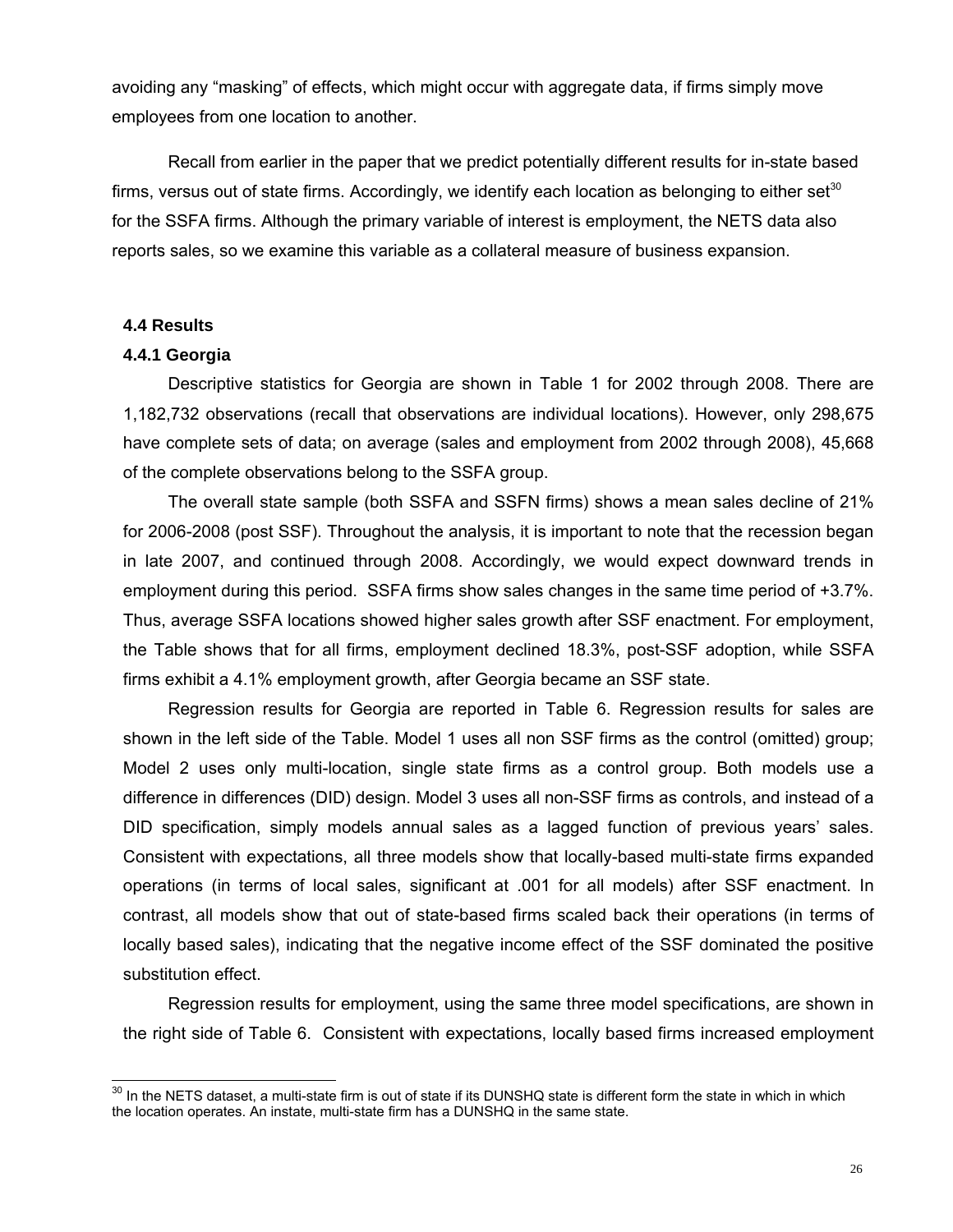avoiding any "masking" of effects, which might occur with aggregate data, if firms simply move employees from one location to another.

Recall from earlier in the paper that we predict potentially different results for in-state based firms, versus out of state firms. Accordingly, we identify each location as belonging to either set[30] for the SSFA firms. Although the primary variable of interest is employment, the NETS data also reports sales, so we examine this variable as a collateral measure of business expansion.

### 4.4 Results

#### 4.4.1 Georgia

Descriptive statistics for Georgia are shown in Table 1 for 2002 through 2008. There are 1,182,732 observations (recall that observations are individual locations). However, only 298,675 have complete sets of data; on average (sales and employment from 2002 through 2008), 45,668 of the complete observations belong to the SSFA group.

The overall state sample (both SSFA and SSFN firms) shows a mean sales decline of 21% for 2006-2008 (post SSF). Throughout the analysis, it is important to note that the recession began in late 2007, and continued through 2008. Accordingly, we would expect downward trends in employment during this period. SSFA firms show sales changes in the same time period of +3.7%. Thus, average SSFA locations showed higher sales growth after SSF enactment. For employment, the Table shows that for all firms, employment declined 18.3%, post-SSF adoption, while SSFA firms exhibit a 4.1% employment growth, after Georgia became an SSF state.

Regression results for Georgia are reported in Table 6. Regression results for sales are shown in the left side of the Table. Model 1 uses all non SSF firms as the control (omitted) group; Model 2 uses only multi-location, single state firms as a control group. Both models use a difference in differences (DID) design. Model 3 uses all non-SSF firms as controls, and instead of a DID specification, simply models annual sales as a lagged function of previous years' sales. Consistent with expectations, all three models show that locally-based multi-state firms expanded operations (in terms of local sales, significant at .001 for all models) after SSF enactment. In contrast, all models show that out of state-based firms scaled back their operations (in terms of locally based sales), indicating that the negative income effect of the SSF dominated the positive substitution effect.

Regression results for employment, using the same three model specifications, are shown in the right side of Table 6. Consistent with expectations, locally based firms increased employment

---

[30] In the NETS dataset, a multi-state firm is out of state if its DUNSHQ state is different form the state in which in which the location operates. An instate, multi-state firm has a DUNSHQ in the same state.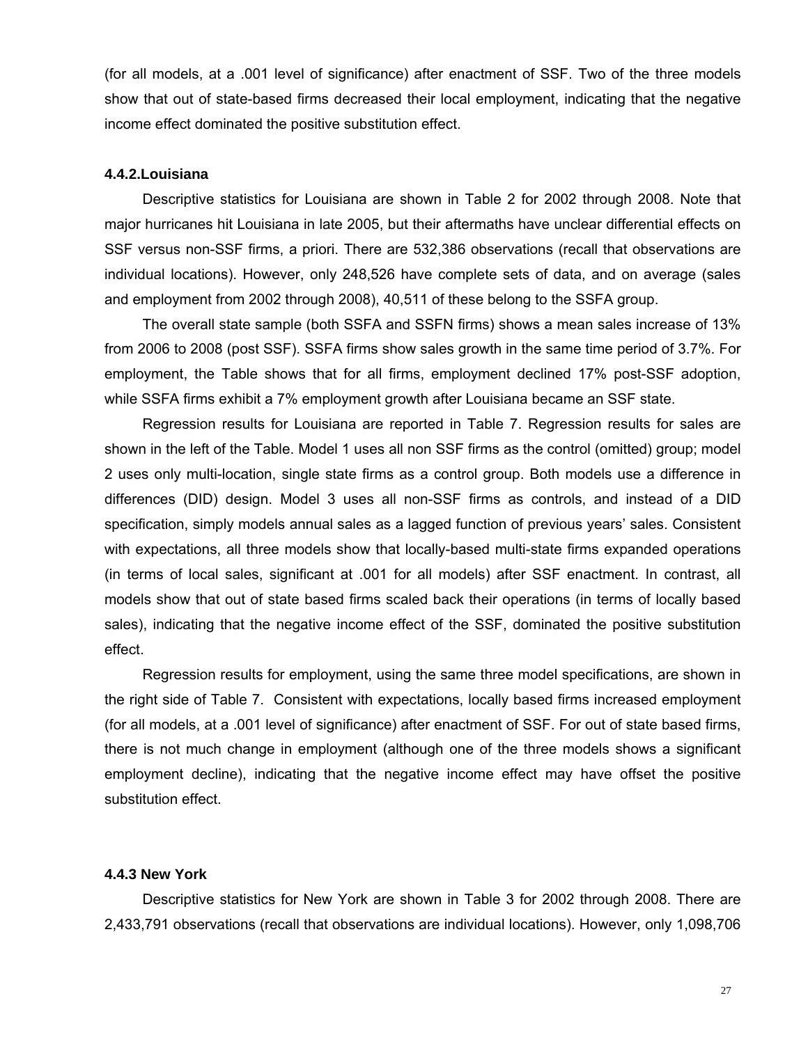(for all models, at a .001 level of significance) after enactment of SSF. Two of the three models show that out of state-based firms decreased their local employment, indicating that the negative income effect dominated the positive substitution effect.

#### 4.4.2.Louisiana

Descriptive statistics for Louisiana are shown in Table 2 for 2002 through 2008. Note that major hurricanes hit Louisiana in late 2005, but their aftermaths have unclear differential effects on SSF versus non-SSF firms, a priori. There are 532,386 observations (recall that observations are individual locations). However, only 248,526 have complete sets of data, and on average (sales and employment from 2002 through 2008), 40,511 of these belong to the SSFA group.

The overall state sample (both SSFA and SSFN firms) shows a mean sales increase of 13% from 2006 to 2008 (post SSF). SSFA firms show sales growth in the same time period of 3.7%. For employment, the Table shows that for all firms, employment declined 17% post-SSF adoption, while SSFA firms exhibit a 7% employment growth after Louisiana became an SSF state.

Regression results for Louisiana are reported in Table 7. Regression results for sales are shown in the left of the Table. Model 1 uses all non SSF firms as the control (omitted) group; model 2 uses only multi-location, single state firms as a control group. Both models use a difference in differences (DID) design. Model 3 uses all non-SSF firms as controls, and instead of a DID specification, simply models annual sales as a lagged function of previous years' sales. Consistent with expectations, all three models show that locally-based multi-state firms expanded operations (in terms of local sales, significant at .001 for all models) after SSF enactment. In contrast, all models show that out of state based firms scaled back their operations (in terms of locally based sales), indicating that the negative income effect of the SSF, dominated the positive substitution effect.

Regression results for employment, using the same three model specifications, are shown in the right side of Table 7. Consistent with expectations, locally based firms increased employment (for all models, at a .001 level of significance) after enactment of SSF. For out of state based firms, there is not much change in employment (although one of the three models shows a significant employment decline), indicating that the negative income effect may have offset the positive substitution effect.

#### 4.4.3 New York

Descriptive statistics for New York are shown in Table 3 for 2002 through 2008. There are 2,433,791 observations (recall that observations are individual locations). However, only 1,098,706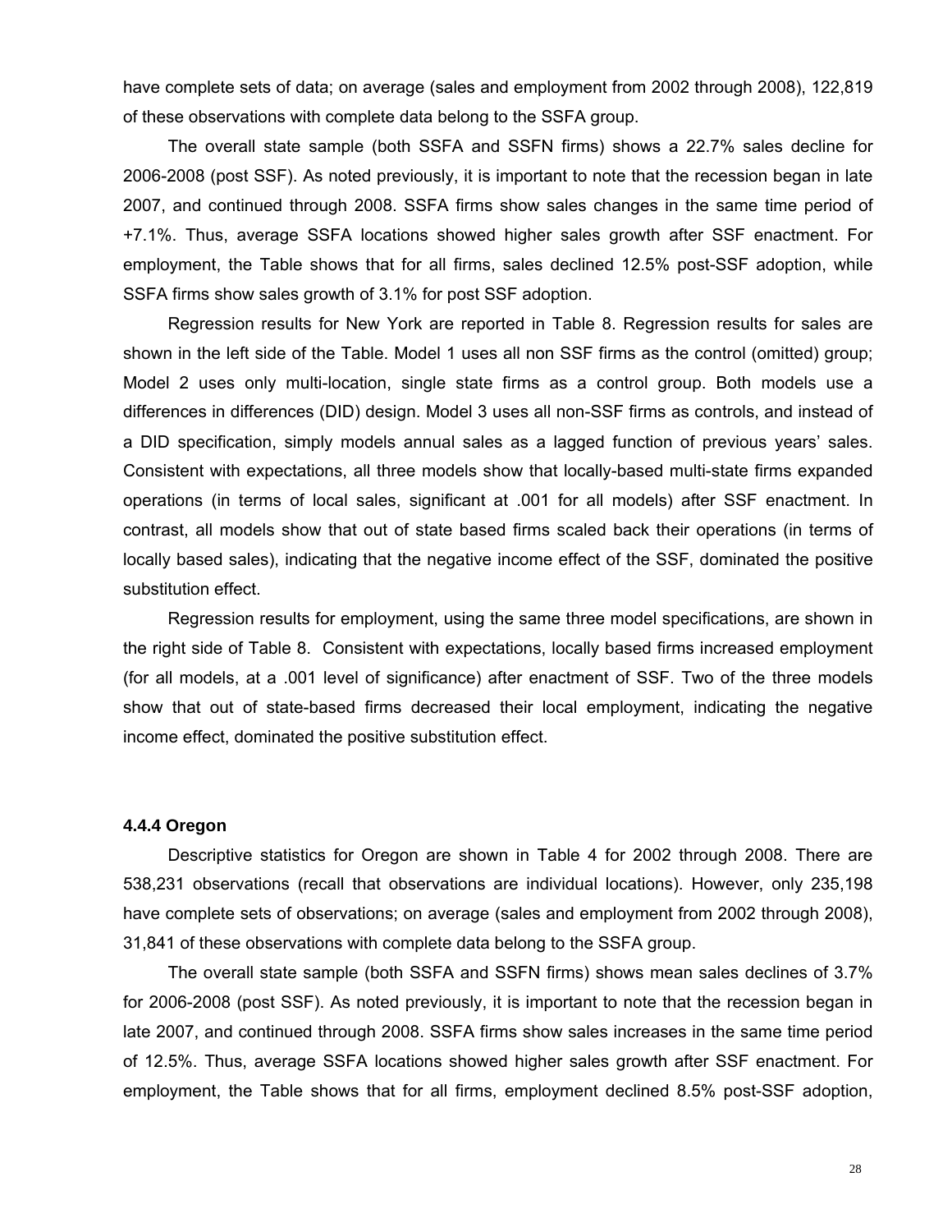have complete sets of data; on average (sales and employment from 2002 through 2008), 122,819 of these observations with complete data belong to the SSFA group.

The overall state sample (both SSFA and SSFN firms) shows a 22.7% sales decline for 2006-2008 (post SSF). As noted previously, it is important to note that the recession began in late 2007, and continued through 2008. SSFA firms show sales changes in the same time period of +7.1%. Thus, average SSFA locations showed higher sales growth after SSF enactment. For employment, the Table shows that for all firms, sales declined 12.5% post-SSF adoption, while SSFA firms show sales growth of 3.1% for post SSF adoption.

Regression results for New York are reported in Table 8. Regression results for sales are shown in the left side of the Table. Model 1 uses all non SSF firms as the control (omitted) group; Model 2 uses only multi-location, single state firms as a control group. Both models use a differences in differences (DID) design. Model 3 uses all non-SSF firms as controls, and instead of a DID specification, simply models annual sales as a lagged function of previous years' sales. Consistent with expectations, all three models show that locally-based multi-state firms expanded operations (in terms of local sales, significant at .001 for all models) after SSF enactment. In contrast, all models show that out of state based firms scaled back their operations (in terms of locally based sales), indicating that the negative income effect of the SSF, dominated the positive substitution effect.

Regression results for employment, using the same three model specifications, are shown in the right side of Table 8. Consistent with expectations, locally based firms increased employment (for all models, at a .001 level of significance) after enactment of SSF. Two of the three models show that out of state-based firms decreased their local employment, indicating the negative income effect, dominated the positive substitution effect.

#### 4.4.4 Oregon

Descriptive statistics for Oregon are shown in Table 4 for 2002 through 2008. There are 538,231 observations (recall that observations are individual locations). However, only 235,198 have complete sets of observations; on average (sales and employment from 2002 through 2008), 31,841 of these observations with complete data belong to the SSFA group.

The overall state sample (both SSFA and SSFN firms) shows mean sales declines of 3.7% for 2006-2008 (post SSF). As noted previously, it is important to note that the recession began in late 2007, and continued through 2008. SSFA firms show sales increases in the same time period of 12.5%. Thus, average SSFA locations showed higher sales growth after SSF enactment. For employment, the Table shows that for all firms, employment declined 8.5% post-SSF adoption,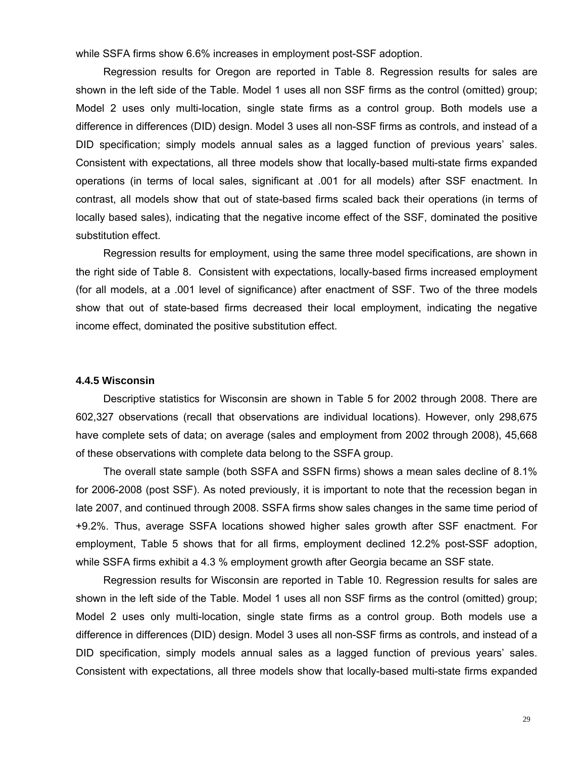while SSFA firms show 6.6% increases in employment post-SSF adoption.

Regression results for Oregon are reported in Table 8. Regression results for sales are shown in the left side of the Table. Model 1 uses all non SSF firms as the control (omitted) group; Model 2 uses only multi-location, single state firms as a control group. Both models use a difference in differences (DID) design. Model 3 uses all non-SSF firms as controls, and instead of a DID specification; simply models annual sales as a lagged function of previous years' sales. Consistent with expectations, all three models show that locally-based multi-state firms expanded operations (in terms of local sales, significant at .001 for all models) after SSF enactment. In contrast, all models show that out of state-based firms scaled back their operations (in terms of locally based sales), indicating that the negative income effect of the SSF, dominated the positive substitution effect.

Regression results for employment, using the same three model specifications, are shown in the right side of Table 8. Consistent with expectations, locally-based firms increased employment (for all models, at a .001 level of significance) after enactment of SSF. Two of the three models show that out of state-based firms decreased their local employment, indicating the negative income effect, dominated the positive substitution effect.

### 4.4.5 Wisconsin

Descriptive statistics for Wisconsin are shown in Table 5 for 2002 through 2008. There are 602,327 observations (recall that observations are individual locations). However, only 298,675 have complete sets of data; on average (sales and employment from 2002 through 2008), 45,668 of these observations with complete data belong to the SSFA group.

The overall state sample (both SSFA and SSFN firms) shows a mean sales decline of 8.1% for 2006-2008 (post SSF). As noted previously, it is important to note that the recession began in late 2007, and continued through 2008. SSFA firms show sales changes in the same time period of +9.2%. Thus, average SSFA locations showed higher sales growth after SSF enactment. For employment, Table 5 shows that for all firms, employment declined 12.2% post-SSF adoption, while SSFA firms exhibit a 4.3 % employment growth after Georgia became an SSF state.

Regression results for Wisconsin are reported in Table 10. Regression results for sales are shown in the left side of the Table. Model 1 uses all non SSF firms as the control (omitted) group; Model 2 uses only multi-location, single state firms as a control group. Both models use a difference in differences (DID) design. Model 3 uses all non-SSF firms as controls, and instead of a DID specification, simply models annual sales as a lagged function of previous years' sales. Consistent with expectations, all three models show that locally-based multi-state firms expanded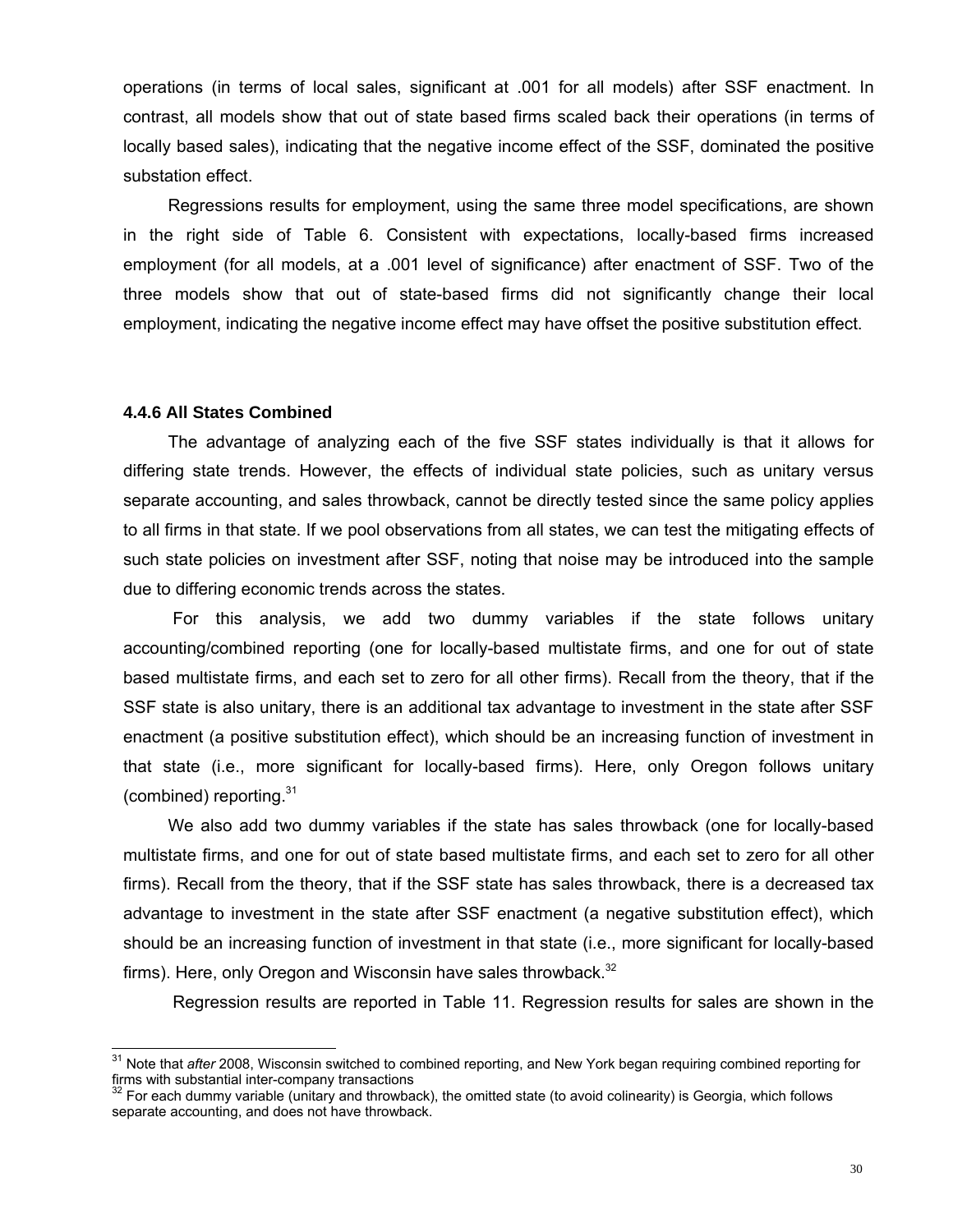operations (in terms of local sales, significant at .001 for all models) after SSF enactment. In contrast, all models show that out of state based firms scaled back their operations (in terms of locally based sales), indicating that the negative income effect of the SSF, dominated the positive substation effect.

Regressions results for employment, using the same three model specifications, are shown in the right side of Table 6. Consistent with expectations, locally-based firms increased employment (for all models, at a .001 level of significance) after enactment of SSF. Two of the three models show that out of state-based firms did not significantly change their local employment, indicating the negative income effect may have offset the positive substitution effect.

### 4.4.6 All States Combined

The advantage of analyzing each of the five SSF states individually is that it allows for differing state trends. However, the effects of individual state policies, such as unitary versus separate accounting, and sales throwback, cannot be directly tested since the same policy applies to all firms in that state. If we pool observations from all states, we can test the mitigating effects of such state policies on investment after SSF, noting that noise may be introduced into the sample due to differing economic trends across the states.

For this analysis, we add two dummy variables if the state follows unitary accounting/combined reporting (one for locally-based multistate firms, and one for out of state based multistate firms, and each set to zero for all other firms). Recall from the theory, that if the SSF state is also unitary, there is an additional tax advantage to investment in the state after SSF enactment (a positive substitution effect), which should be an increasing function of investment in that state (i.e., more significant for locally-based firms). Here, only Oregon follows unitary (combined) reporting.[31]

We also add two dummy variables if the state has sales throwback (one for locally-based multistate firms, and one for out of state based multistate firms, and each set to zero for all other firms). Recall from the theory, that if the SSF state has sales throwback, there is a decreased tax advantage to investment in the state after SSF enactment (a negative substitution effect), which should be an increasing function of investment in that state (i.e., more significant for locally-based firms). Here, only Oregon and Wisconsin have sales throwback.[32]

Regression results are reported in Table 11. Regression results for sales are shown in the

---

[31] Note that *after* 2008, Wisconsin switched to combined reporting, and New York began requiring combined reporting for firms with substantial inter-company transactions

[32] For each dummy variable (unitary and throwback), the omitted state (to avoid colinearity) is Georgia, which follows separate accounting, and does not have throwback.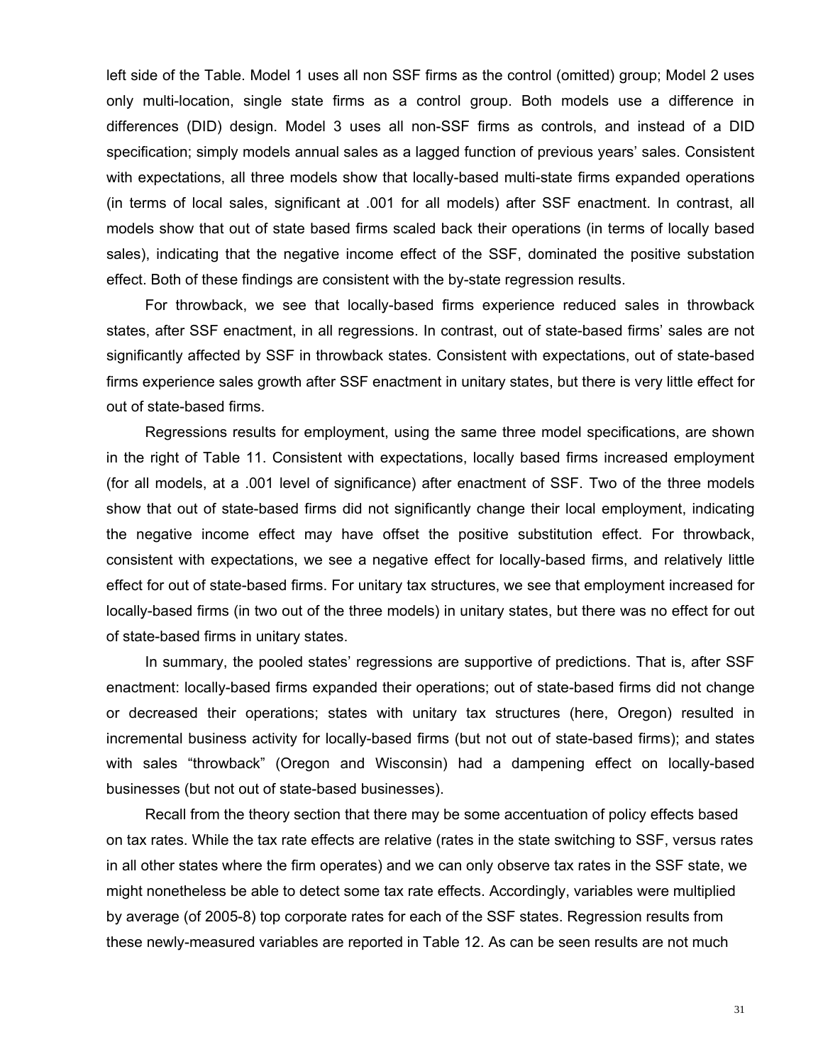left side of the Table. Model 1 uses all non SSF firms as the control (omitted) group; Model 2 uses only multi-location, single state firms as a control group. Both models use a difference in differences (DID) design. Model 3 uses all non-SSF firms as controls, and instead of a DID specification; simply models annual sales as a lagged function of previous years' sales. Consistent with expectations, all three models show that locally-based multi-state firms expanded operations (in terms of local sales, significant at .001 for all models) after SSF enactment. In contrast, all models show that out of state based firms scaled back their operations (in terms of locally based sales), indicating that the negative income effect of the SSF, dominated the positive substation effect. Both of these findings are consistent with the by-state regression results.

For throwback, we see that locally-based firms experience reduced sales in throwback states, after SSF enactment, in all regressions. In contrast, out of state-based firms' sales are not significantly affected by SSF in throwback states. Consistent with expectations, out of state-based firms experience sales growth after SSF enactment in unitary states, but there is very little effect for out of state-based firms.

Regressions results for employment, using the same three model specifications, are shown in the right of Table 11. Consistent with expectations, locally based firms increased employment (for all models, at a .001 level of significance) after enactment of SSF. Two of the three models show that out of state-based firms did not significantly change their local employment, indicating the negative income effect may have offset the positive substitution effect. For throwback, consistent with expectations, we see a negative effect for locally-based firms, and relatively little effect for out of state-based firms. For unitary tax structures, we see that employment increased for locally-based firms (in two out of the three models) in unitary states, but there was no effect for out of state-based firms in unitary states.

In summary, the pooled states' regressions are supportive of predictions. That is, after SSF enactment: locally-based firms expanded their operations; out of state-based firms did not change or decreased their operations; states with unitary tax structures (here, Oregon) resulted in incremental business activity for locally-based firms (but not out of state-based firms); and states with sales "throwback" (Oregon and Wisconsin) had a dampening effect on locally-based businesses (but not out of state-based businesses).

Recall from the theory section that there may be some accentuation of policy effects based on tax rates. While the tax rate effects are relative (rates in the state switching to SSF, versus rates in all other states where the firm operates) and we can only observe tax rates in the SSF state, we might nonetheless be able to detect some tax rate effects. Accordingly, variables were multiplied by average (of 2005-8) top corporate rates for each of the SSF states. Regression results from these newly-measured variables are reported in Table 12. As can be seen results are not much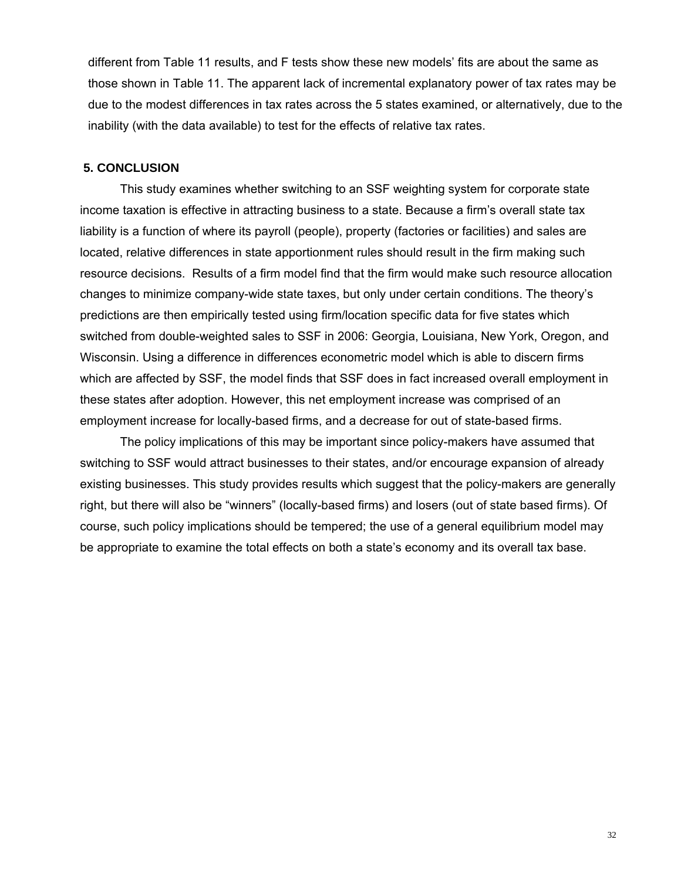different from Table 11 results, and F tests show these new models' fits are about the same as those shown in Table 11. The apparent lack of incremental explanatory power of tax rates may be due to the modest differences in tax rates across the 5 states examined, or alternatively, due to the inability (with the data available) to test for the effects of relative tax rates.

## 5. CONCLUSION

This study examines whether switching to an SSF weighting system for corporate state income taxation is effective in attracting business to a state. Because a firm's overall state tax liability is a function of where its payroll (people), property (factories or facilities) and sales are located, relative differences in state apportionment rules should result in the firm making such resource decisions. Results of a firm model find that the firm would make such resource allocation changes to minimize company-wide state taxes, but only under certain conditions. The theory's predictions are then empirically tested using firm/location specific data for five states which switched from double-weighted sales to SSF in 2006: Georgia, Louisiana, New York, Oregon, and Wisconsin. Using a difference in differences econometric model which is able to discern firms which are affected by SSF, the model finds that SSF does in fact increased overall employment in these states after adoption. However, this net employment increase was comprised of an employment increase for locally-based firms, and a decrease for out of state-based firms.

The policy implications of this may be important since policy-makers have assumed that switching to SSF would attract businesses to their states, and/or encourage expansion of already existing businesses. This study provides results which suggest that the policy-makers are generally right, but there will also be "winners" (locally-based firms) and losers (out of state based firms). Of course, such policy implications should be tempered; the use of a general equilibrium model may be appropriate to examine the total effects on both a state's economy and its overall tax base.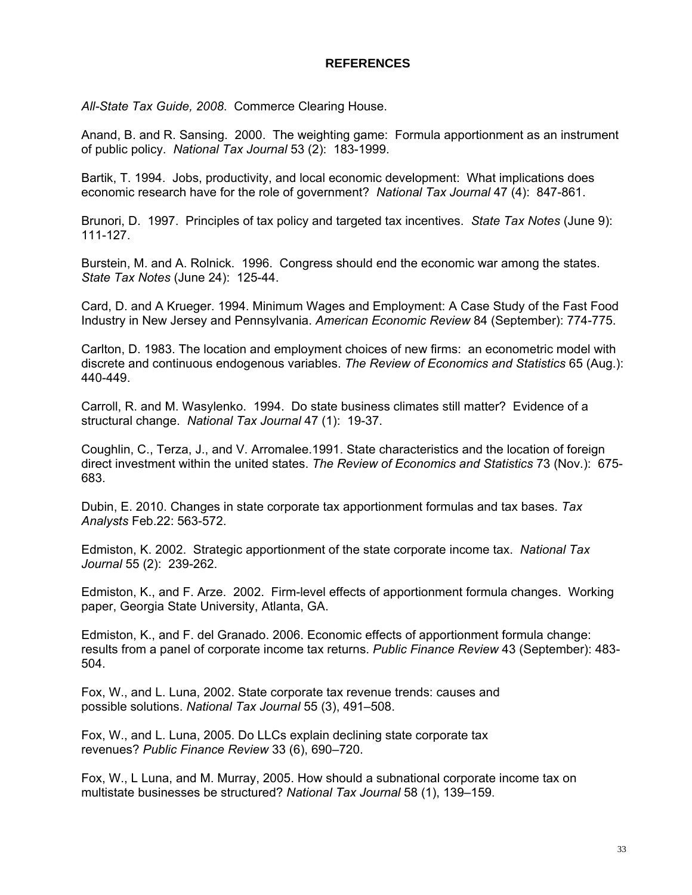**REFERENCES**

*All-State Tax Guide, 2008*. Commerce Clearing House.

Anand, B. and R. Sansing. 2000. The weighting game: Formula apportionment as an instrument of public policy. *National Tax Journal* 53 (2): 183-1999.

Bartik, T. 1994. Jobs, productivity, and local economic development: What implications does economic research have for the role of government? *National Tax Journal* 47 (4): 847-861.

Brunori, D. 1997. Principles of tax policy and targeted tax incentives. *State Tax Notes* (June 9): 111-127.

Burstein, M. and A. Rolnick. 1996. Congress should end the economic war among the states. *State Tax Notes* (June 24): 125-44.

Card, D. and A Krueger. 1994. Minimum Wages and Employment: A Case Study of the Fast Food Industry in New Jersey and Pennsylvania. *American Economic Review* 84 (September): 774-775.

Carlton, D. 1983. The location and employment choices of new firms: an econometric model with discrete and continuous endogenous variables. *The Review of Economics and Statistics* 65 (Aug.): 440-449.

Carroll, R. and M. Wasylenko. 1994. Do state business climates still matter? Evidence of a structural change. *National Tax Journal* 47 (1): 19-37.

Coughlin, C., Terza, J., and V. Arromalee.1991. State characteristics and the location of foreign direct investment within the united states. *The Review of Economics and Statistics* 73 (Nov.): 675-683.

Dubin, E. 2010. Changes in state corporate tax apportionment formulas and tax bases. *Tax Analysts* Feb.22: 563-572.

Edmiston, K. 2002. Strategic apportionment of the state corporate income tax. *National Tax Journal* 55 (2): 239-262.

Edmiston, K., and F. Arze. 2002. Firm-level effects of apportionment formula changes. Working paper, Georgia State University, Atlanta, GA.

Edmiston, K., and F. del Granado. 2006. Economic effects of apportionment formula change: results from a panel of corporate income tax returns. *Public Finance Review* 43 (September): 483-504.

Fox, W., and L. Luna, 2002. State corporate tax revenue trends: causes and possible solutions. *National Tax Journal* 55 (3), 491–508.

Fox, W., and L. Luna, 2005. Do LLCs explain declining state corporate tax revenues? *Public Finance Review* 33 (6), 690–720.

Fox, W., L Luna, and M. Murray, 2005. How should a subnational corporate income tax on multistate businesses be structured? *National Tax Journal* 58 (1), 139–159.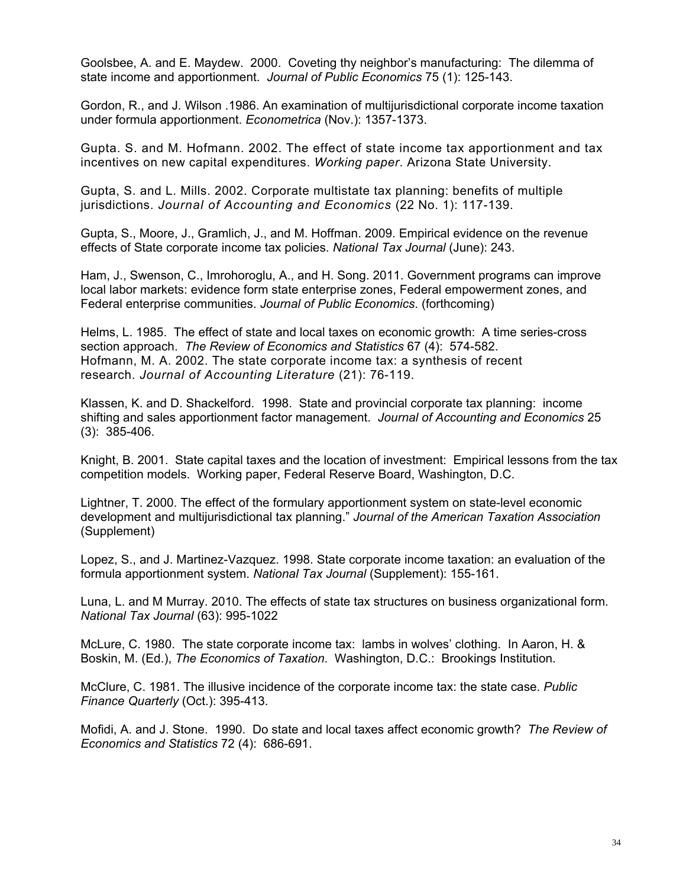Goolsbee, A. and E. Maydew. 2000. Coveting thy neighbor's manufacturing: The dilemma of state income and apportionment. *Journal of Public Economics* 75 (1): 125-143.

Gordon, R., and J. Wilson .1986. An examination of multijurisdictional corporate income taxation under formula apportionment. *Econometrica* (Nov.): 1357-1373.

Gupta. S. and M. Hofmann. 2002. The effect of state income tax apportionment and tax incentives on new capital expenditures. *Working paper*. Arizona State University.

Gupta, S. and L. Mills. 2002. Corporate multistate tax planning: benefits of multiple jurisdictions. *Journal of Accounting and Economics* (22 No. 1): 117-139.

Gupta, S., Moore, J., Gramlich, J., and M. Hoffman. 2009. Empirical evidence on the revenue effects of State corporate income tax policies. *National Tax Journal* (June): 243.

Ham, J., Swenson, C., Imrohoroglu, A., and H. Song. 2011. Government programs can improve local labor markets: evidence form state enterprise zones, Federal empowerment zones, and Federal enterprise communities. *Journal of Public Economics*. (forthcoming)

Helms, L. 1985. The effect of state and local taxes on economic growth: A time series-cross section approach. *The Review of Economics and Statistics* 67 (4): 574-582.
Hofmann, M. A. 2002. The state corporate income tax: a synthesis of recent research. *Journal of Accounting Literature* (21): 76-119.

Klassen, K. and D. Shackelford. 1998. State and provincial corporate tax planning: income shifting and sales apportionment factor management. *Journal of Accounting and Economics* 25 (3): 385-406.

Knight, B. 2001. State capital taxes and the location of investment: Empirical lessons from the tax competition models. Working paper, Federal Reserve Board, Washington, D.C.

Lightner, T. 2000. The effect of the formulary apportionment system on state-level economic development and multijurisdictional tax planning." *Journal of the American Taxation Association* (Supplement)

Lopez, S., and J. Martinez-Vazquez. 1998. State corporate income taxation: an evaluation of the formula apportionment system. *National Tax Journal* (Supplement): 155-161.

Luna, L. and M Murray. 2010. The effects of state tax structures on business organizational form. *National Tax Journal* (63): 995-1022

McLure, C. 1980. The state corporate income tax: lambs in wolves' clothing. In Aaron, H. & Boskin, M. (Ed.), *The Economics of Taxation*. Washington, D.C.: Brookings Institution.

McClure, C. 1981. The illusive incidence of the corporate income tax: the state case. *Public Finance Quarterly* (Oct.): 395-413.

Mofidi, A. and J. Stone. 1990. Do state and local taxes affect economic growth? *The Review of Economics and Statistics* 72 (4): 686-691.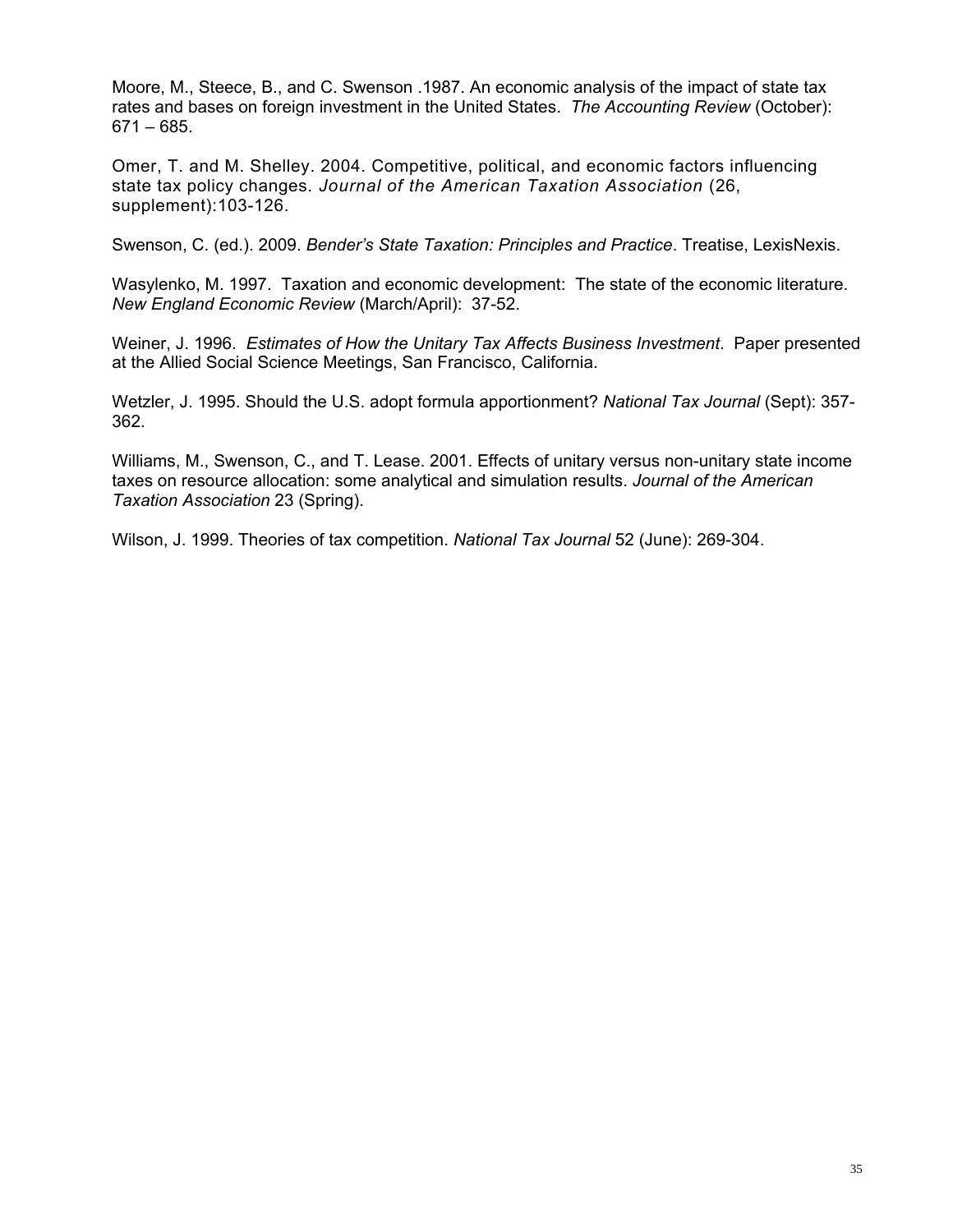Moore, M., Steece, B., and C. Swenson .1987. An economic analysis of the impact of state tax rates and bases on foreign investment in the United States. *The Accounting Review* (October): 671 – 685.

Omer, T. and M. Shelley. 2004. Competitive, political, and economic factors influencing state tax policy changes. *Journal of the American Taxation Association* (26, supplement):103-126.

Swenson, C. (ed.). 2009. *Bender's State Taxation: Principles and Practice*. Treatise, LexisNexis.

Wasylenko, M. 1997. Taxation and economic development: The state of the economic literature. *New England Economic Review* (March/April): 37-52.

Weiner, J. 1996. *Estimates of How the Unitary Tax Affects Business Investment*. Paper presented at the Allied Social Science Meetings, San Francisco, California.

Wetzler, J. 1995. Should the U.S. adopt formula apportionment? *National Tax Journal* (Sept): 357-362.

Williams, M., Swenson, C., and T. Lease. 2001. Effects of unitary versus non-unitary state income taxes on resource allocation: some analytical and simulation results. *Journal of the American Taxation Association* 23 (Spring).

Wilson, J. 1999. Theories of tax competition. *National Tax Journal* 52 (June): 269-304.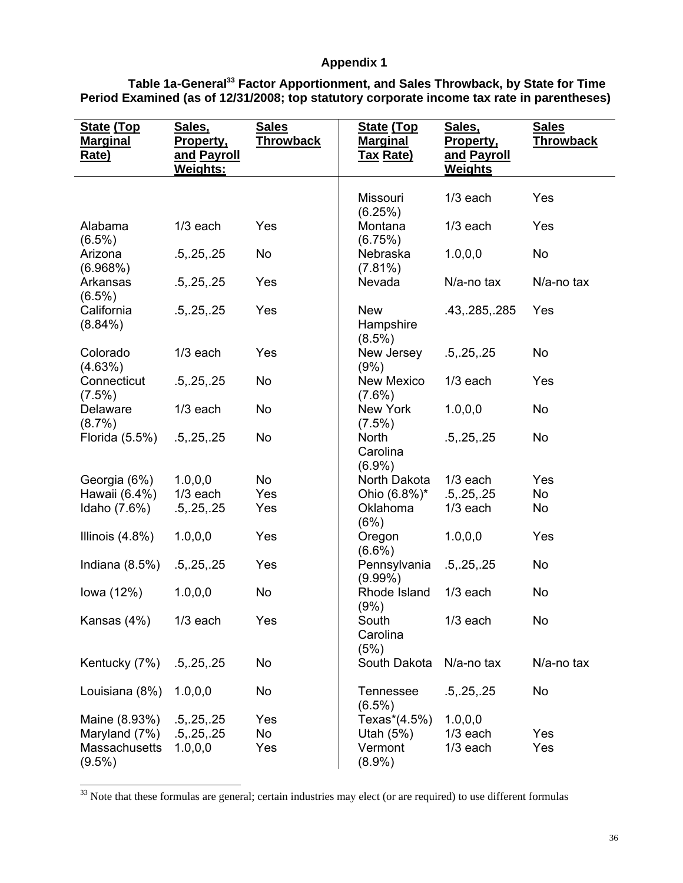## Appendix 1

**Table 1a-General[33] Factor Apportionment, and Sales Throwback, by State for Time Period Examined (as of 12/31/2008; top statutory corporate income tax rate in parentheses)**

| State (Top Marginal Rate) | Sales, Property, and Payroll Weights: | Sales Throwback | State (Top Marginal Tax Rate) | Sales, Property, and Payroll Weights | Sales Throwback |
|---|---|---|---|---|---|
| | | | Missouri (6.25%) | 1/3 each | Yes |
| Alabama (6.5%) | 1/3 each | Yes | Montana (6.75%) | 1/3 each | Yes |
| Arizona (6.968%) | .5,.25,.25 | No | Nebraska (7.81%) | 1.0,0,0 | No |
| Arkansas (6.5%) | .5,.25,.25 | Yes | Nevada | N/a-no tax | N/a-no tax |
| California (8.84%) | .5,.25,.25 | Yes | New Hampshire (8.5%) | .43,.285,.285 | Yes |
| Colorado (4.63%) | 1/3 each | Yes | New Jersey (9%) | .5,.25,.25 | No |
| Connecticut (7.5%) | .5,.25,.25 | No | New Mexico (7.6%) | 1/3 each | Yes |
| Delaware (8.7%) | 1/3 each | No | New York (7.5%) | 1.0,0,0 | No |
| Florida (5.5%) | .5,.25,.25 | No | North Carolina (6.9%) | .5,.25,.25 | No |
| Georgia (6%) | 1.0,0,0 | No | North Dakota | 1/3 each | Yes |
| Hawaii (6.4%) | 1/3 each | Yes | Ohio (6.8%)* | .5,.25,.25 | No |
| Idaho (7.6%) | .5,.25,.25 | Yes | Oklahoma (6%) | 1/3 each | No |
| Illinois (4.8%) | 1.0,0,0 | Yes | Oregon (6.6%) | 1.0,0,0 | Yes |
| Indiana (8.5%) | .5,.25,.25 | Yes | Pennsylvania (9.99%) | .5,.25,.25 | No |
| Iowa (12%) | 1.0,0,0 | No | Rhode Island (9%) | 1/3 each | No |
| Kansas (4%) | 1/3 each | Yes | South Carolina (5%) | 1/3 each | No |
| Kentucky (7%) | .5,.25,.25 | No | South Dakota | N/a-no tax | N/a-no tax |
| Louisiana (8%) | 1.0,0,0 | No | Tennessee (6.5%) | .5,.25,.25 | No |
| Maine (8.93%) | .5,.25,.25 | Yes | Texas*(4.5%) | 1.0,0,0 | |
| Maryland (7%) | .5,.25,.25 | No | Utah (5%) | 1/3 each | Yes |
| Massachusetts (9.5%) | 1.0,0,0 | Yes | Vermont (8.9%) | 1/3 each | Yes |

[33] Note that these formulas are general; certain industries may elect (or are required) to use different formulas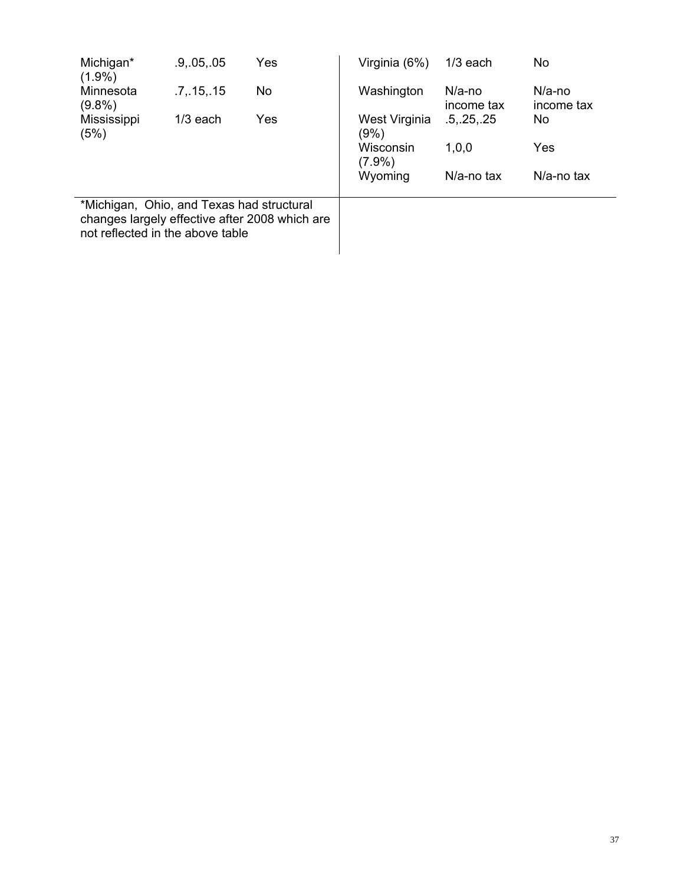| | | | | | |
|---|---|---|---|---|---|
| Michigan* (1.9%) | .9,.05,.05 | Yes | Virginia (6%) | 1/3 each | No |
| Minnesota (9.8%) | .7,.15,.15 | No | Washington | N/a-no income tax | N/a-no income tax |
| Mississippi (5%) | 1/3 each | Yes | West Virginia (9%) | .5,.25,.25 | No |
| | | | Wisconsin (7.9%) | 1,0,0 | Yes |
| | | | Wyoming | N/a-no tax | N/a-no tax |

*Michigan, Ohio, and Texas had structural changes largely effective after 2008 which are not reflected in the above table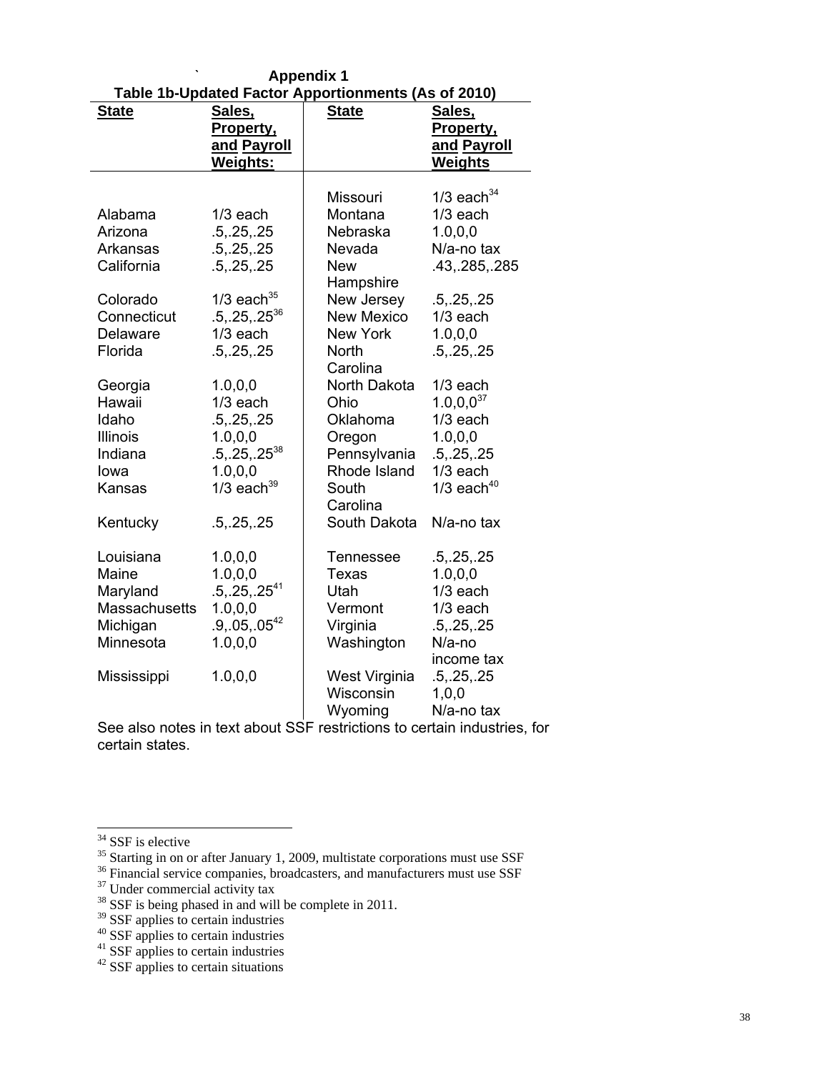**Appendix 1**

**Table 1b-Updated Factor Apportionments (As of 2010)**

| State | Sales, Property, and Payroll Weights: | State | Sales, Property, and Payroll Weights |
|---|---|---|---|
| | | Missouri | 1/3 each[34] |
| Alabama | 1/3 each | Montana | 1/3 each |
| Arizona | .5,.25,.25 | Nebraska | 1.0,0,0 |
| Arkansas | .5,.25,.25 | Nevada | N/a-no tax |
| California | .5,.25,.25 | New Hampshire | .43,.285,.285 |
| Colorado | 1/3 each[35] | New Jersey | .5,.25,.25 |
| Connecticut | .5,.25,.25[36] | New Mexico | 1/3 each |
| Delaware | 1/3 each | New York | 1.0,0,0 |
| Florida | .5,.25,.25 | North Carolina | .5,.25,.25 |
| Georgia | 1.0,0,0 | North Dakota | 1/3 each |
| Hawaii | 1/3 each | Ohio | 1.0,0,0[37] |
| Idaho | .5,.25,.25 | Oklahoma | 1/3 each |
| Illinois | 1.0,0,0 | Oregon | 1.0,0,0 |
| Indiana | .5,.25,.25[38] | Pennsylvania | .5,.25,.25 |
| Iowa | 1.0,0,0 | Rhode Island | 1/3 each |
| Kansas | 1/3 each[39] | South Carolina | 1/3 each[40] |
| Kentucky | .5,.25,.25 | South Dakota | N/a-no tax |
| Louisiana | 1.0,0,0 | Tennessee | .5,.25,.25 |
| Maine | 1.0,0,0 | Texas | 1.0,0,0 |
| Maryland | .5,.25,.25[41] | Utah | 1/3 each |
| Massachusetts | 1.0,0,0 | Vermont | 1/3 each |
| Michigan | .9,.05,.05[42] | Virginia | .5,.25,.25 |
| Minnesota | 1.0,0,0 | Washington | N/a-no income tax |
| Mississippi | 1.0,0,0 | West Virginia | .5,.25,.25 |
| | | Wisconsin | 1,0,0 |
| | | Wyoming | N/a-no tax |

See also notes in text about SSF restrictions to certain industries, for certain states.

---

[34] SSF is elective

[35] Starting in on or after January 1, 2009, multistate corporations must use SSF

[36] Financial service companies, broadcasters, and manufacturers must use SSF

[37] Under commercial activity tax

[38] SSF is being phased in and will be complete in 2011.

[39] SSF applies to certain industries

[40] SSF applies to certain industries

[41] SSF applies to certain industries

[42] SSF applies to certain situations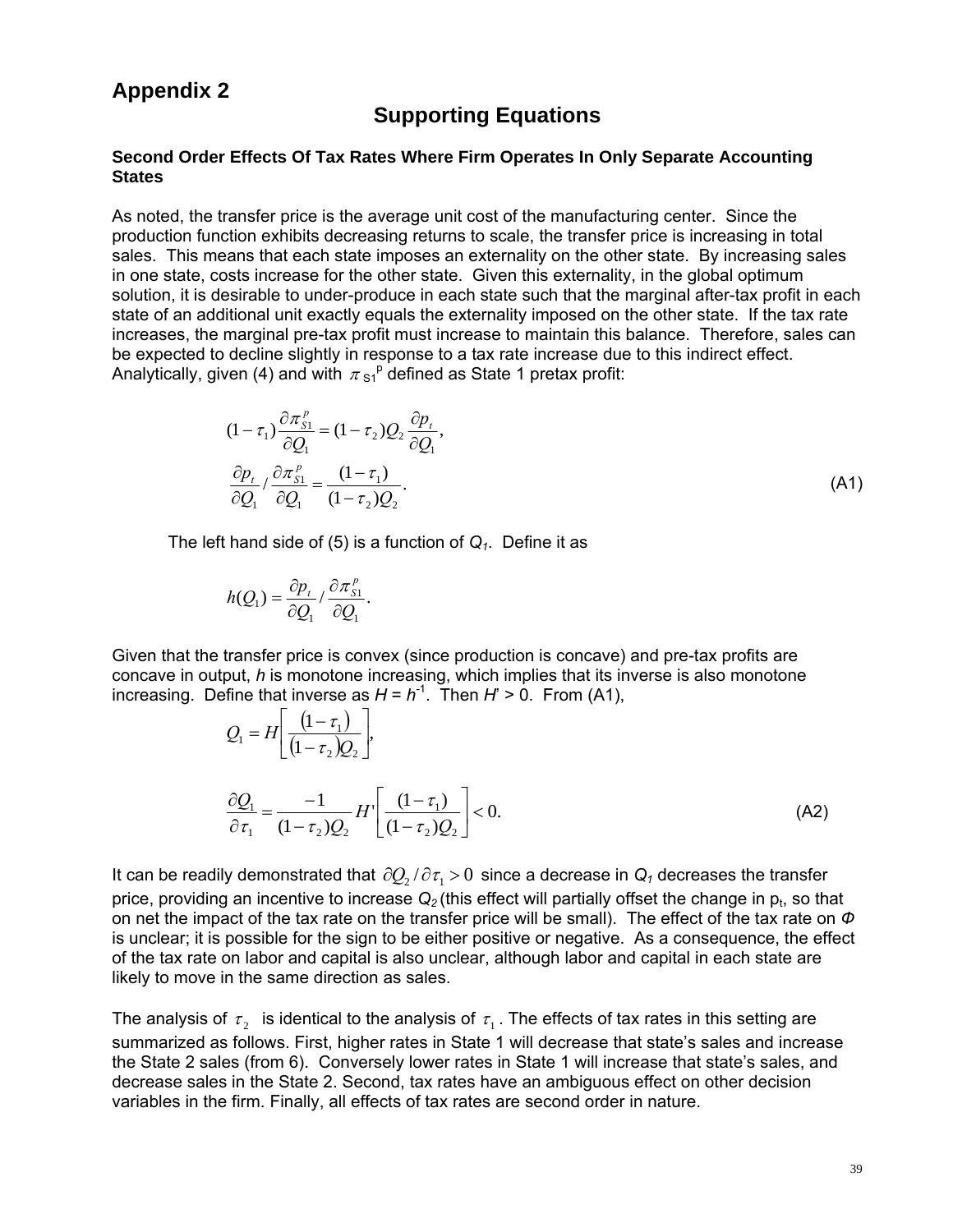# Appendix 2

## Supporting Equations

**Second Order Effects Of Tax Rates Where Firm Operates In Only Separate Accounting States**

As noted, the transfer price is the average unit cost of the manufacturing center. Since the production function exhibits decreasing returns to scale, the transfer price is increasing in total sales. This means that each state imposes an externality on the other state. By increasing sales in one state, costs increase for the other state. Given this externality, in the global optimum solution, it is desirable to under-produce in each state such that the marginal after-tax profit in each state of an additional unit exactly equals the externality imposed on the other state. If the tax rate increases, the marginal pre-tax profit must increase to maintain this balance. Therefore, sales can be expected to decline slightly in response to a tax rate increase due to this indirect effect. Analytically, given (4) and with $\pi_{S1}^{p}$ defined as State 1 pretax profit:

$$(1-\tau_1)\frac{\partial \pi_{S1}^{p}}{\partial Q_1} = (1-\tau_2)Q_2\frac{\partial p_t}{\partial Q_1},$$

$$\frac{\partial p_t}{\partial Q_1} / \frac{\partial \pi_{S1}^{p}}{\partial Q_1} = \frac{(1-\tau_1)}{(1-\tau_2)Q_2}. \tag{A1}$$

The left hand side of (5) is a function of $Q_1$. Define it as

$$h(Q_1) = \frac{\partial p_t}{\partial Q_1} / \frac{\partial \pi_{S1}^{p}}{\partial Q_1}.$$

Given that the transfer price is convex (since production is concave) and pre-tax profits are concave in output, $h$ is monotone increasing, which implies that its inverse is also monotone increasing. Define that inverse as $H = h^{-1}$. Then $H' > 0$. From (A1),

$$Q_1 = H\left[\frac{(1-\tau_1)}{(1-\tau_2)Q_2}\right],$$

$$\frac{\partial Q_1}{\partial \tau_1} = \frac{-1}{(1-\tau_2)Q_2} H'\left[\frac{(1-\tau_1)}{(1-\tau_2)Q_2}\right] < 0. \tag{A2}$$

It can be readily demonstrated that $\partial Q_2 / \partial \tau_1 > 0$ since a decrease in $Q_1$ decreases the transfer price, providing an incentive to increase $Q_2$ (this effect will partially offset the change in $p_t$, so that on net the impact of the tax rate on the transfer price will be small). The effect of the tax rate on $\Phi$ is unclear; it is possible for the sign to be either positive or negative. As a consequence, the effect of the tax rate on labor and capital is also unclear, although labor and capital in each state are likely to move in the same direction as sales.

The analysis of $\tau_2$ is identical to the analysis of $\tau_1$. The effects of tax rates in this setting are summarized as follows. First, higher rates in State 1 will decrease that state's sales and increase the State 2 sales (from 6). Conversely lower rates in State 1 will increase that state's sales, and decrease sales in the State 2. Second, tax rates have an ambiguous effect on other decision variables in the firm. Finally, all effects of tax rates are second order in nature.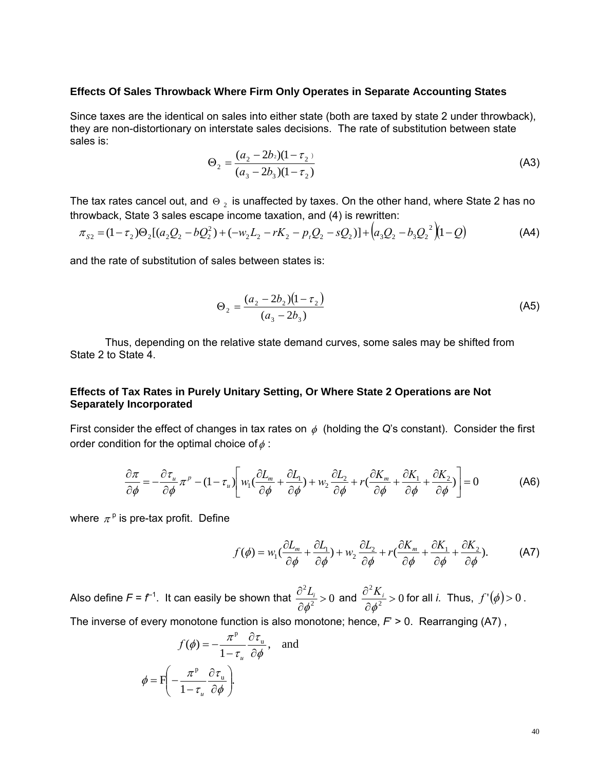**Effects Of Sales Throwback Where Firm Only Operates in Separate Accounting States**

Since taxes are the identical on sales into either state (both are taxed by state 2 under throwback), they are non-distortionary on interstate sales decisions. The rate of substitution between state sales is:

$$\Theta_2 = \frac{(a_2 - 2b_2)(1-\tau_2)}{(a_3 - 2b_3)(1-\tau_2)} \tag{A3}$$

The tax rates cancel out, and $\Theta_2$ is unaffected by taxes. On the other hand, where State 2 has no throwback, State 3 sales escape income taxation, and (4) is rewritten:

$$\pi_{S2} = (1-\tau_2)\Theta_2[(a_2Q_2 - bQ_2^2) + (-w_2L_2 - rK_2 - p_tQ_2 - sQ_2)] + \left(a_3Q_2 - b_3Q_2^{\ 2}\right)\left(1-Q\right) \tag{A4}$$

and the rate of substitution of sales between states is:

$$\Theta_2 = \frac{(a_2 - 2b_2)\left(1-\tau_2\right)}{(a_3 - 2b_3)} \tag{A5}$$

Thus, depending on the relative state demand curves, some sales may be shifted from State 2 to State 4.

**Effects of Tax Rates in Purely Unitary Setting, Or Where State 2 Operations are Not Separately Incorporated**

First consider the effect of changes in tax rates on $\phi$ (holding the $Q$'s constant). Consider the first order condition for the optimal choice of $\phi$:

$$\frac{\partial \pi}{\partial \phi} = -\frac{\partial \tau_u}{\partial \phi}\pi^p - (1-\tau_u)\left[w_1\left(\frac{\partial L_m}{\partial \phi} + \frac{\partial L_1}{\partial \phi}\right) + w_2\frac{\partial L_2}{\partial \phi} + r\left(\frac{\partial K_m}{\partial \phi} + \frac{\partial K_1}{\partial \phi} + \frac{\partial K_2}{\partial \phi}\right)\right] = 0 \tag{A6}$$

where $\pi^p$ is pre-tax profit. Define

$$f(\phi) = w_1\left(\frac{\partial L_m}{\partial \phi} + \frac{\partial L_1}{\partial \phi}\right) + w_2\frac{\partial L_2}{\partial \phi} + r\left(\frac{\partial K_m}{\partial \phi} + \frac{\partial K_1}{\partial \phi} + \frac{\partial K_2}{\partial \phi}\right). \tag{A7}$$

Also define $F = f^{-1}$. It can easily be shown that $\frac{\partial^2 L_i}{\partial \phi^2} > 0$ and $\frac{\partial^2 K_i}{\partial \phi^2} > 0$ for all $i$. Thus, $f'(\phi) > 0$. The inverse of every monotone function is also monotone; hence, $F' > 0$. Rearranging (A7) ,

$$f(\phi) = -\frac{\pi^p}{1-\tau_u}\frac{\partial \tau_u}{\partial \phi}, \quad \text{and}$$

$$\phi = F\left(-\frac{\pi^p}{1-\tau_u}\frac{\partial \tau_u}{\partial \phi}\right).$$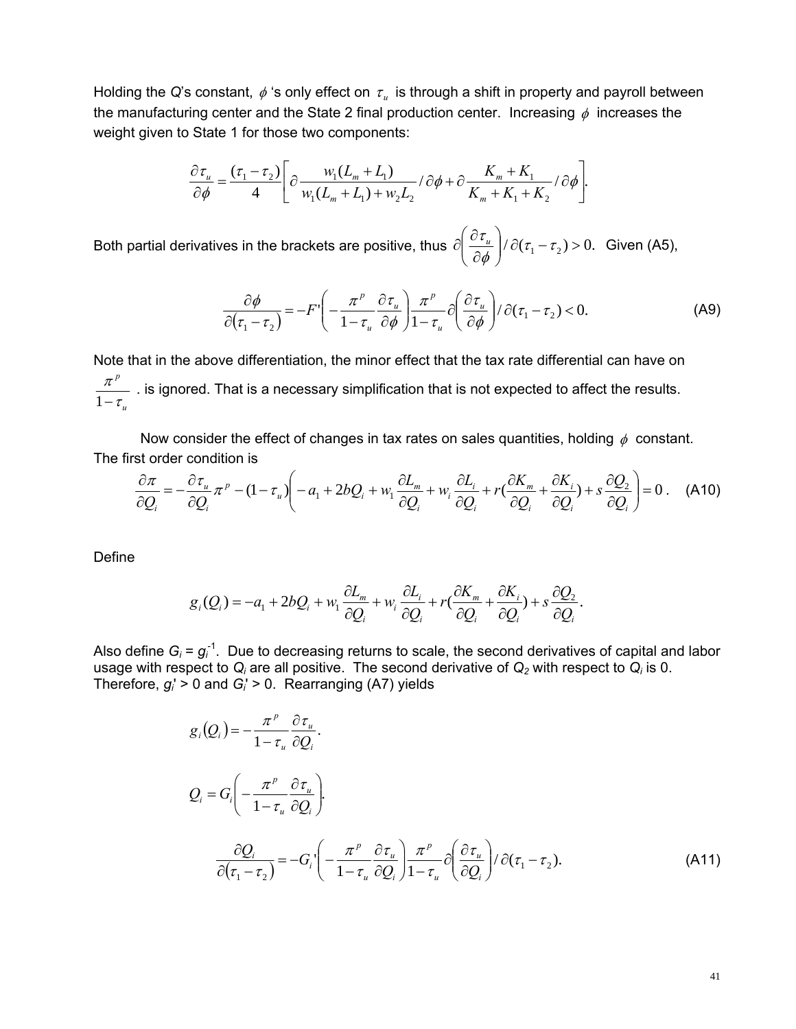Holding the $Q$'s constant, $\phi$ 's only effect on $\tau_u$ is through a shift in property and payroll between the manufacturing center and the State 2 final production center. Increasing $\phi$ increases the weight given to State 1 for those two components:

$$\frac{\partial \tau_u}{\partial \phi} = \frac{(\tau_1 - \tau_2)}{4}\left[\partial \frac{w_1(L_m + L_1)}{w_1(L_m + L_1) + w_2 L_2} / \partial \phi + \partial \frac{K_m + K_1}{K_m + K_1 + K_2} / \partial \phi\right].$$

Both partial derivatives in the brackets are positive, thus $\partial\left(\frac{\partial \tau_u}{\partial \phi}\right) / \partial(\tau_1 - \tau_2) > 0$. Given (A5),

$$\frac{\partial \phi}{\partial(\tau_1 - \tau_2)} = -F'\left(-\frac{\pi^p}{1-\tau_u}\frac{\partial \tau_u}{\partial \phi}\right)\frac{\pi^p}{1-\tau_u}\partial\left(\frac{\partial \tau_u}{\partial \phi}\right) / \partial(\tau_1 - \tau_2) < 0. \tag{A9}$$

Note that in the above differentiation, the minor effect that the tax rate differential can have on $\frac{\pi^p}{1-\tau_u}$ . is ignored. That is a necessary simplification that is not expected to affect the results.

Now consider the effect of changes in tax rates on sales quantities, holding $\phi$ constant. The first order condition is

$$\frac{\partial \pi}{\partial Q_i} = -\frac{\partial \tau_u}{\partial Q_i}\pi^p - (1-\tau_u)\left(-a_1 + 2bQ_i + w_1\frac{\partial L_m}{\partial Q_i} + w_i\frac{\partial L_i}{\partial Q_i} + r\left(\frac{\partial K_m}{\partial Q_i} + \frac{\partial K_i}{\partial Q_i}\right) + s\frac{\partial Q_2}{\partial Q_i}\right) = 0\,. \tag{A10}$$

Define

$$g_i(Q_i) = -a_1 + 2bQ_i + w_1\frac{\partial L_m}{\partial Q_i} + w_i\frac{\partial L_i}{\partial Q_i} + r\left(\frac{\partial K_m}{\partial Q_i} + \frac{\partial K_i}{\partial Q_i}\right) + s\frac{\partial Q_2}{\partial Q_i}.$$

Also define $G_i = g_i^{-1}$. Due to decreasing returns to scale, the second derivatives of capital and labor usage with respect to $Q_i$ are all positive. The second derivative of $Q_2$ with respect to $Q_i$ is 0. Therefore, $g_i' > 0$ and $G_i' > 0$. Rearranging (A7) yields

$$g_i(Q_i) = -\frac{\pi^p}{1-\tau_u}\frac{\partial \tau_u}{\partial Q_i}.$$

$$Q_i = G_i\left(-\frac{\pi^p}{1-\tau_u}\frac{\partial \tau_u}{\partial Q_i}\right).$$

$$\frac{\partial Q_i}{\partial(\tau_1 - \tau_2)} = -G_i'\left(-\frac{\pi^p}{1-\tau_u}\frac{\partial \tau_u}{\partial Q_i}\right)\frac{\pi^p}{1-\tau_u}\partial\left(\frac{\partial \tau_u}{\partial Q_i}\right) / \partial(\tau_1 - \tau_2). \tag{A11}$$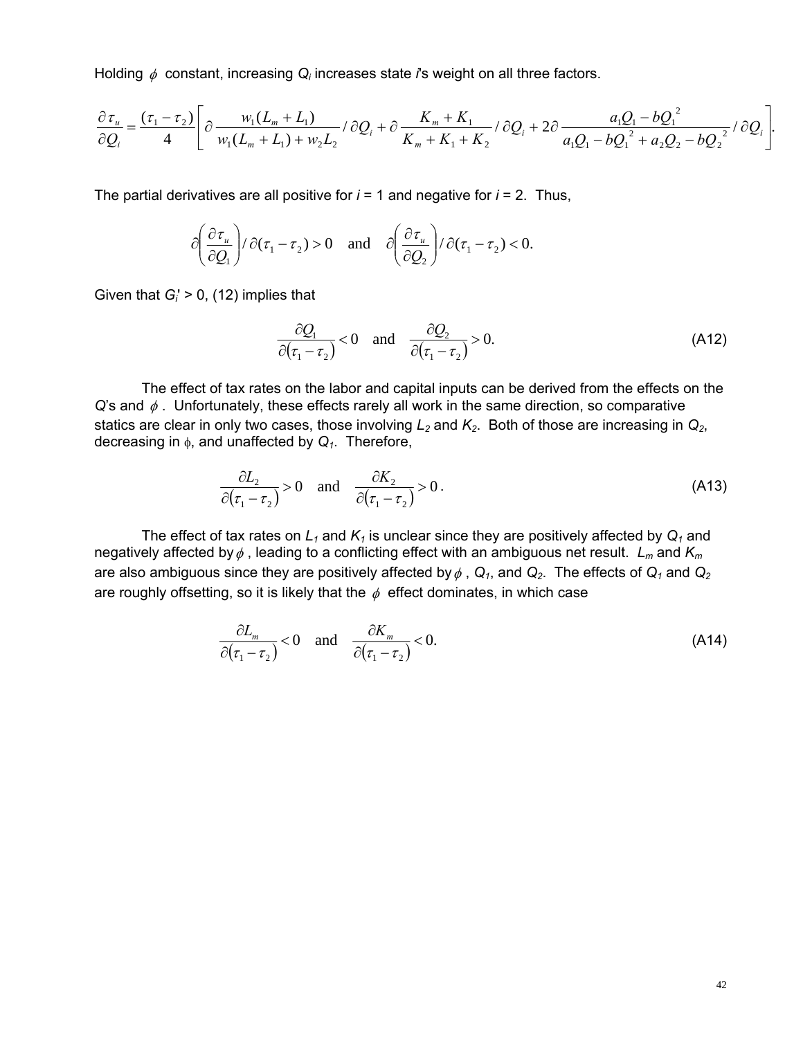Holding $\phi$ constant, increasing $Q_i$ increases state $i$'s weight on all three factors.

$$\frac{\partial \tau_u}{\partial Q_i} = \frac{(\tau_1 - \tau_2)}{4}\left[\partial \frac{w_1(L_m + L_1)}{w_1(L_m + L_1) + w_2 L_2} / \partial Q_i + \partial \frac{K_m + K_1}{K_m + K_1 + K_2} / \partial Q_i + 2\partial \frac{a_1 Q_1 - bQ_1^{\,2}}{a_1 Q_1 - bQ_1^{\,2} + a_2 Q_2 - bQ_2^{\,2}} / \partial Q_i\right].$$

The partial derivatives are all positive for $i$ = 1 and negative for $i$ = 2. Thus,

$$\partial\left(\frac{\partial \tau_u}{\partial Q_1}\right) / \partial(\tau_1 - \tau_2) > 0 \quad \text{and} \quad \partial\left(\frac{\partial \tau_u}{\partial Q_2}\right) / \partial(\tau_1 - \tau_2) < 0.$$

Given that $G_i' > 0$, (12) implies that

$$\frac{\partial Q_1}{\partial(\tau_1 - \tau_2)} < 0 \quad \text{and} \quad \frac{\partial Q_2}{\partial(\tau_1 - \tau_2)} > 0. \tag{A12}$$

The effect of tax rates on the labor and capital inputs can be derived from the effects on the $Q$'s and $\phi$. Unfortunately, these effects rarely all work in the same direction, so comparative statics are clear in only two cases, those involving $L_2$ and $K_2$. Both of those are increasing in $Q_2$, decreasing in $\phi$, and unaffected by $Q_1$. Therefore,

$$\frac{\partial L_2}{\partial(\tau_1 - \tau_2)} > 0 \quad \text{and} \quad \frac{\partial K_2}{\partial(\tau_1 - \tau_2)} > 0. \tag{A13}$$

The effect of tax rates on $L_1$ and $K_1$ is unclear since they are positively affected by $Q_1$ and negatively affected by $\phi$, leading to a conflicting effect with an ambiguous net result. $L_m$ and $K_m$ are also ambiguous since they are positively affected by $\phi$, $Q_1$, and $Q_2$. The effects of $Q_1$ and $Q_2$ are roughly offsetting, so it is likely that the $\phi$ effect dominates, in which case

$$\frac{\partial L_m}{\partial(\tau_1 - \tau_2)} < 0 \quad \text{and} \quad \frac{\partial K_m}{\partial(\tau_1 - \tau_2)} < 0. \tag{A14}$$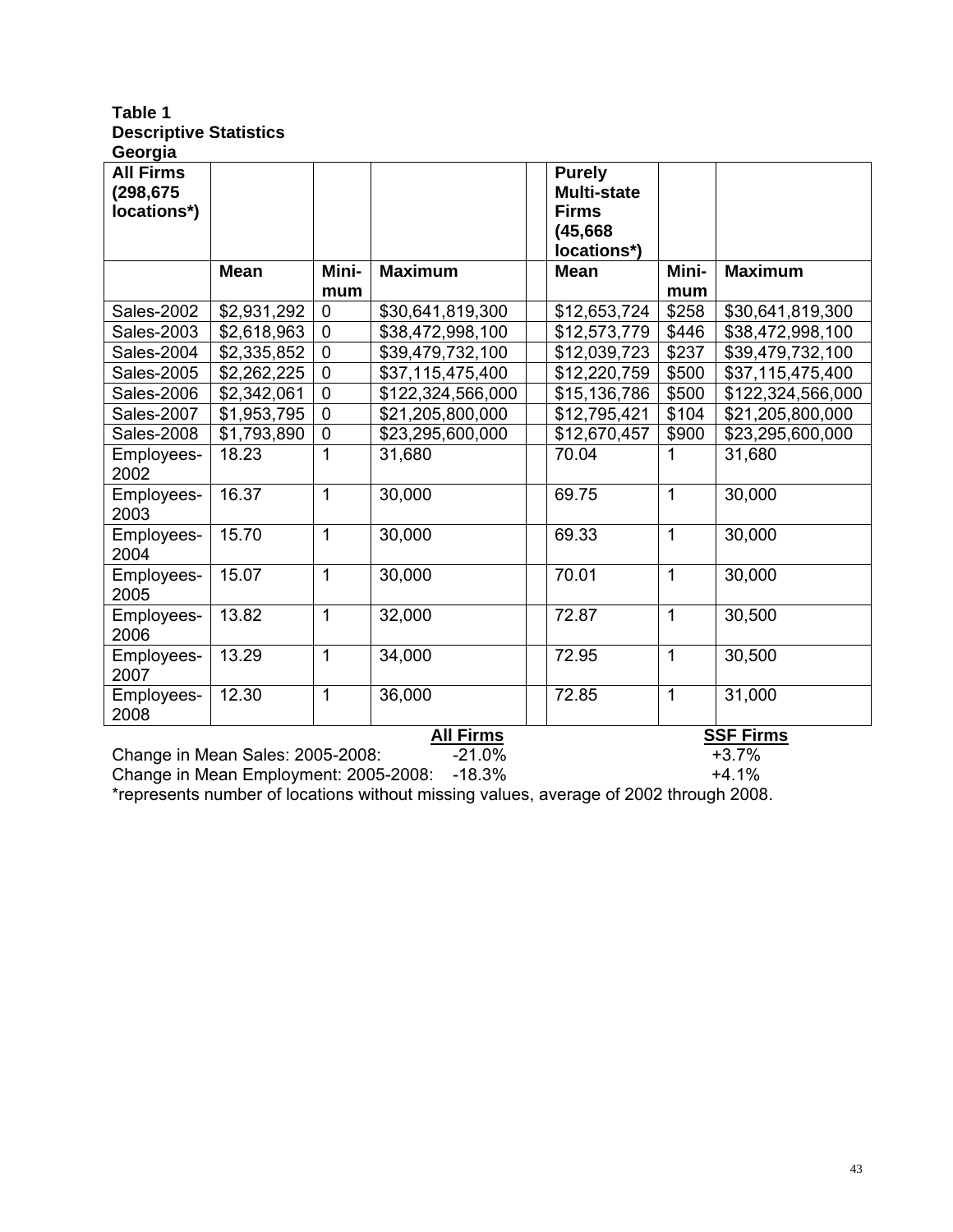**Table 1**
**Descriptive Statistics**
**Georgia**

| **All Firms (298,675 locations*)** | | | | | **Purely Multi-state Firms (45,668 locations*)** | | |
|---|---|---|---|---|---|---|---|
| | **Mean** | **Mini-mum** | **Maximum** | | **Mean** | **Mini-mum** | **Maximum** |
| Sales-2002 | $2,931,292 | 0 | $30,641,819,300 | | $12,653,724 | $258 | $30,641,819,300 |
| Sales-2003 | $2,618,963 | 0 | $38,472,998,100 | | $12,573,779 | $446 | $38,472,998,100 |
| Sales-2004 | $2,335,852 | 0 | $39,479,732,100 | | $12,039,723 | $237 | $39,479,732,100 |
| Sales-2005 | $2,262,225 | 0 | $37,115,475,400 | | $12,220,759 | $500 | $37,115,475,400 |
| Sales-2006 | $2,342,061 | 0 | $122,324,566,000 | | $15,136,786 | $500 | $122,324,566,000 |
| Sales-2007 | $1,953,795 | 0 | $21,205,800,000 | | $12,795,421 | $104 | $21,205,800,000 |
| Sales-2008 | $1,793,890 | 0 | $23,295,600,000 | | $12,670,457 | $900 | $23,295,600,000 |
| Employees-2002 | 18.23 | 1 | 31,680 | | 70.04 | 1 | 31,680 |
| Employees-2003 | 16.37 | 1 | 30,000 | | 69.75 | 1 | 30,000 |
| Employees-2004 | 15.70 | 1 | 30,000 | | 69.33 | 1 | 30,000 |
| Employees-2005 | 15.07 | 1 | 30,000 | | 70.01 | 1 | 30,000 |
| Employees-2006 | 13.82 | 1 | 32,000 | | 72.87 | 1 | 30,500 |
| Employees-2007 | 13.29 | 1 | 34,000 | | 72.95 | 1 | 30,500 |
| Employees-2008 | 12.30 | 1 | 36,000 | | 72.85 | 1 | 31,000 |

| | **All Firms** | **SSF Firms** |
|---|---|---|
| Change in Mean Sales: 2005-2008: | -21.0% | +3.7% |
| Change in Mean Employment: 2005-2008: | -18.3% | +4.1% |

*represents number of locations without missing values, average of 2002 through 2008.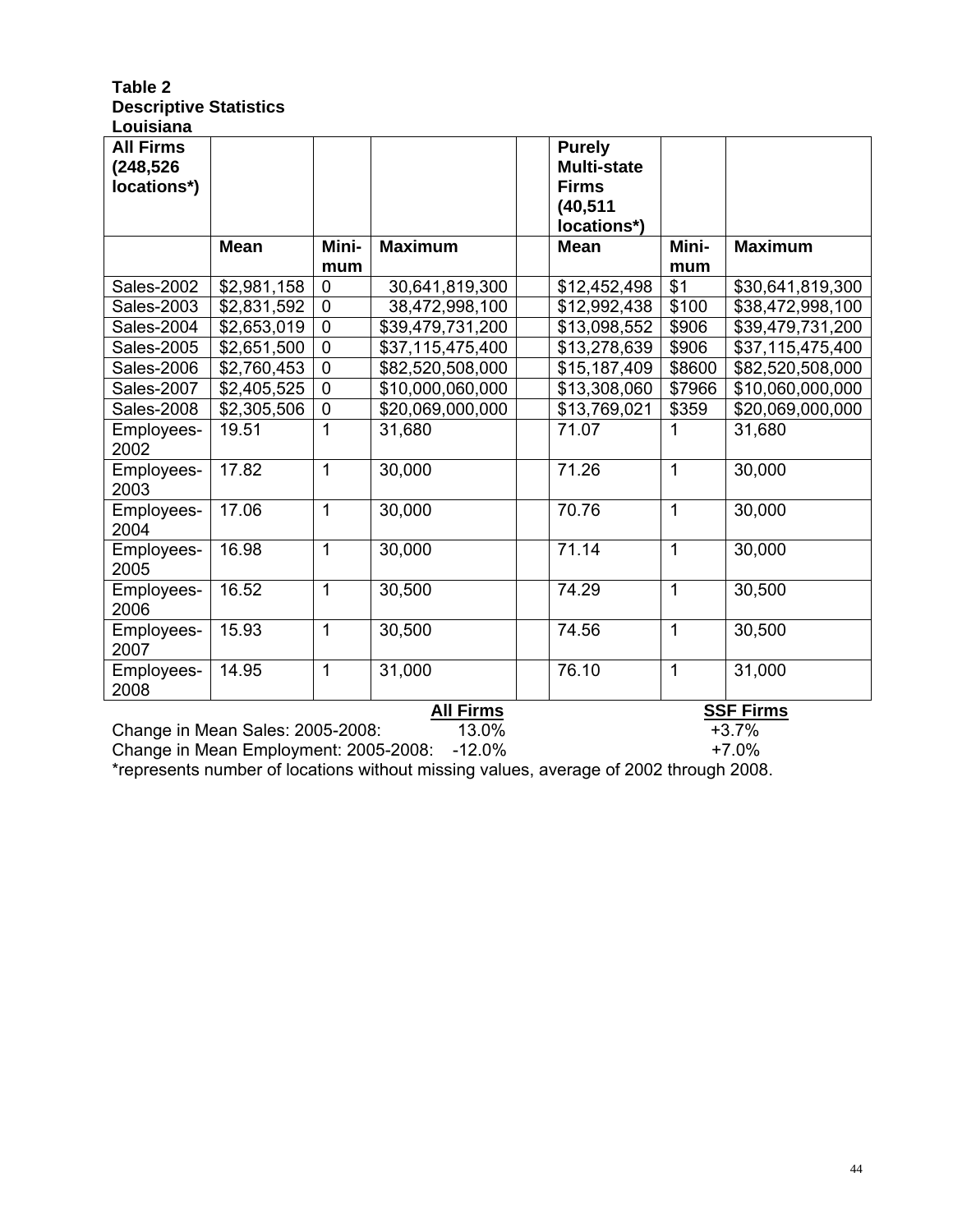**Table 2**
**Descriptive Statistics**
**Louisiana**

| **All Firms (248,526 locations*)** | | | | | **Purely Multi-state Firms (40,511 locations*)** | | |
|---|---|---|---|---|---|---|---|
| | **Mean** | **Mini-mum** | **Maximum** | | **Mean** | **Mini-mum** | **Maximum** |
| Sales-2002 | $2,981,158 | 0 | 30,641,819,300 | | $12,452,498 | $1 | $30,641,819,300 |
| Sales-2003 | $2,831,592 | 0 | 38,472,998,100 | | $12,992,438 | $100 | $38,472,998,100 |
| Sales-2004 | $2,653,019 | 0 | $39,479,731,200 | | $13,098,552 | $906 | $39,479,731,200 |
| Sales-2005 | $2,651,500 | 0 | $37,115,475,400 | | $13,278,639 | $906 | $37,115,475,400 |
| Sales-2006 | $2,760,453 | 0 | $82,520,508,000 | | $15,187,409 | $8600 | $82,520,508,000 |
| Sales-2007 | $2,405,525 | 0 | $10,000,060,000 | | $13,308,060 | $7966 | $10,060,000,000 |
| Sales-2008 | $2,305,506 | 0 | $20,069,000,000 | | $13,769,021 | $359 | $20,069,000,000 |
| Employees-2002 | 19.51 | 1 | 31,680 | | 71.07 | 1 | 31,680 |
| Employees-2003 | 17.82 | 1 | 30,000 | | 71.26 | 1 | 30,000 |
| Employees-2004 | 17.06 | 1 | 30,000 | | 70.76 | 1 | 30,000 |
| Employees-2005 | 16.98 | 1 | 30,000 | | 71.14 | 1 | 30,000 |
| Employees-2006 | 16.52 | 1 | 30,500 | | 74.29 | 1 | 30,500 |
| Employees-2007 | 15.93 | 1 | 30,500 | | 74.56 | 1 | 30,500 |
| Employees-2008 | 14.95 | 1 | 31,000 | | 76.10 | 1 | 31,000 |

| | **All Firms** | **SSF Firms** |
|---|---|---|
| Change in Mean Sales: 2005-2008: | 13.0% | +3.7% |
| Change in Mean Employment: 2005-2008: | -12.0% | +7.0% |

*represents number of locations without missing values, average of 2002 through 2008.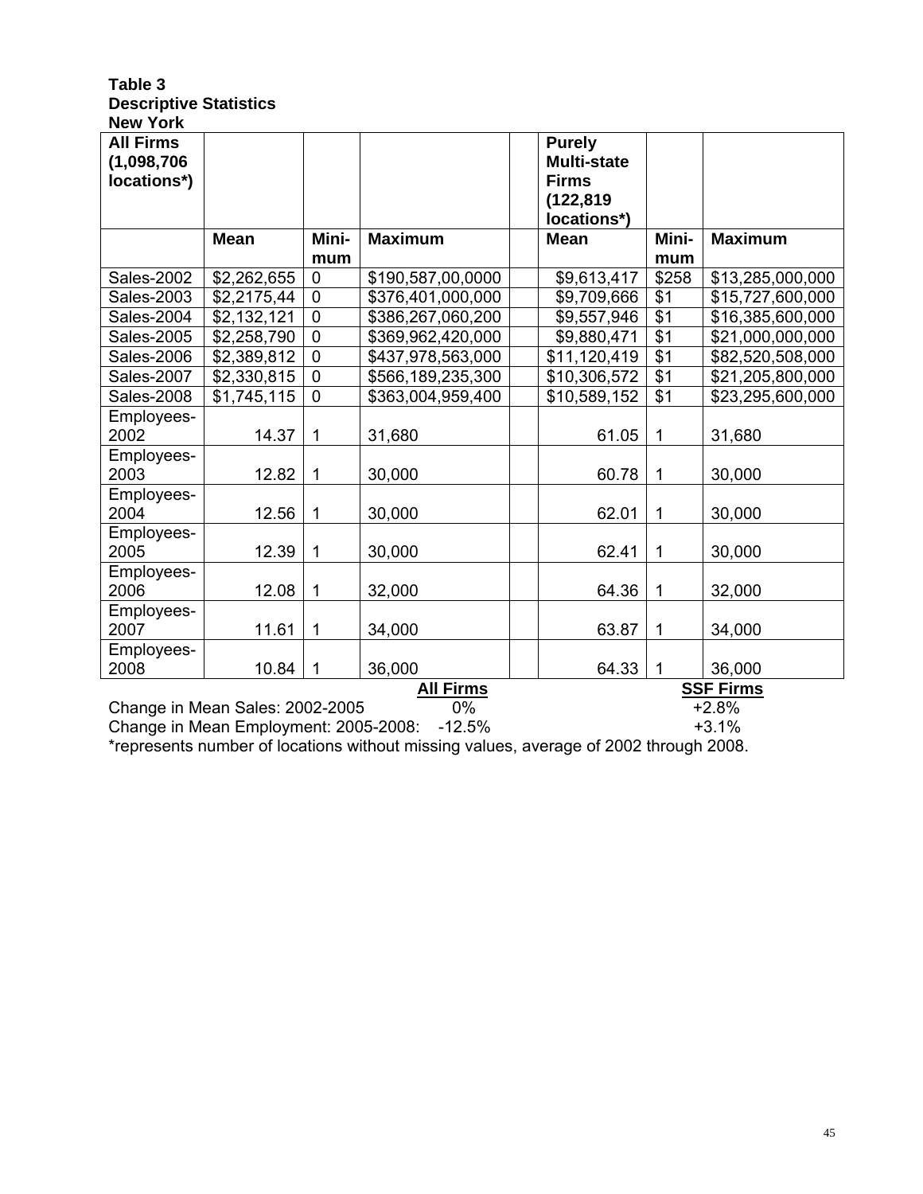**Table 3**
**Descriptive Statistics**
**New York**

| **All Firms (1,098,706 locations*)** | | | | | **Purely Multi-state Firms (122,819 locations*)** | | |
|---|---|---|---|---|---|---|---|
| | **Mean** | **Mini-mum** | **Maximum** | | **Mean** | **Mini-mum** | **Maximum** |
| Sales-2002 | $2,262,655 | 0 | $190,587,00,0000 | | $9,613,417 | $258 | $13,285,000,000 |
| Sales-2003 | $2,2175,44 | 0 | $376,401,000,000 | | $9,709,666 | $1 | $15,727,600,000 |
| Sales-2004 | $2,132,121 | 0 | $386,267,060,200 | | $9,557,946 | $1 | $16,385,600,000 |
| Sales-2005 | $2,258,790 | 0 | $369,962,420,000 | | $9,880,471 | $1 | $21,000,000,000 |
| Sales-2006 | $2,389,812 | 0 | $437,978,563,000 | | $11,120,419 | $1 | $82,520,508,000 |
| Sales-2007 | $2,330,815 | 0 | $566,189,235,300 | | $10,306,572 | $1 | $21,205,800,000 |
| Sales-2008 | $1,745,115 | 0 | $363,004,959,400 | | $10,589,152 | $1 | $23,295,600,000 |
| Employees-2002 | 14.37 | 1 | 31,680 | | 61.05 | 1 | 31,680 |
| Employees-2003 | 12.82 | 1 | 30,000 | | 60.78 | 1 | 30,000 |
| Employees-2004 | 12.56 | 1 | 30,000 | | 62.01 | 1 | 30,000 |
| Employees-2005 | 12.39 | 1 | 30,000 | | 62.41 | 1 | 30,000 |
| Employees-2006 | 12.08 | 1 | 32,000 | | 64.36 | 1 | 32,000 |
| Employees-2007 | 11.61 | 1 | 34,000 | | 63.87 | 1 | 34,000 |
| Employees-2008 | 10.84 | 1 | 36,000 | | 64.33 | 1 | 36,000 |

| | **All Firms** | **SSF Firms** |
|---|---|---|
| Change in Mean Sales: 2002-2005 | 0% | +2.8% |
| Change in Mean Employment: 2005-2008: | -12.5% | +3.1% |

*represents number of locations without missing values, average of 2002 through 2008.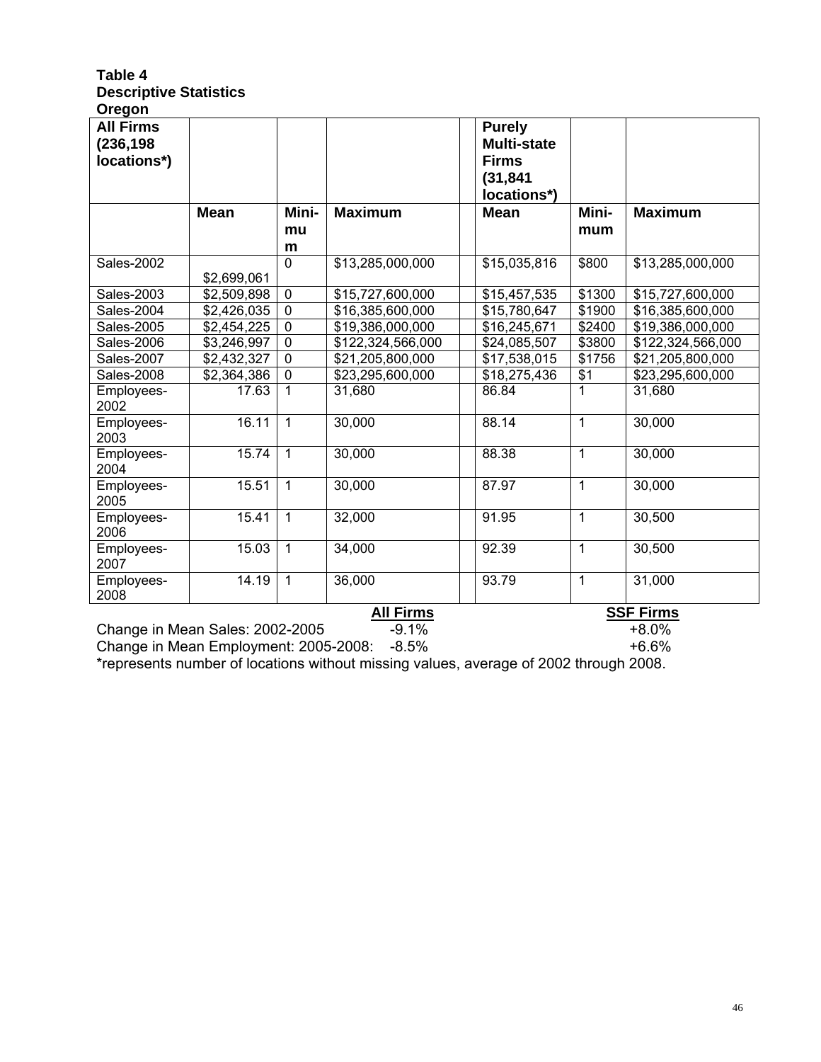**Table 4**
**Descriptive Statistics**
**Oregon**

| **All Firms (236,198 locations*)** | | | | | **Purely Multi-state Firms (31,841 locations*)** | | |
|---|---|---|---|---|---|---|---|
| | **Mean** | **Minimum** | **Maximum** | | **Mean** | **Minimum** | **Maximum** |
| Sales-2002 | \$2,699,061 | 0 | \$13,285,000,000 | | \$15,035,816 | \$800 | \$13,285,000,000 |
| Sales-2003 | \$2,509,898 | 0 | \$15,727,600,000 | | \$15,457,535 | \$1300 | \$15,727,600,000 |
| Sales-2004 | \$2,426,035 | 0 | \$16,385,600,000 | | \$15,780,647 | \$1900 | \$16,385,600,000 |
| Sales-2005 | \$2,454,225 | 0 | \$19,386,000,000 | | \$16,245,671 | \$2400 | \$19,386,000,000 |
| Sales-2006 | \$3,246,997 | 0 | \$122,324,566,000 | | \$24,085,507 | \$3800 | \$122,324,566,000 |
| Sales-2007 | \$2,432,327 | 0 | \$21,205,800,000 | | \$17,538,015 | \$1756 | \$21,205,800,000 |
| Sales-2008 | \$2,364,386 | 0 | \$23,295,600,000 | | \$18,275,436 | \$1 | \$23,295,600,000 |
| Employees-2002 | 17.63 | 1 | 31,680 | | 86.84 | 1 | 31,680 |
| Employees-2003 | 16.11 | 1 | 30,000 | | 88.14 | 1 | 30,000 |
| Employees-2004 | 15.74 | 1 | 30,000 | | 88.38 | 1 | 30,000 |
| Employees-2005 | 15.51 | 1 | 30,000 | | 87.97 | 1 | 30,000 |
| Employees-2006 | 15.41 | 1 | 32,000 | | 91.95 | 1 | 30,500 |
| Employees-2007 | 15.03 | 1 | 34,000 | | 92.39 | 1 | 30,500 |
| Employees-2008 | 14.19 | 1 | 36,000 | | 93.79 | 1 | 31,000 |

| | **All Firms** | **SSF Firms** |
|---|---|---|
| Change in Mean Sales: 2002-2005 | -9.1% | +8.0% |
| Change in Mean Employment: 2005-2008: | -8.5% | +6.6% |

*represents number of locations without missing values, average of 2002 through 2008.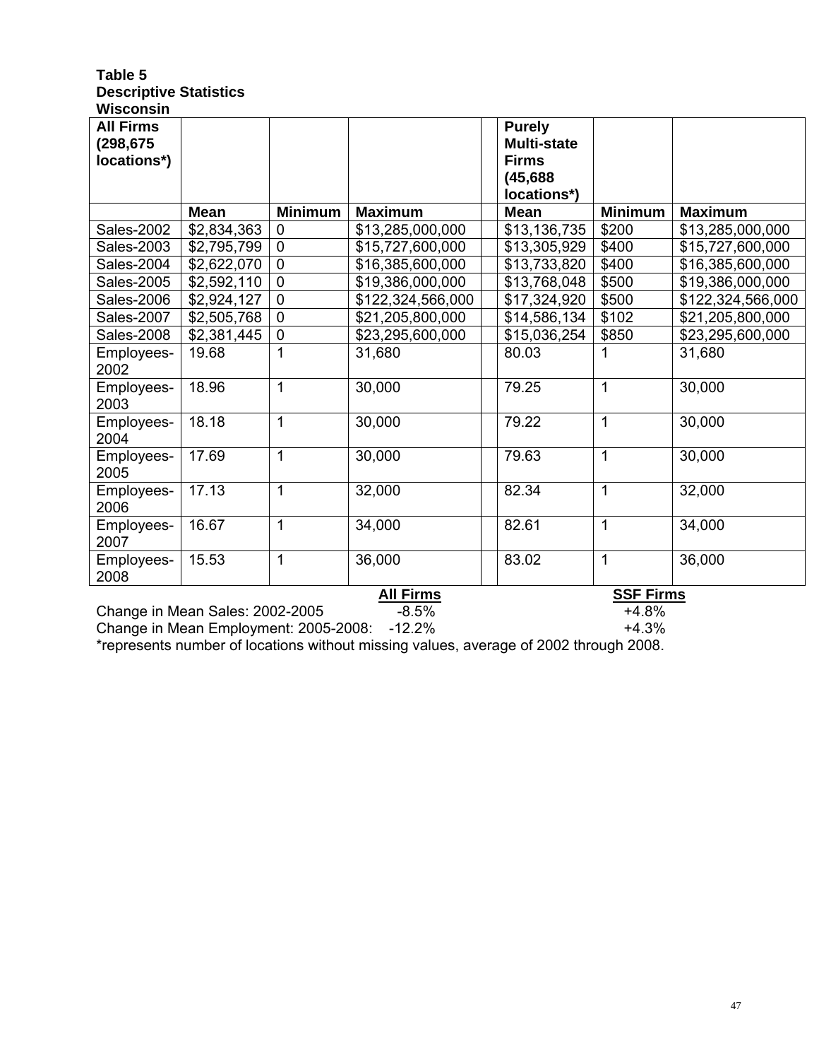**Table 5**
**Descriptive Statistics**
**Wisconsin**

| **All Firms (298,675 locations*)** | | | | | **Purely Multi-state Firms (45,688 locations*)** | | |
|---|---|---|---|---|---|---|---|
| | **Mean** | **Minimum** | **Maximum** | | **Mean** | **Minimum** | **Maximum** |
| Sales-2002 | $2,834,363 | 0 | $13,285,000,000 | | $13,136,735 | $200 | $13,285,000,000 |
| Sales-2003 | $2,795,799 | 0 | $15,727,600,000 | | $13,305,929 | $400 | $15,727,600,000 |
| Sales-2004 | $2,622,070 | 0 | $16,385,600,000 | | $13,733,820 | $400 | $16,385,600,000 |
| Sales-2005 | $2,592,110 | 0 | $19,386,000,000 | | $13,768,048 | $500 | $19,386,000,000 |
| Sales-2006 | $2,924,127 | 0 | $122,324,566,000 | | $17,324,920 | $500 | $122,324,566,000 |
| Sales-2007 | $2,505,768 | 0 | $21,205,800,000 | | $14,586,134 | $102 | $21,205,800,000 |
| Sales-2008 | $2,381,445 | 0 | $23,295,600,000 | | $15,036,254 | $850 | $23,295,600,000 |
| Employees-2002 | 19.68 | 1 | 31,680 | | 80.03 | 1 | 31,680 |
| Employees-2003 | 18.96 | 1 | 30,000 | | 79.25 | 1 | 30,000 |
| Employees-2004 | 18.18 | 1 | 30,000 | | 79.22 | 1 | 30,000 |
| Employees-2005 | 17.69 | 1 | 30,000 | | 79.63 | 1 | 30,000 |
| Employees-2006 | 17.13 | 1 | 32,000 | | 82.34 | 1 | 32,000 |
| Employees-2007 | 16.67 | 1 | 34,000 | | 82.61 | 1 | 34,000 |
| Employees-2008 | 15.53 | 1 | 36,000 | | 83.02 | 1 | 36,000 |

| | **All Firms** | **SSF Firms** |
|---|---|---|
| Change in Mean Sales: 2002-2005 | -8.5% | +4.8% |
| Change in Mean Employment: 2005-2008: | -12.2% | +4.3% |

*represents number of locations without missing values, average of 2002 through 2008.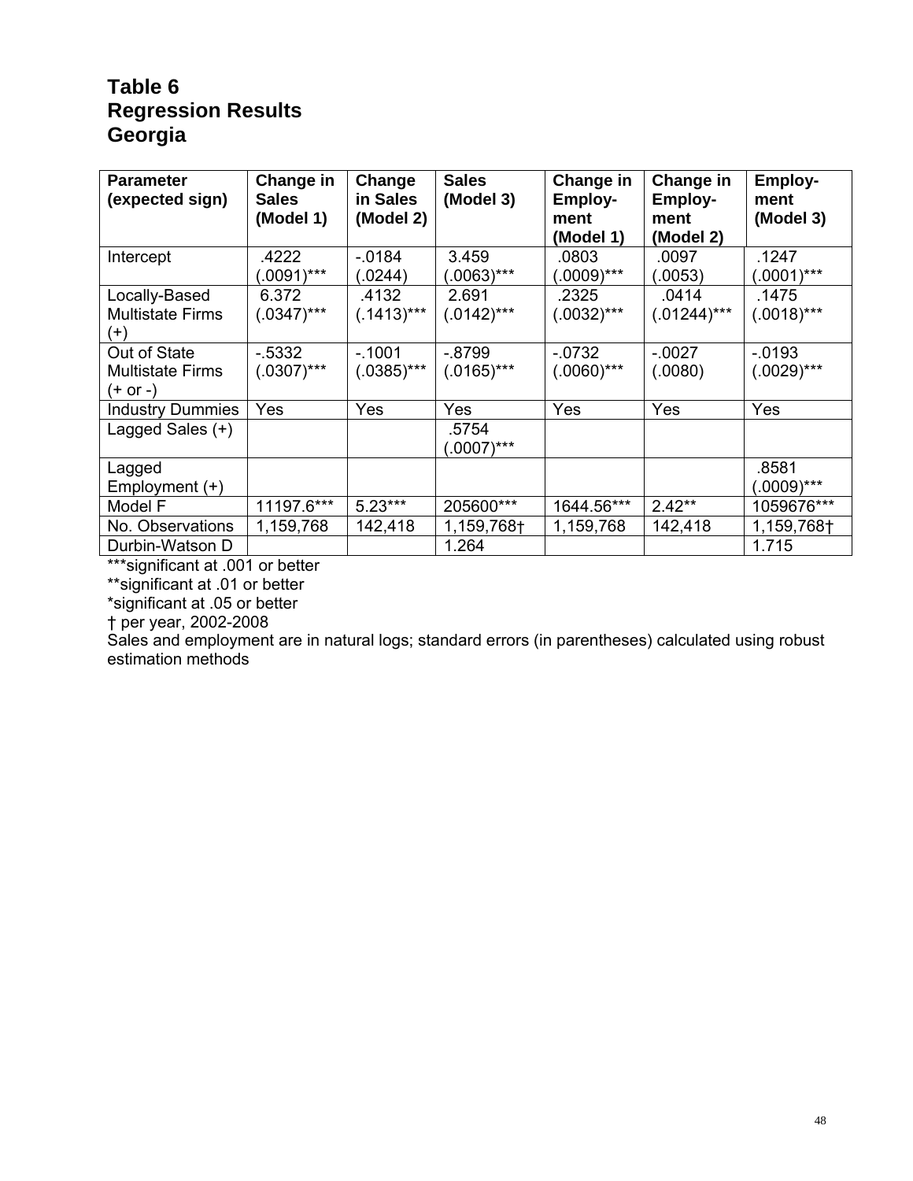# Table 6
# Regression Results
# Georgia

| Parameter (expected sign) | Change in Sales (Model 1) | Change in Sales (Model 2) | Sales (Model 3) | Change in Employ-ment (Model 1) | Change in Employ-ment (Model 2) | Employ-ment (Model 3) |
|---|---|---|---|---|---|---|
| Intercept | .4222 (.0091)*** | -.0184 (.0244) | 3.459 (.0063)*** | .0803 (.0009)*** | .0097 (.0053) | .1247 (.0001)*** |
| Locally-Based Multistate Firms (+) | 6.372 (.0347)*** | .4132 (.1413)*** | 2.691 (.0142)*** | .2325 (.0032)*** | .0414 (.01244)*** | .1475 (.0018)*** |
| Out of State Multistate Firms (+ or -) | -.5332 (.0307)*** | -.1001 (.0385)*** | -.8799 (.0165)*** | -.0732 (.0060)*** | -.0027 (.0080) | -.0193 (.0029)*** |
| Industry Dummies | Yes | Yes | Yes | Yes | Yes | Yes |
| Lagged Sales (+) | | | .5754 (.0007)*** | | | |
| Lagged Employment (+) | | | | | | .8581 (.0009)*** |
| Model F | 11197.6*** | 5.23*** | 205600*** | 1644.56*** | 2.42** | 1059676*** |
| No. Observations | 1,159,768 | 142,418 | 1,159,768† | 1,159,768 | 142,418 | 1,159,768† |
| Durbin-Watson D | | | 1.264 | | | 1.715 |

***significant at .001 or better
**significant at .01 or better
*significant at .05 or better
† per year, 2002-2008
Sales and employment are in natural logs; standard errors (in parentheses) calculated using robust estimation methods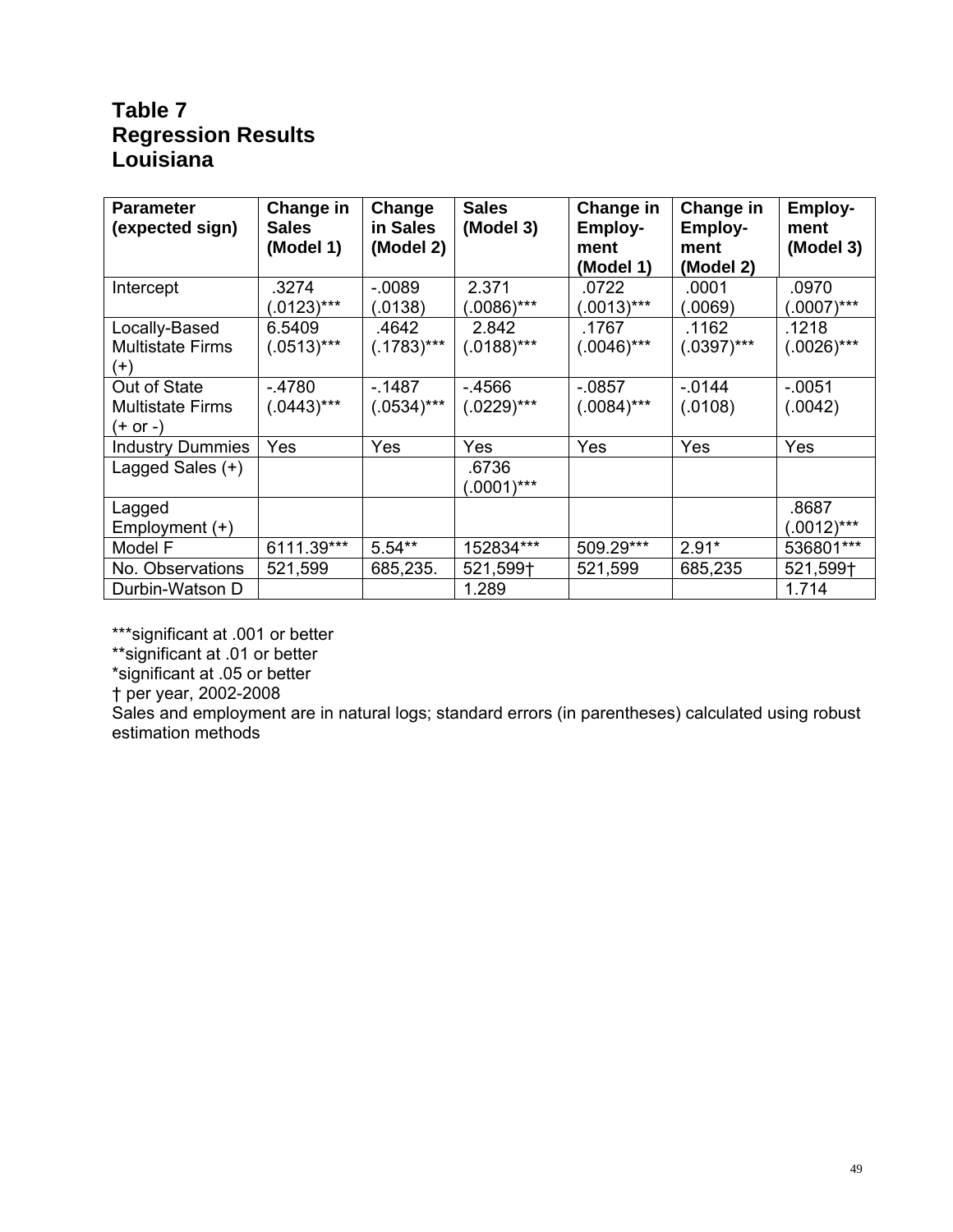## Table 7
## Regression Results
## Louisiana

| Parameter (expected sign) | Change in Sales (Model 1) | Change in Sales (Model 2) | Sales (Model 3) | Change in Employ-ment (Model 1) | Change in Employ-ment (Model 2) | Employ-ment (Model 3) |
|---|---|---|---|---|---|---|
| Intercept | .3274 (.0123)*** | -.0089 (.0138) | 2.371 (.0086)*** | .0722 (.0013)*** | .0001 (.0069) | .0970 (.0007)*** |
| Locally-Based Multistate Firms (+) | 6.5409 (.0513)*** | .4642 (.1783)*** | 2.842 (.0188)*** | .1767 (.0046)*** | .1162 (.0397)*** | .1218 (.0026)*** |
| Out of State Multistate Firms (+ or -) | -.4780 (.0443)*** | -.1487 (.0534)*** | -.4566 (.0229)*** | -.0857 (.0084)*** | -.0144 (.0108) | -.0051 (.0042) |
| Industry Dummies | Yes | Yes | Yes | Yes | Yes | Yes |
| Lagged Sales (+) | | | .6736 (.0001)*** | | | |
| Lagged Employment (+) | | | | | | .8687 (.0012)*** |
| Model F | 6111.39*** | 5.54** | 152834*** | 509.29*** | 2.91* | 536801*** |
| No. Observations | 521,599 | 685,235. | 521,599† | 521,599 | 685,235 | 521,599† |
| Durbin-Watson D | | | 1.289 | | | 1.714 |

***significant at .001 or better
**significant at .01 or better
*significant at .05 or better
† per year, 2002-2008
Sales and employment are in natural logs; standard errors (in parentheses) calculated using robust estimation methods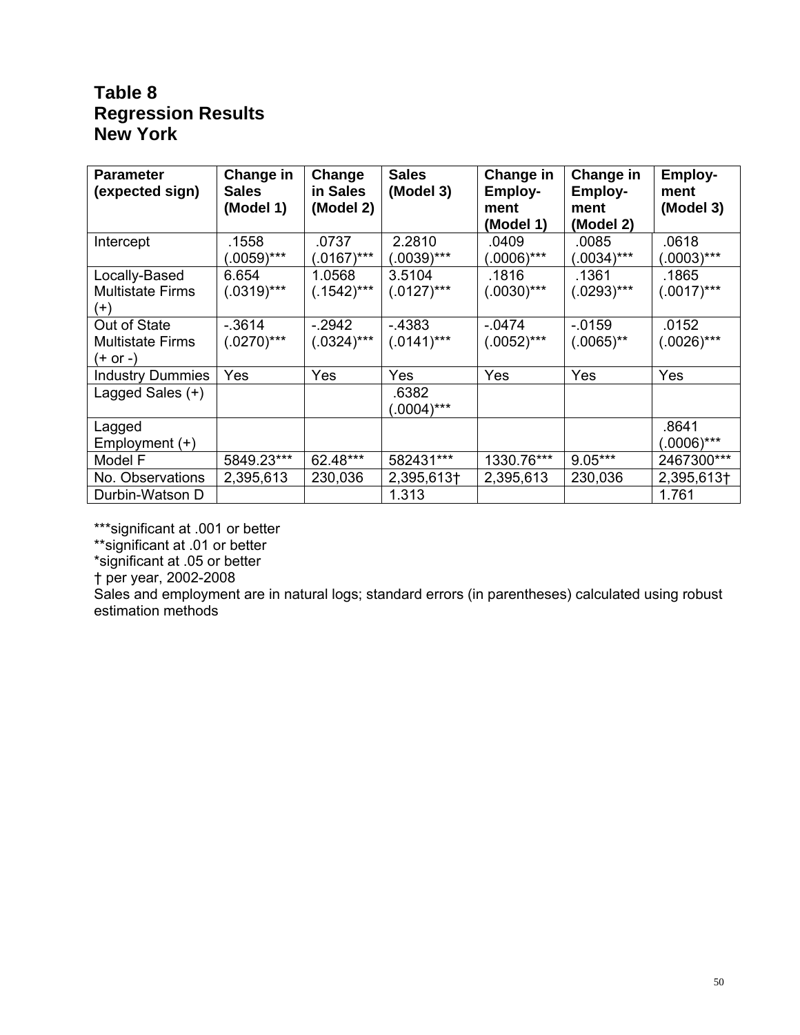# Table 8
# Regression Results
# New York

| Parameter (expected sign) | Change in Sales (Model 1) | Change in Sales (Model 2) | Sales (Model 3) | Change in Employ-ment (Model 1) | Change in Employ-ment (Model 2) | Employ-ment (Model 3) |
|---|---|---|---|---|---|---|
| Intercept | .1558 (.0059)*** | .0737 (.0167)*** | 2.2810 (.0039)*** | .0409 (.0006)*** | .0085 (.0034)*** | .0618 (.0003)*** |
| Locally-Based Multistate Firms (+) | 6.654 (.0319)*** | 1.0568 (.1542)*** | 3.5104 (.0127)*** | .1816 (.0030)*** | .1361 (.0293)*** | .1865 (.0017)*** |
| Out of State Multistate Firms (+ or -) | -.3614 (.0270)*** | -.2942 (.0324)*** | -.4383 (.0141)*** | -.0474 (.0052)*** | -.0159 (.0065)** | .0152 (.0026)*** |
| Industry Dummies | Yes | Yes | Yes | Yes | Yes | Yes |
| Lagged Sales (+) | | | .6382 (.0004)*** | | | |
| Lagged Employment (+) | | | | | | .8641 (.0006)*** |
| Model F | 5849.23*** | 62.48*** | 582431*** | 1330.76*** | 9.05*** | 2467300*** |
| No. Observations | 2,395,613 | 230,036 | 2,395,613† | 2,395,613 | 230,036 | 2,395,613† |
| Durbin-Watson D | | | 1.313 | | | 1.761 |

***significant at .001 or better

**significant at .01 or better

*significant at .05 or better

† per year, 2002-2008

Sales and employment are in natural logs; standard errors (in parentheses) calculated using robust estimation methods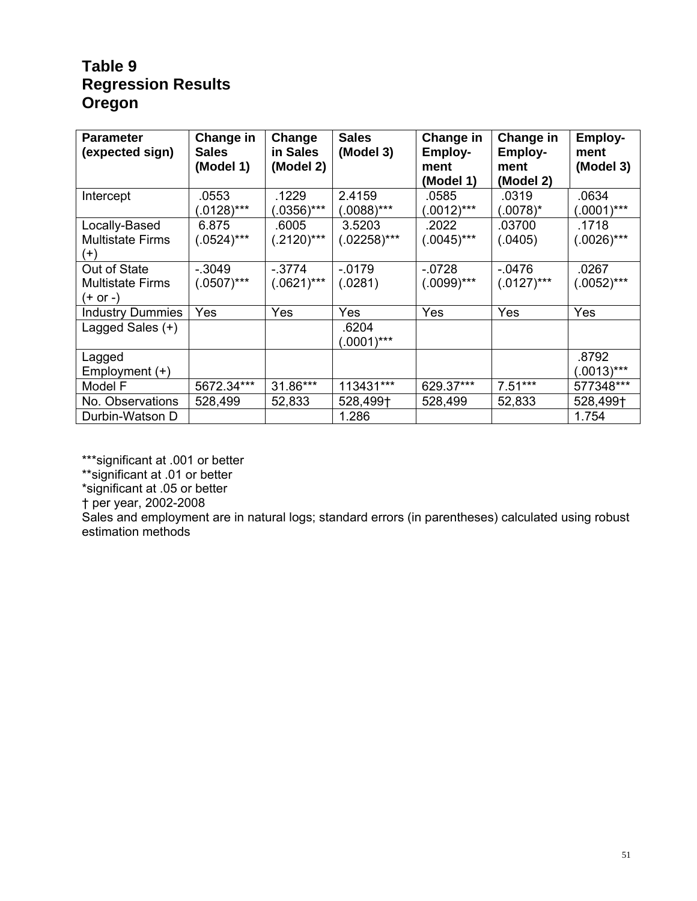# Table 9
# Regression Results
# Oregon

| Parameter (expected sign) | Change in Sales (Model 1) | Change in Sales (Model 2) | Sales (Model 3) | Change in Employ-ment (Model 1) | Change in Employ-ment (Model 2) | Employ-ment (Model 3) |
|---|---|---|---|---|---|---|
| Intercept | .0553 (.0128)*** | .1229 (.0356)*** | 2.4159 (.0088)*** | .0585 (.0012)*** | .0319 (.0078)* | .0634 (.0001)*** |
| Locally-Based Multistate Firms (+) | 6.875 (.0524)*** | .6005 (.2120)*** | 3.5203 (.02258)*** | .2022 (.0045)*** | .03700 (.0405) | .1718 (.0026)*** |
| Out of State Multistate Firms (+ or -) | -.3049 (.0507)*** | -.3774 (.0621)*** | -.0179 (.0281) | -.0728 (.0099)*** | -.0476 (.0127)*** | .0267 (.0052)*** |
| Industry Dummies | Yes | Yes | Yes | Yes | Yes | Yes |
| Lagged Sales (+) | | | .6204 (.0001)*** | | | |
| Lagged Employment (+) | | | | | | .8792 (.0013)*** |
| Model F | 5672.34*** | 31.86*** | 113431*** | 629.37*** | 7.51*** | 577348*** |
| No. Observations | 528,499 | 52,833 | 528,499† | 528,499 | 52,833 | 528,499† |
| Durbin-Watson D | | | 1.286 | | | 1.754 |

***significant at .001 or better
**significant at .01 or better
*significant at .05 or better
† per year, 2002-2008
Sales and employment are in natural logs; standard errors (in parentheses) calculated using robust estimation methods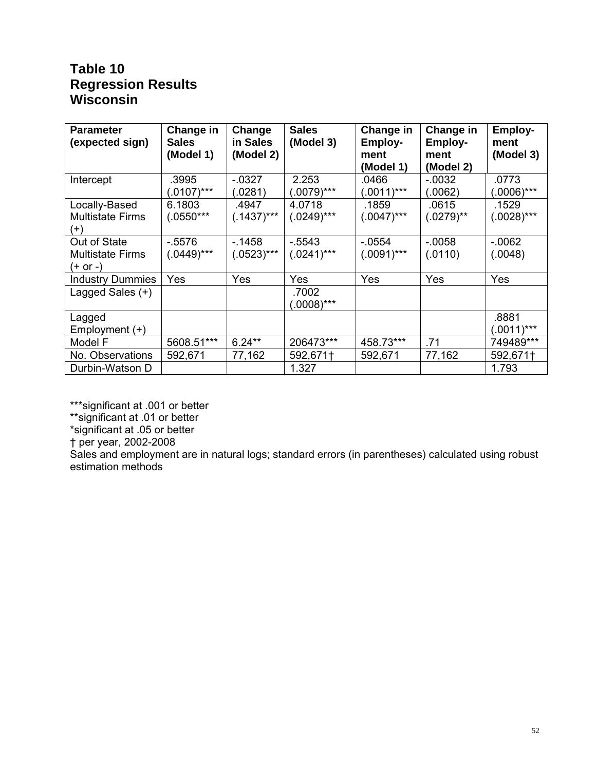# Table 10
# Regression Results
# Wisconsin

| Parameter (expected sign) | Change in Sales (Model 1) | Change in Sales (Model 2) | Sales (Model 3) | Change in Employ-ment (Model 1) | Change in Employ-ment (Model 2) | Employ-ment (Model 3) |
|---|---|---|---|---|---|---|
| Intercept | .3995 (.0107)*** | -.0327 (.0281) | 2.253 (.0079)*** | .0466 (.0011)*** | -.0032 (.0062) | .0773 (.0006)*** |
| Locally-Based Multistate Firms (+) | 6.1803 (.0550*** | .4947 (.1437)*** | 4.0718 (.0249)*** | .1859 (.0047)*** | .0615 (.0279)** | .1529 (.0028)*** |
| Out of State Multistate Firms (+ or -) | -.5576 (.0449)*** | -.1458 (.0523)*** | -.5543 (.0241)*** | -.0554 (.0091)*** | -.0058 (.0110) | -.0062 (.0048) |
| Industry Dummies | Yes | Yes | Yes | Yes | Yes | Yes |
| Lagged Sales (+) | | | .7002 (.0008)*** | | | |
| Lagged Employment (+) | | | | | | .8881 (.0011)*** |
| Model F | 5608.51*** | 6.24** | 206473*** | 458.73*** | .71 | 749489*** |
| No. Observations | 592,671 | 77,162 | 592,671† | 592,671 | 77,162 | 592,671† |
| Durbin-Watson D | | | 1.327 | | | 1.793 |

***significant at .001 or better
**significant at .01 or better
*significant at .05 or better
† per year, 2002-2008
Sales and employment are in natural logs; standard errors (in parentheses) calculated using robust estimation methods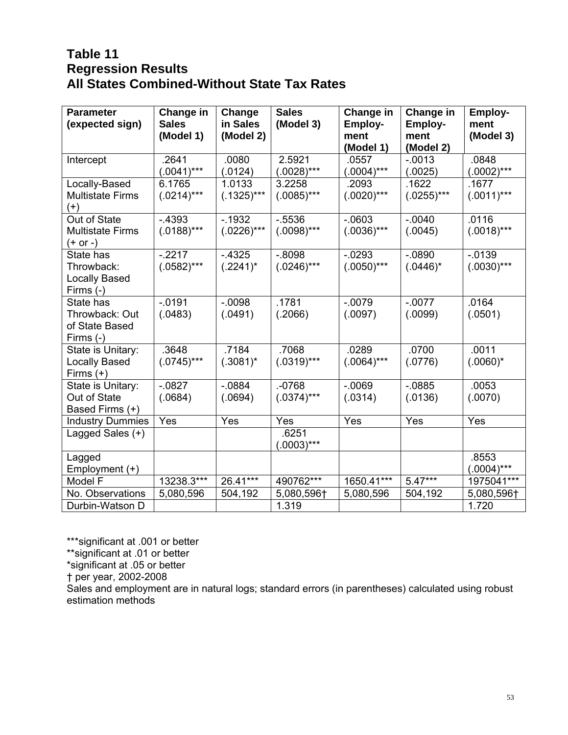# Table 11
# Regression Results
# All States Combined-Without State Tax Rates

| Parameter (expected sign) | Change in Sales (Model 1) | Change in Sales (Model 2) | Sales (Model 3) | Change in Employ-ment (Model 1) | Change in Employ-ment (Model 2) | Employ-ment (Model 3) |
|---|---|---|---|---|---|---|
| Intercept | .2641 (.0041)*** | .0080 (.0124) | 2.5921 (.0028)*** | .0557 (.0004)*** | -.0013 (.0025) | .0848 (.0002)*** |
| Locally-Based Multistate Firms (+) | 6.1765 (.0214)*** | 1.0133 (.1325)*** | 3.2258 (.0085)*** | .2093 (.0020)*** | .1622 (.0255)*** | .1677 (.0011)*** |
| Out of State Multistate Firms (+ or -) | -.4393 (.0188)*** | -.1932 (.0226)*** | -.5536 (.0098)*** | -.0603 (.0036)*** | -.0040 (.0045) | .0116 (.0018)*** |
| State has Throwback: Locally Based Firms (-) | -.2217 (.0582)*** | -.4325 (.2241)* | -.8098 (.0246)*** | -.0293 (.0050)*** | -.0890 (.0446)* | -.0139 (.0030)*** |
| State has Throwback: Out of State Based Firms (-) | -.0191 (.0483) | -.0098 (.0491) | .1781 (.2066) | -.0079 (.0097) | -.0077 (.0099) | .0164 (.0501) |
| State is Unitary: Locally Based Firms (+) | .3648 (.0745)*** | .7184 (.3081)* | .7068 (.0319)*** | .0289 (.0064)*** | .0700 (.0776) | .0011 (.0060)* |
| State is Unitary: Out of State Based Firms (+) | -.0827 (.0684) | -.0884 (.0694) | .-0768 (.0374)*** | -.0069 (.0314) | -.0885 (.0136) | .0053 (.0070) |
| Industry Dummies | Yes | Yes | Yes | Yes | Yes | Yes |
| Lagged Sales (+) | | | .6251 (.0003)*** | | | |
| Lagged Employment (+) | | | | | | .8553 (.0004)*** |
| Model F | 13238.3*** | 26.41*** | 490762*** | 1650.41*** | 5.47*** | 1975041*** |
| No. Observations | 5,080,596 | 504,192 | 5,080,596† | 5,080,596 | 504,192 | 5,080,596† |
| Durbin-Watson D | | | 1.319 | | | 1.720 |

***significant at .001 or better
**significant at .01 or better
*significant at .05 or better
† per year, 2002-2008
Sales and employment are in natural logs; standard errors (in parentheses) calculated using robust estimation methods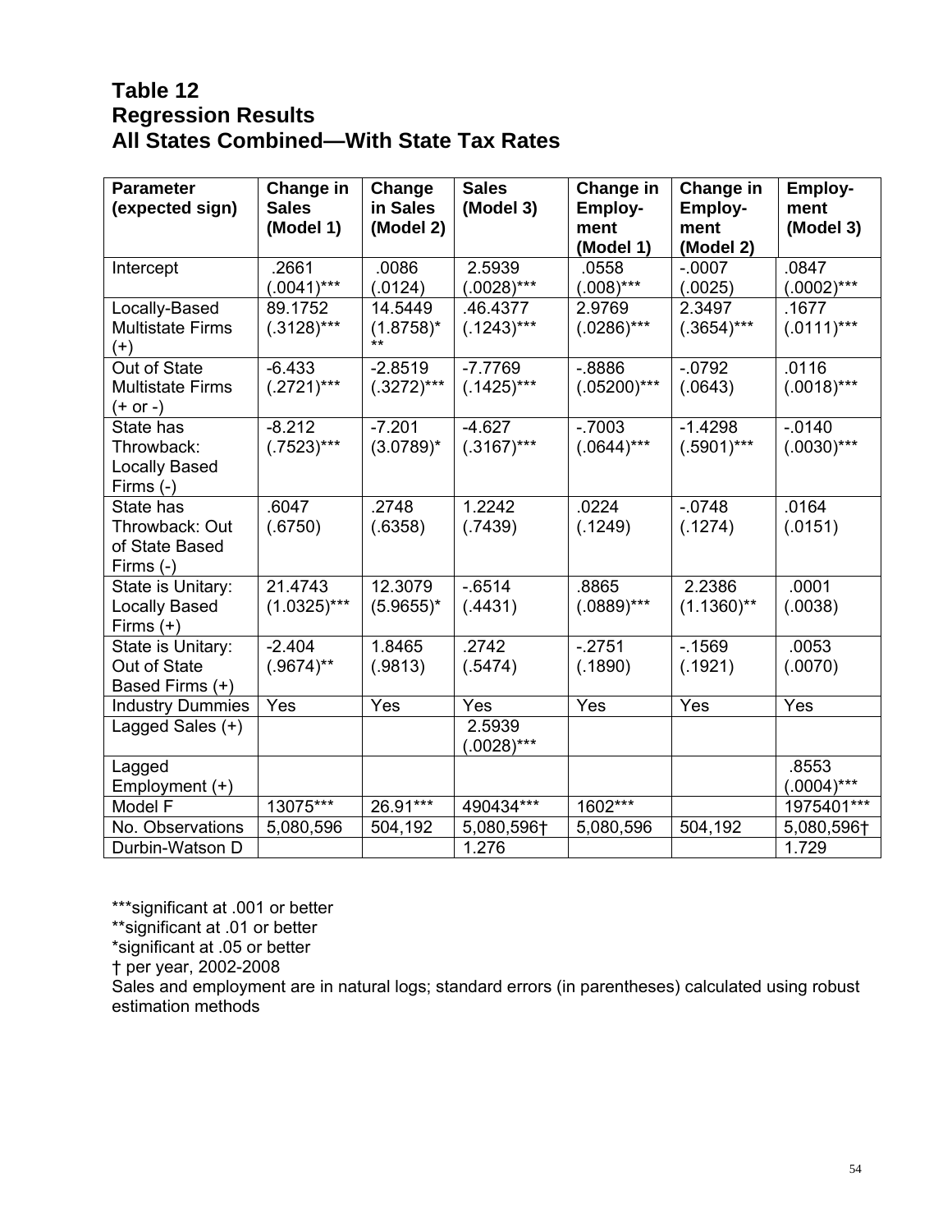## Table 12
## Regression Results
## All States Combined—With State Tax Rates

| Parameter (expected sign) | Change in Sales (Model 1) | Change in Sales (Model 2) | Sales (Model 3) | Change in Employ-ment (Model 1) | Change in Employ-ment (Model 2) | Employ-ment (Model 3) |
|---|---|---|---|---|---|---|
| Intercept | .2661 (.0041)*** | .0086 (.0124) | 2.5939 (.0028)*** | .0558 (.008)*** | -.0007 (.0025) | .0847 (.0002)*** |
| Locally-Based Multistate Firms (+) | 89.1752 (.3128)*** | 14.5449 (1.8758)*** | .46.4377 (.1243)*** | 2.9769 (.0286)*** | 2.3497 (.3654)*** | .1677 (.0111)*** |
| Out of State Multistate Firms (+ or -) | -6.433 (.2721)*** | -2.8519 (.3272)*** | -7.7769 (.1425)*** | -.8886 (.05200)*** | -.0792 (.0643) | .0116 (.0018)*** |
| State has Throwback: Locally Based Firms (-) | -8.212 (.7523)*** | -7.201 (3.0789)* | -4.627 (.3167)*** | -.7003 (.0644)*** | -1.4298 (.5901)*** | -.0140 (.0030)*** |
| State has Throwback: Out of State Based Firms (-) | .6047 (.6750) | .2748 (.6358) | 1.2242 (.7439) | .0224 (.1249) | -.0748 (.1274) | .0164 (.0151) |
| State is Unitary: Locally Based Firms (+) | 21.4743 (1.0325)*** | 12.3079 (5.9655)* | -.6514 (.4431) | .8865 (.0889)*** | 2.2386 (1.1360)** | .0001 (.0038) |
| State is Unitary: Out of State Based Firms (+) | -2.404 (.9674)** | 1.8465 (.9813) | .2742 (.5474) | -.2751 (.1890) | -.1569 (.1921) | .0053 (.0070) |
| Industry Dummies | Yes | Yes | Yes | Yes | Yes | Yes |
| Lagged Sales (+) | | | 2.5939 (.0028)*** | | | |
| Lagged Employment (+) | | | | | | .8553 (.0004)*** |
| Model F | 13075*** | 26.91*** | 490434*** | 1602*** | | 1975401*** |
| No. Observations | 5,080,596 | 504,192 | 5,080,596† | 5,080,596 | 504,192 | 5,080,596† |
| Durbin-Watson D | | | 1.276 | | | 1.729 |

***significant at .001 or better

**significant at .01 or better

*significant at .05 or better

† per year, 2002-2008

Sales and employment are in natural logs; standard errors (in parentheses) calculated using robust estimation methods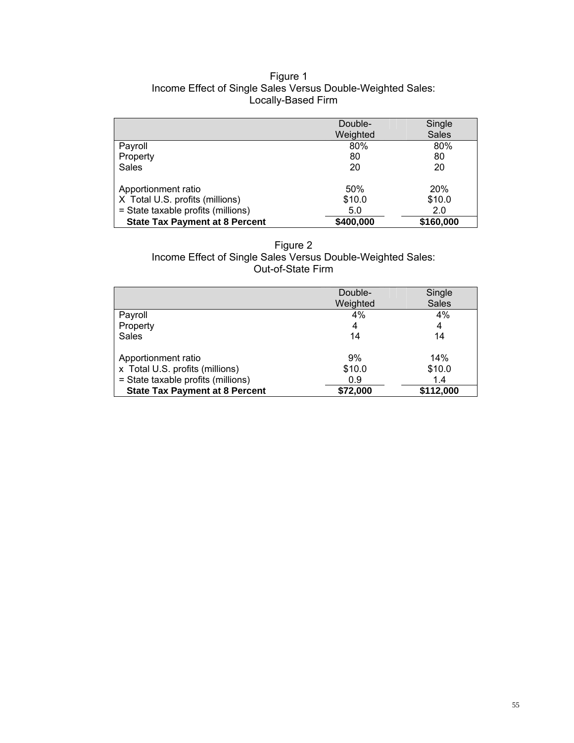Figure 1
Income Effect of Single Sales Versus Double-Weighted Sales:
Locally-Based Firm

| | Double-Weighted | Single Sales |
|---|---|---|
| Payroll | 80% | 80% |
| Property | 80 | 80 |
| Sales | 20 | 20 |
| | | |
| Apportionment ratio | 50% | 20% |
| X Total U.S. profits (millions) | $10.0 | $10.0 |
| = State taxable profits (millions) | 5.0 | 2.0 |
| **State Tax Payment at 8 Percent** | **$400,000** | **$160,000** |

Figure 2
Income Effect of Single Sales Versus Double-Weighted Sales:
Out-of-State Firm

| | Double-Weighted | Single Sales |
|---|---|---|
| Payroll | 4% | 4% |
| Property | 4 | 4 |
| Sales | 14 | 14 |
| | | |
| Apportionment ratio | 9% | 14% |
| x Total U.S. profits (millions) | $10.0 | $10.0 |
| = State taxable profits (millions) | 0.9 | 1.4 |
| **State Tax Payment at 8 Percent** | **$72,000** | **$112,000** |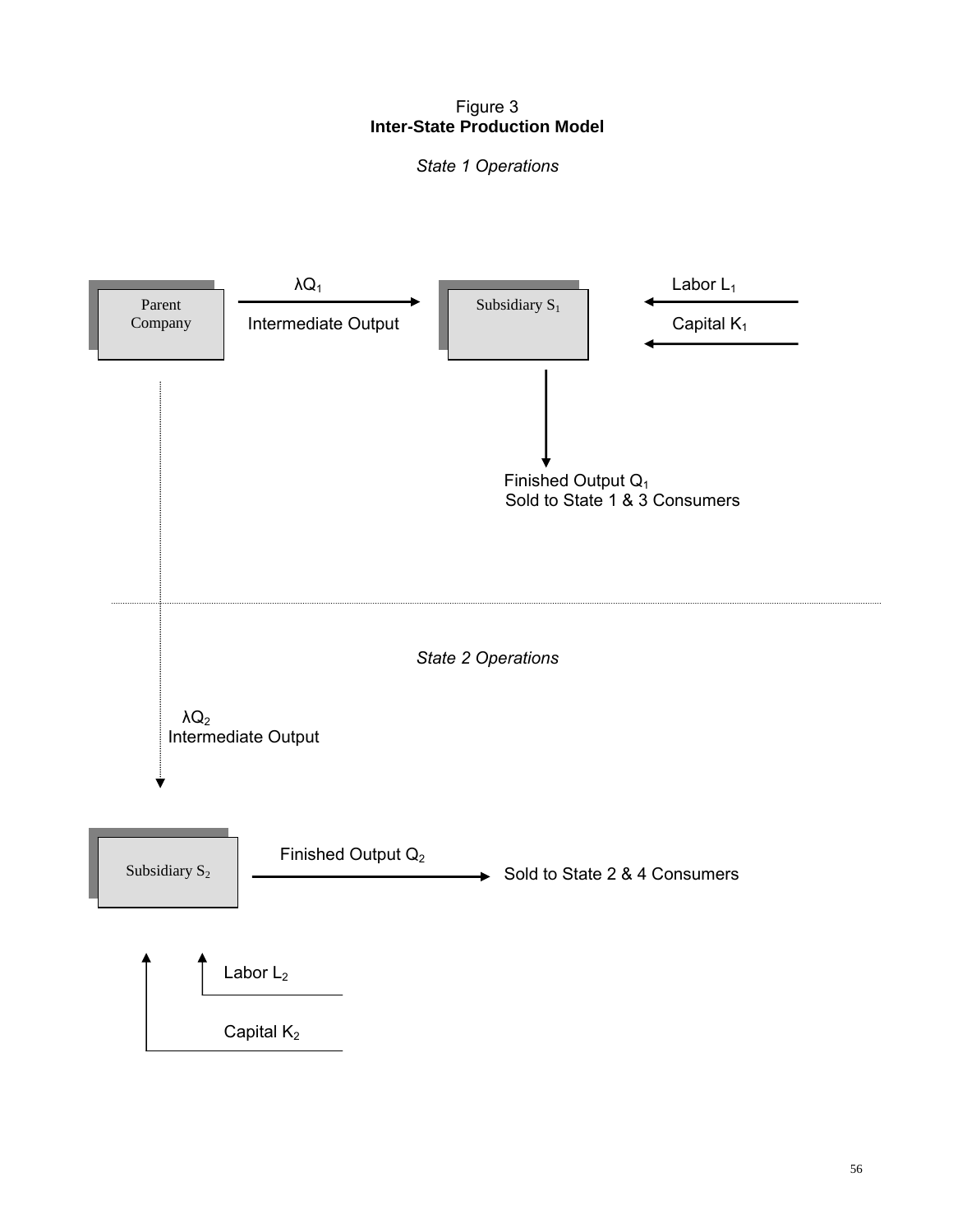Figure 3

**Inter-State Production Model**

*State 1 Operations*

Parent Company

$\lambda Q_1$

Intermediate Output

Subsidiary $S_1$

Labor $L_1$

Capital $K_1$

Finished Output $Q_1$
Sold to State 1 & 3 Consumers

*State 2 Operations*

$\lambda Q_2$
Intermediate Output

Subsidiary $S_2$

Finished Output $Q_2$

Sold to State 2 & 4 Consumers

Labor $L_2$

Capital $K_2$